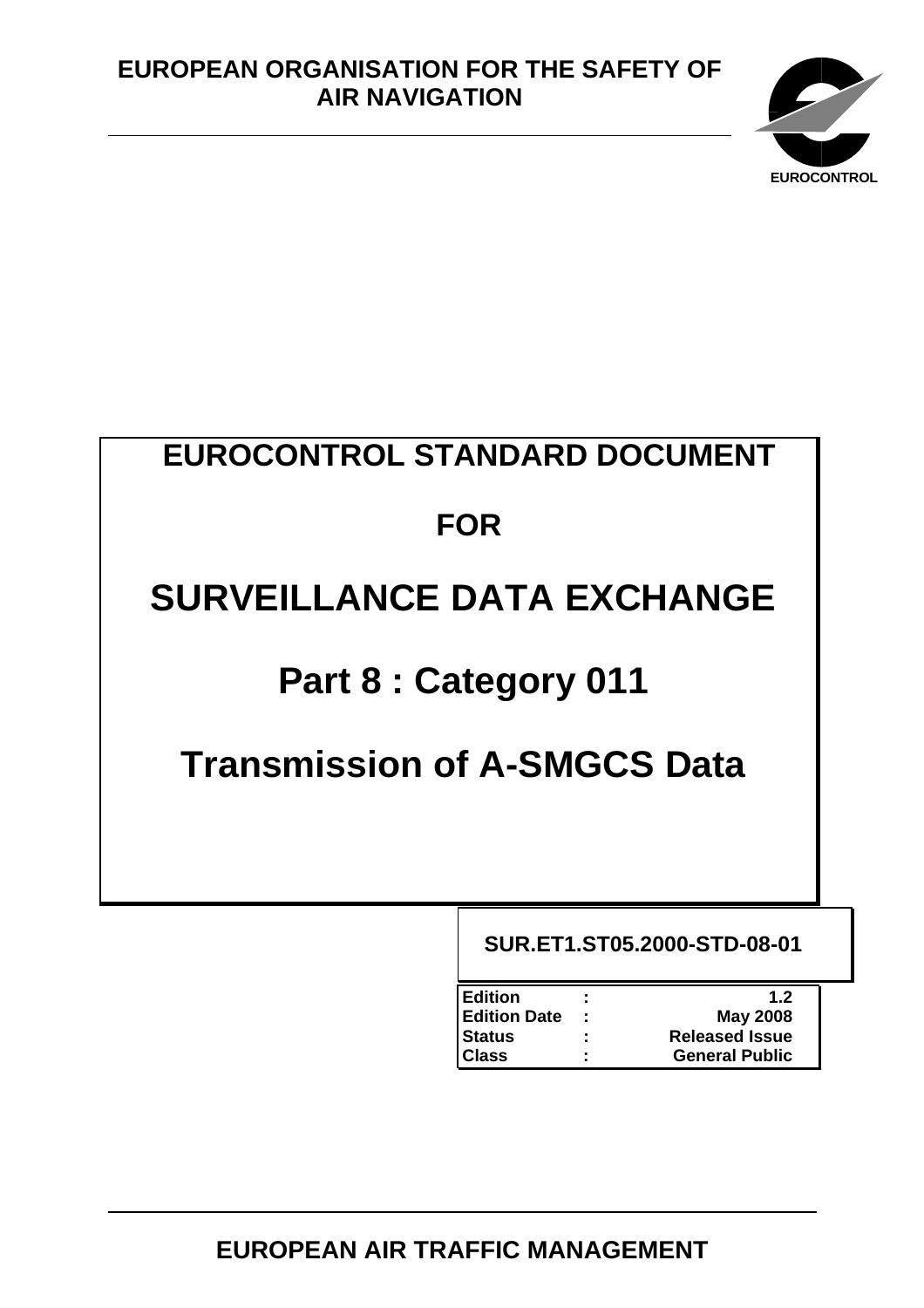**EUROPEAN ORGANISATION FOR THE SAFETY OF AIR NAVIGATION**

EUROCONTROL

# EUROCONTROL STANDARD DOCUMENT

# FOR

# SURVEILLANCE DATA EXCHANGE

# Part 8 : Category 011

# Transmission of A-SMGCS Data

**SUR.ET1.ST05.2000-STD-08-01**

| | | |
|---|---|---|
| **Edition** | **:** | **1.2** |
| **Edition Date** | **:** | **May 2008** |
| **Status** | **:** | **Released Issue** |
| **Class** | **:** | **General Public** |

**EUROPEAN AIR TRAFFIC MANAGEMENT**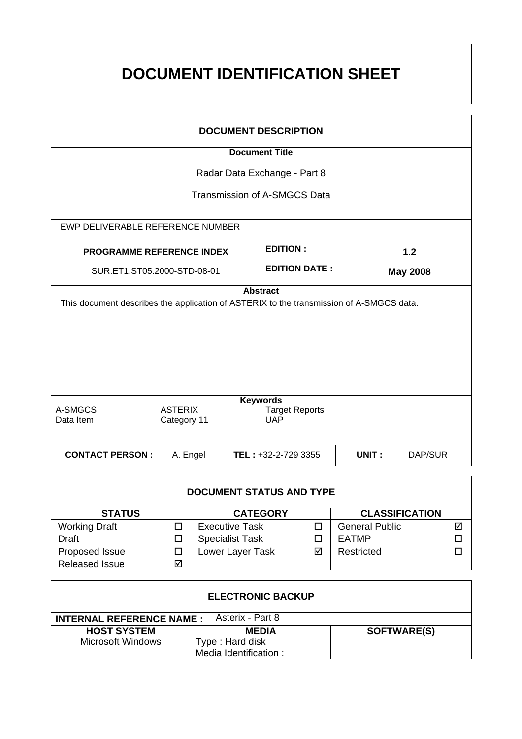# DOCUMENT IDENTIFICATION SHEET

| DOCUMENT DESCRIPTION | | | |
|---|---|---|---|
| **Document Title**<br><br>Radar Data Exchange - Part 8<br><br>Transmission of A-SMGCS Data | | | |
| EWP DELIVERABLE REFERENCE NUMBER | | | |
| **PROGRAMME REFERENCE INDEX** | | **EDITION :** | **1.2** |
| SUR.ET1.ST05.2000-STD-08-01 | | **EDITION DATE :** | **May 2008** |

**Abstract**

This document describes the application of ASTERIX to the transmission of A-SMGCS data.

**Keywords**

| | | |
|---|---|---|
| A-SMGCS | ASTERIX | Target Reports |
| Data Item | Category 11 | UAP |

| **CONTACT PERSON :** | A. Engel | **TEL :** +32-2-729 3355 | **UNIT :** | DAP/SUR |
|---|---|---|---|---|

## DOCUMENT STATUS AND TYPE

| STATUS | | CATEGORY | | CLASSIFICATION | |
|---|---|---|---|---|---|
| Working Draft | ☐ | Executive Task | ☐ | General Public | ☑ |
| Draft | ☐ | Specialist Task | ☐ | EATMP | ☐ |
| Proposed Issue | ☐ | Lower Layer Task | ☑ | Restricted | ☐ |
| Released Issue | ☑ | | | | |

## ELECTRONIC BACKUP

**INTERNAL REFERENCE NAME :** Asterix - Part 8

| HOST SYSTEM | MEDIA | SOFTWARE(S) |
|---|---|---|
| Microsoft Windows | Type : Hard disk | |
| | Media Identification : | |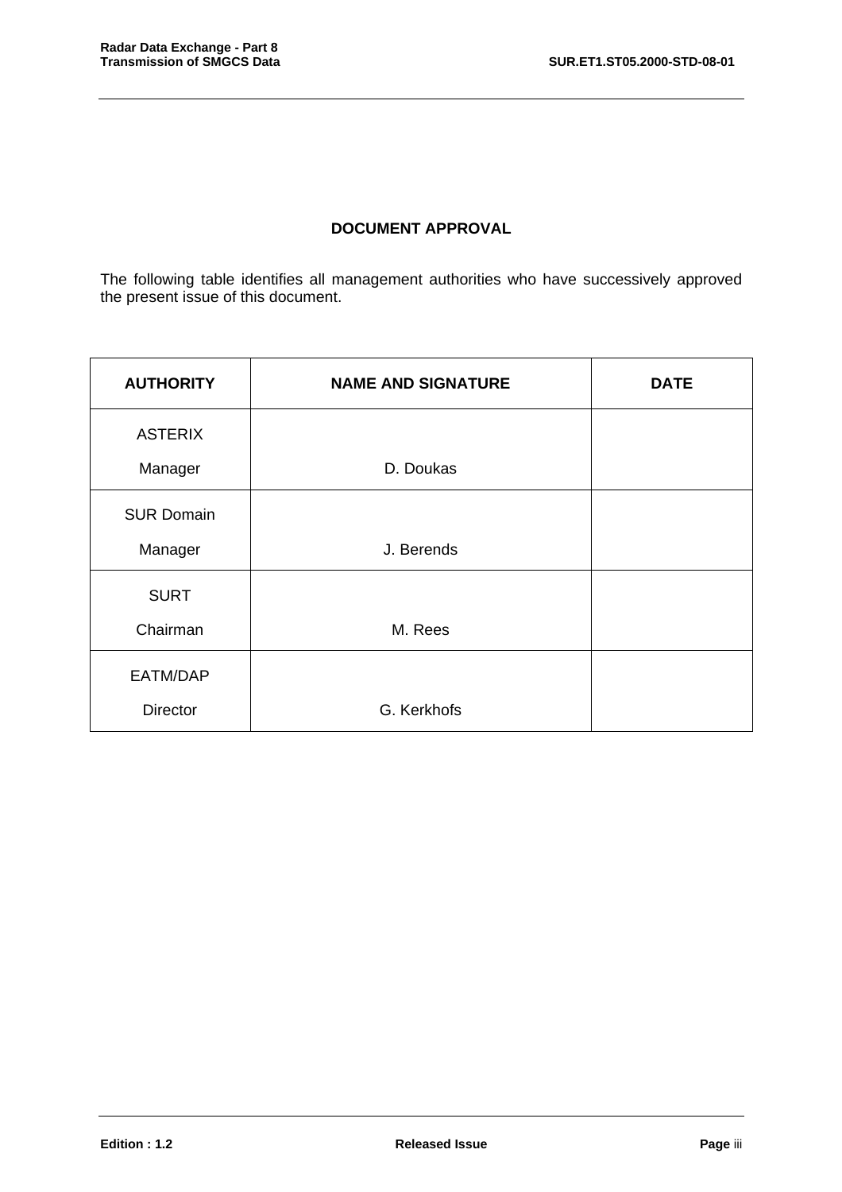## DOCUMENT APPROVAL

The following table identifies all management authorities who have successively approved the present issue of this document.

| AUTHORITY | NAME AND SIGNATURE | DATE |
|---|---|---|
| ASTERIX Manager | D. Doukas | |
| SUR Domain Manager | J. Berends | |
| SURT Chairman | M. Rees | |
| EATM/DAP Director | G. Kerkhofs | |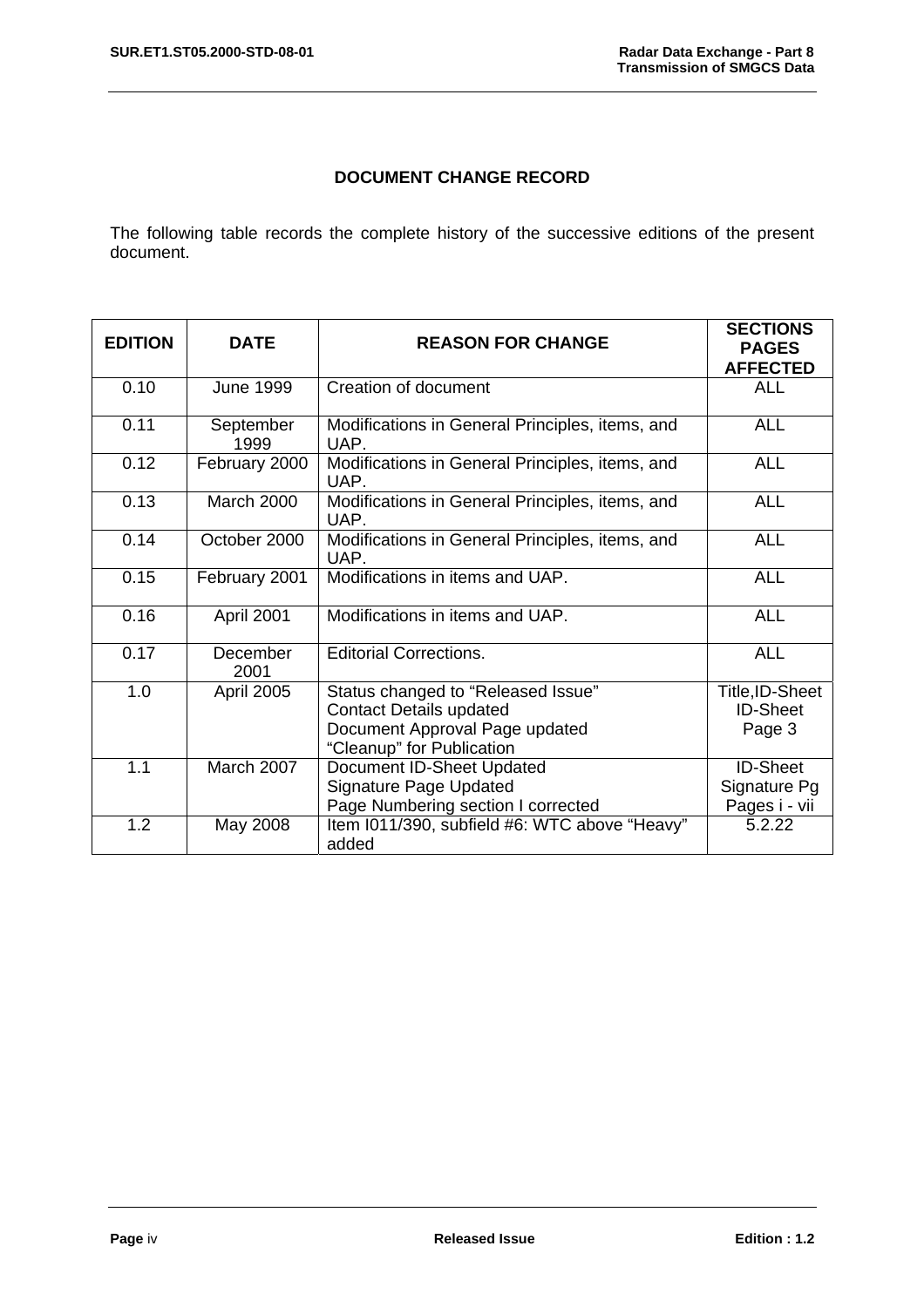# DOCUMENT CHANGE RECORD

The following table records the complete history of the successive editions of the present document.

| EDITION | DATE | REASON FOR CHANGE | SECTIONS PAGES AFFECTED |
|---|---|---|---|
| 0.10 | June 1999 | Creation of document | ALL |
| 0.11 | September 1999 | Modifications in General Principles, items, and UAP. | ALL |
| 0.12 | February 2000 | Modifications in General Principles, items, and UAP. | ALL |
| 0.13 | March 2000 | Modifications in General Principles, items, and UAP. | ALL |
| 0.14 | October 2000 | Modifications in General Principles, items, and UAP. | ALL |
| 0.15 | February 2001 | Modifications in items and UAP. | ALL |
| 0.16 | April 2001 | Modifications in items and UAP. | ALL |
| 0.17 | December 2001 | Editorial Corrections. | ALL |
| 1.0 | April 2005 | Status changed to "Released Issue"<br>Contact Details updated<br>Document Approval Page updated<br>"Cleanup" for Publication | Title,ID-Sheet<br>ID-Sheet<br>Page 3 |
| 1.1 | March 2007 | Document ID-Sheet Updated<br>Signature Page Updated<br>Page Numbering section I corrected | ID-Sheet<br>Signature Pg<br>Pages i - vii |
| 1.2 | May 2008 | Item I011/390, subfield #6: WTC above "Heavy" added | 5.2.22 |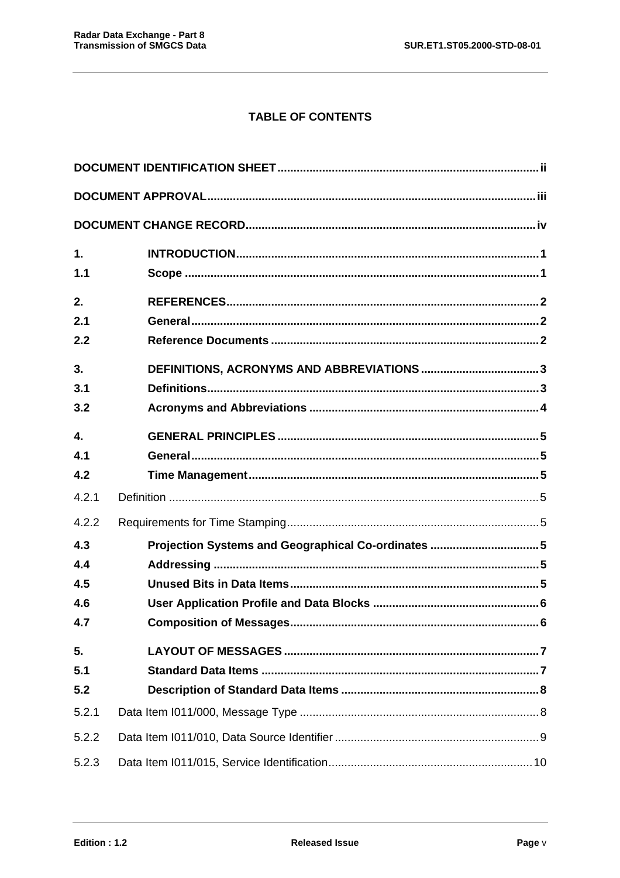## TABLE OF CONTENTS

**DOCUMENT IDENTIFICATION SHEET** ........ ii

**DOCUMENT APPROVAL** ........ iii

**DOCUMENT CHANGE RECORD** ........ iv

**1. INTRODUCTION** ........ 1

**1.1 Scope** ........ 1

**2. REFERENCES** ........ 2

**2.1 General** ........ 2

**2.2 Reference Documents** ........ 2

**3. DEFINITIONS, ACRONYMS AND ABBREVIATIONS** ........ 3

**3.1 Definitions** ........ 3

**3.2 Acronyms and Abbreviations** ........ 4

**4. GENERAL PRINCIPLES** ........ 5

**4.1 General** ........ 5

**4.2 Time Management** ........ 5

4.2.1 Definition ........ 5

4.2.2 Requirements for Time Stamping ........ 5

**4.3 Projection Systems and Geographical Co-ordinates** ........ 5

**4.4 Addressing** ........ 5

**4.5 Unused Bits in Data Items** ........ 5

**4.6 User Application Profile and Data Blocks** ........ 6

**4.7 Composition of Messages** ........ 6

**5. LAYOUT OF MESSAGES** ........ 7

**5.1 Standard Data Items** ........ 7

**5.2 Description of Standard Data Items** ........ 8

5.2.1 Data Item I011/000, Message Type ........ 8

5.2.2 Data Item I011/010, Data Source Identifier ........ 9

5.2.3 Data Item I011/015, Service Identification ........ 10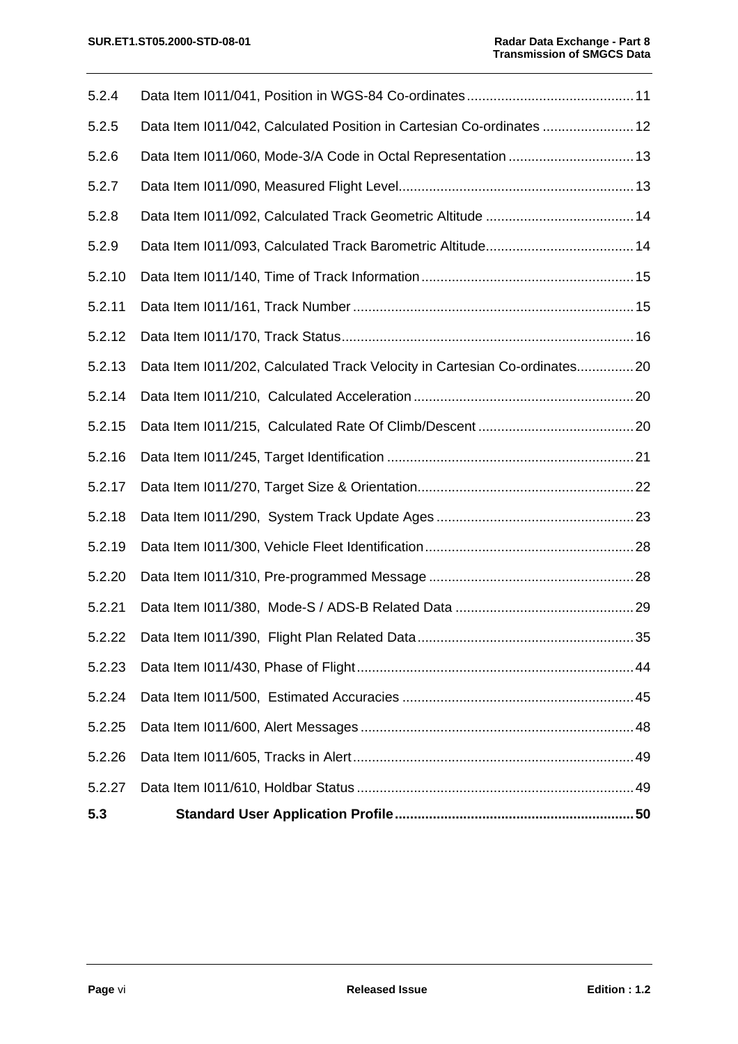5.2.4 Data Item I011/041, Position in WGS-84 Co-ordinates ........................................... 11

5.2.5 Data Item I011/042, Calculated Position in Cartesian Co-ordinates ........................ 12

5.2.6 Data Item I011/060, Mode-3/A Code in Octal Representation ................................. 13

5.2.7 Data Item I011/090, Measured Flight Level............................................................. 13

5.2.8 Data Item I011/092, Calculated Track Geometric Altitude ....................................... 14

5.2.9 Data Item I011/093, Calculated Track Barometric Altitude....................................... 14

5.2.10 Data Item I011/140, Time of Track Information........................................................ 15

5.2.11 Data Item I011/161, Track Number .......................................................................... 15

5.2.12 Data Item I011/170, Track Status............................................................................. 16

5.2.13 Data Item I011/202, Calculated Track Velocity in Cartesian Co-ordinates............... 20

5.2.14 Data Item I011/210, Calculated Acceleration .......................................................... 20

5.2.15 Data Item I011/215, Calculated Rate Of Climb/Descent ......................................... 20

5.2.16 Data Item I011/245, Target Identification ................................................................. 21

5.2.17 Data Item I011/270, Target Size & Orientation......................................................... 22

5.2.18 Data Item I011/290, System Track Update Ages .................................................... 23

5.2.19 Data Item I011/300, Vehicle Fleet Identification....................................................... 28

5.2.20 Data Item I011/310, Pre-programmed Message ...................................................... 28

5.2.21 Data Item I011/380, Mode-S / ADS-B Related Data ............................................... 29

5.2.22 Data Item I011/390, Flight Plan Related Data......................................................... 35

5.2.23 Data Item I011/430, Phase of Flight......................................................................... 44

5.2.24 Data Item I011/500, Estimated Accuracies ............................................................. 45

5.2.25 Data Item I011/600, Alert Messages ........................................................................ 48

5.2.26 Data Item I011/605, Tracks in Alert.......................................................................... 49

5.2.27 Data Item I011/610, Holdbar Status ......................................................................... 49

**5.3 Standard User Application Profile............................................................... 50**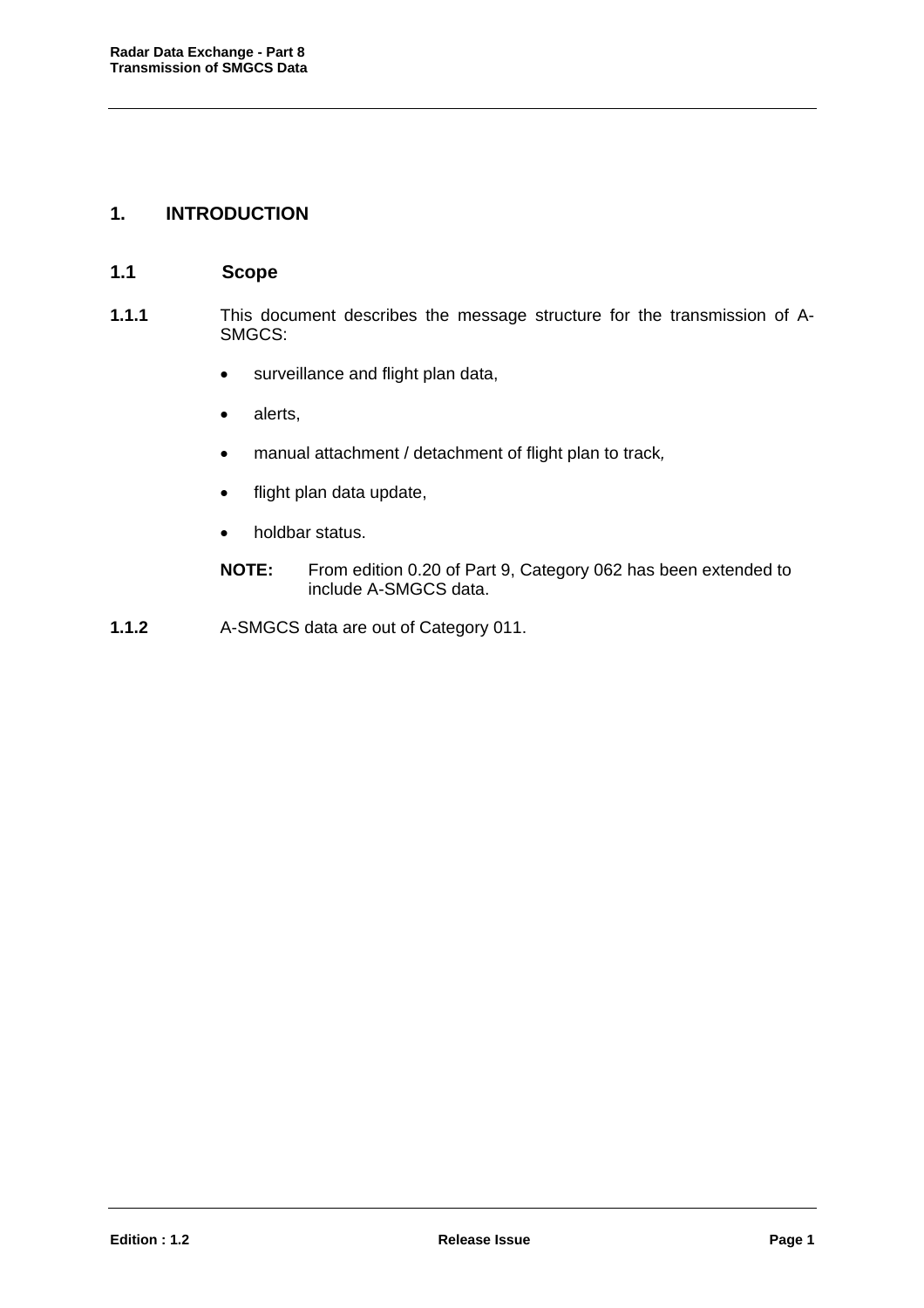# 1. INTRODUCTION

## 1.1 Scope

**1.1.1** This document describes the message structure for the transmission of A-SMGCS:

- surveillance and flight plan data,
- alerts,
- manual attachment / detachment of flight plan to track,
- flight plan data update,
- holdbar status.

**NOTE:** From edition 0.20 of Part 9, Category 062 has been extended to include A-SMGCS data.

**1.1.2** A-SMGCS data are out of Category 011.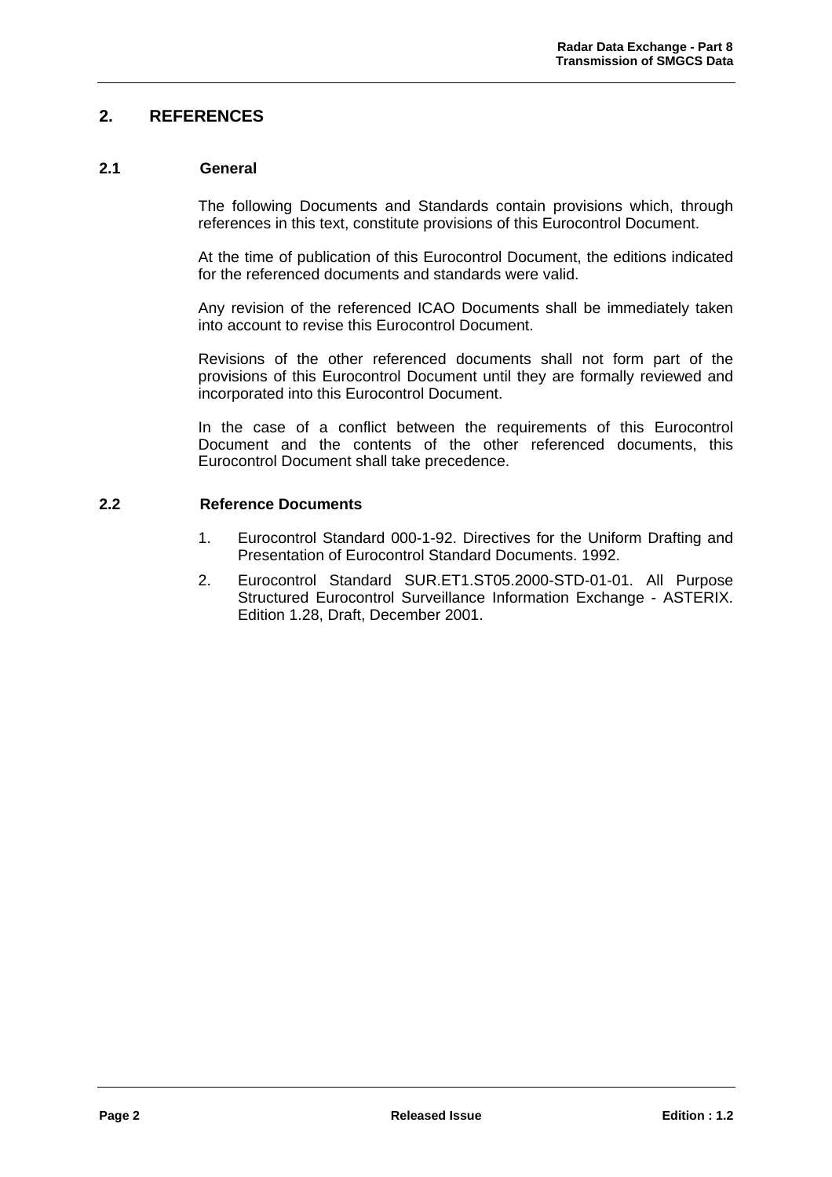# 2. REFERENCES

## 2.1 General

The following Documents and Standards contain provisions which, through references in this text, constitute provisions of this Eurocontrol Document.

At the time of publication of this Eurocontrol Document, the editions indicated for the referenced documents and standards were valid.

Any revision of the referenced ICAO Documents shall be immediately taken into account to revise this Eurocontrol Document.

Revisions of the other referenced documents shall not form part of the provisions of this Eurocontrol Document until they are formally reviewed and incorporated into this Eurocontrol Document.

In the case of a conflict between the requirements of this Eurocontrol Document and the contents of the other referenced documents, this Eurocontrol Document shall take precedence.

## 2.2 Reference Documents

1. Eurocontrol Standard 000-1-92. Directives for the Uniform Drafting and Presentation of Eurocontrol Standard Documents. 1992.
2. Eurocontrol Standard SUR.ET1.ST05.2000-STD-01-01. All Purpose Structured Eurocontrol Surveillance Information Exchange - ASTERIX. Edition 1.28, Draft, December 2001.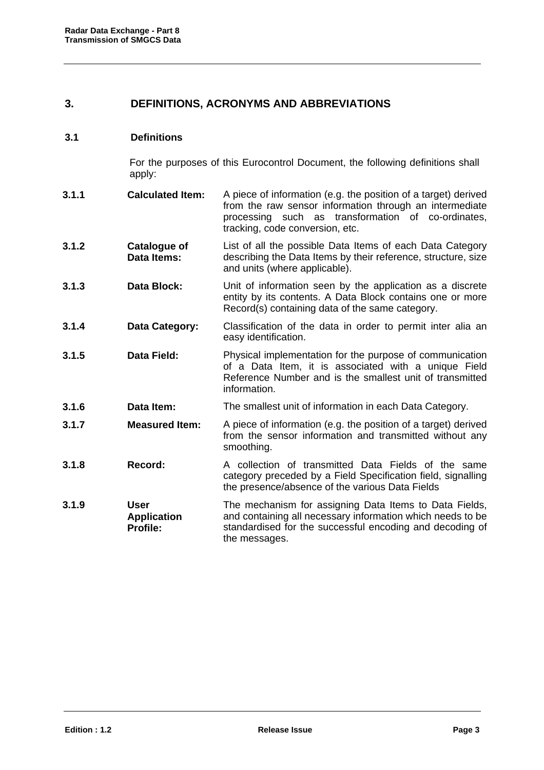## 3. DEFINITIONS, ACRONYMS AND ABBREVIATIONS

### 3.1 Definitions

For the purposes of this Eurocontrol Document, the following definitions shall apply:

**3.1.1 Calculated Item:** A piece of information (e.g. the position of a target) derived from the raw sensor information through an intermediate processing such as transformation of co-ordinates, tracking, code conversion, etc.

**3.1.2 Catalogue of Data Items:** List of all the possible Data Items of each Data Category describing the Data Items by their reference, structure, size and units (where applicable).

**3.1.3 Data Block:** Unit of information seen by the application as a discrete entity by its contents. A Data Block contains one or more Record(s) containing data of the same category.

**3.1.4 Data Category:** Classification of the data in order to permit inter alia an easy identification.

**3.1.5 Data Field:** Physical implementation for the purpose of communication of a Data Item, it is associated with a unique Field Reference Number and is the smallest unit of transmitted information.

**3.1.6 Data Item:** The smallest unit of information in each Data Category.

**3.1.7 Measured Item:** A piece of information (e.g. the position of a target) derived from the sensor information and transmitted without any smoothing.

**3.1.8 Record:** A collection of transmitted Data Fields of the same category preceded by a Field Specification field, signalling the presence/absence of the various Data Fields

**3.1.9 User Application Profile:** The mechanism for assigning Data Items to Data Fields, and containing all necessary information which needs to be standardised for the successful encoding and decoding of the messages.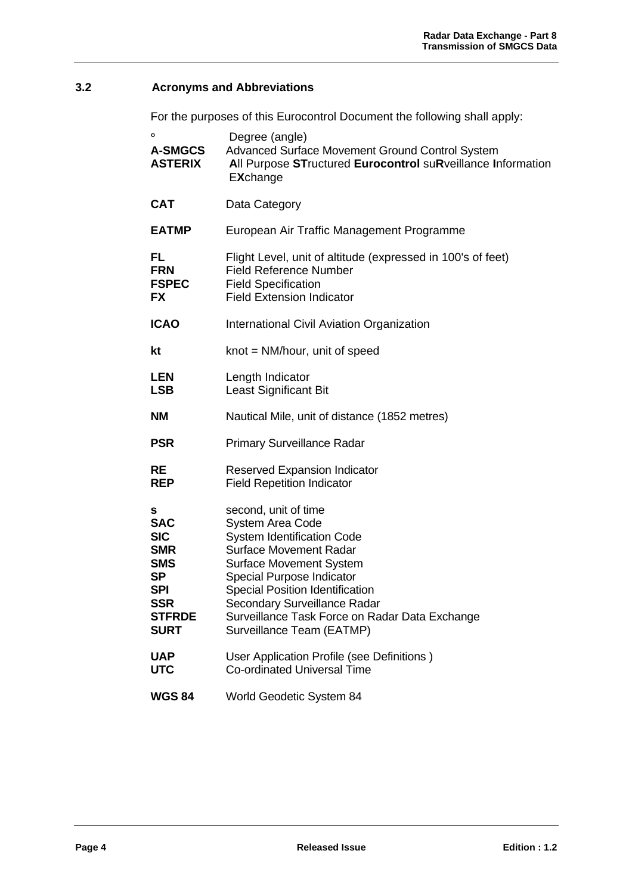## 3.2 Acronyms and Abbreviations

For the purposes of this Eurocontrol Document the following shall apply:

| | |
|---|---|
| **°** | Degree (angle) |
| **A-SMGCS** | Advanced Surface Movement Ground Control System |
| **ASTERIX** | **A**ll Purpose **ST**ructured **Eurocontrol** su**R**veillance **I**nformation E**X**change |
| **CAT** | Data Category |
| **EATMP** | European Air Traffic Management Programme |
| **FL** | Flight Level, unit of altitude (expressed in 100's of feet) |
| **FRN** | Field Reference Number |
| **FSPEC** | Field Specification |
| **FX** | Field Extension Indicator |
| **ICAO** | International Civil Aviation Organization |
| **kt** | knot = NM/hour, unit of speed |
| **LEN** | Length Indicator |
| **LSB** | Least Significant Bit |
| **NM** | Nautical Mile, unit of distance (1852 metres) |
| **PSR** | Primary Surveillance Radar |
| **RE** | Reserved Expansion Indicator |
| **REP** | Field Repetition Indicator |
| **s** | second, unit of time |
| **SAC** | System Area Code |
| **SIC** | System Identification Code |
| **SMR** | Surface Movement Radar |
| **SMS** | Surface Movement System |
| **SP** | Special Purpose Indicator |
| **SPI** | Special Position Identification |
| **SSR** | Secondary Surveillance Radar |
| **STFRDE** | Surveillance Task Force on Radar Data Exchange |
| **SURT** | Surveillance Team (EATMP) |
| **UAP** | User Application Profile (see Definitions ) |
| **UTC** | Co-ordinated Universal Time |
| **WGS 84** | World Geodetic System 84 |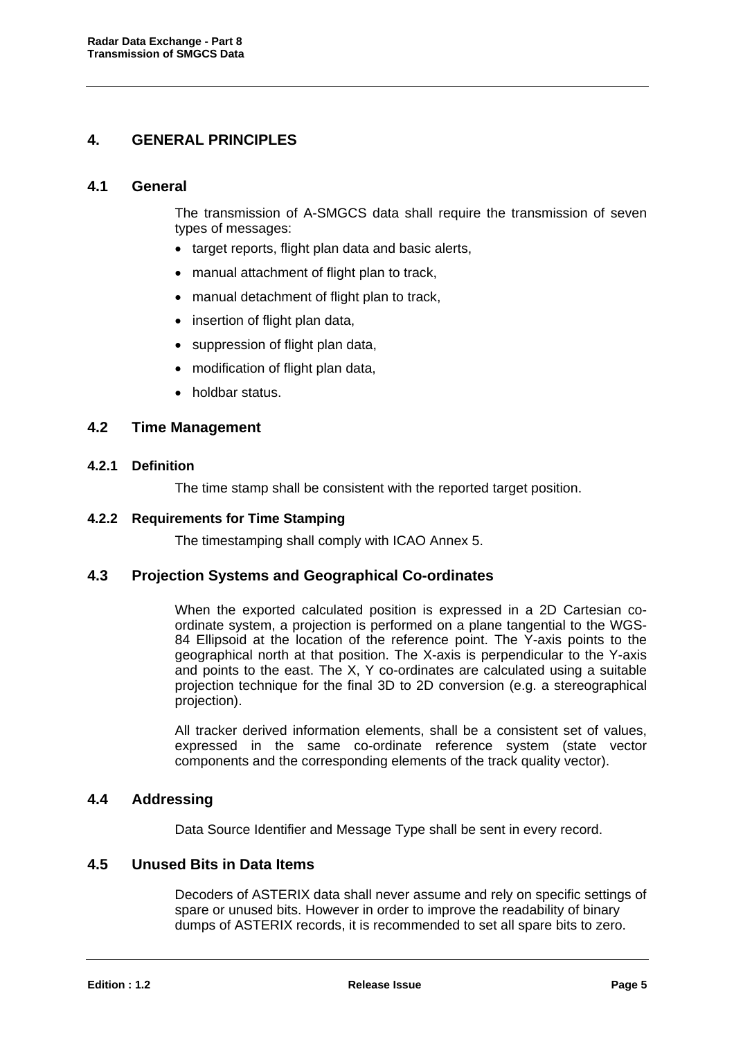# 4. GENERAL PRINCIPLES

## 4.1 General

The transmission of A-SMGCS data shall require the transmission of seven types of messages:

- target reports, flight plan data and basic alerts,
- manual attachment of flight plan to track,
- manual detachment of flight plan to track,
- insertion of flight plan data,
- suppression of flight plan data,
- modification of flight plan data,
- holdbar status.

## 4.2 Time Management

### 4.2.1 Definition

The time stamp shall be consistent with the reported target position.

### 4.2.2 Requirements for Time Stamping

The timestamping shall comply with ICAO Annex 5.

## 4.3 Projection Systems and Geographical Co-ordinates

When the exported calculated position is expressed in a 2D Cartesian co-ordinate system, a projection is performed on a plane tangential to the WGS-84 Ellipsoid at the location of the reference point. The Y-axis points to the geographical north at that position. The X-axis is perpendicular to the Y-axis and points to the east. The X, Y co-ordinates are calculated using a suitable projection technique for the final 3D to 2D conversion (e.g. a stereographical projection).

All tracker derived information elements, shall be a consistent set of values, expressed in the same co-ordinate reference system (state vector components and the corresponding elements of the track quality vector).

## 4.4 Addressing

Data Source Identifier and Message Type shall be sent in every record.

## 4.5 Unused Bits in Data Items

Decoders of ASTERIX data shall never assume and rely on specific settings of spare or unused bits. However in order to improve the readability of binary dumps of ASTERIX records, it is recommended to set all spare bits to zero.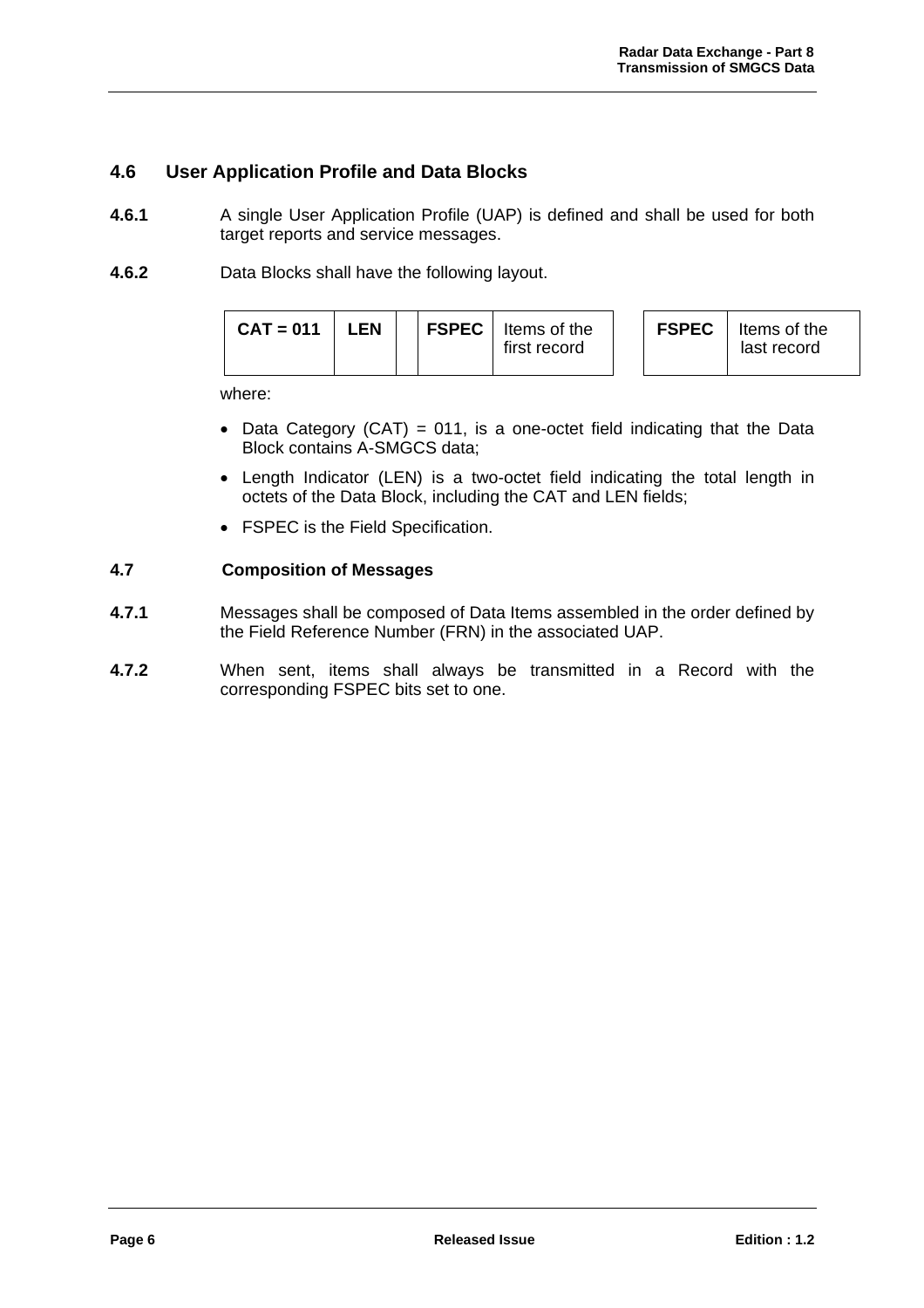## 4.6 User Application Profile and Data Blocks

**4.6.1** A single User Application Profile (UAP) is defined and shall be used for both target reports and service messages.

**4.6.2** Data Blocks shall have the following layout.

| CAT = 011 | LEN | | FSPEC | Items of the first record | | FSPEC | Items of the last record |
|---|---|---|---|---|---|---|---|

where:

- Data Category (CAT) = 011, is a one-octet field indicating that the Data Block contains A-SMGCS data;
- Length Indicator (LEN) is a two-octet field indicating the total length in octets of the Data Block, including the CAT and LEN fields;
- FSPEC is the Field Specification.

### 4.7 Composition of Messages

**4.7.1** Messages shall be composed of Data Items assembled in the order defined by the Field Reference Number (FRN) in the associated UAP.

**4.7.2** When sent, items shall always be transmitted in a Record with the corresponding FSPEC bits set to one.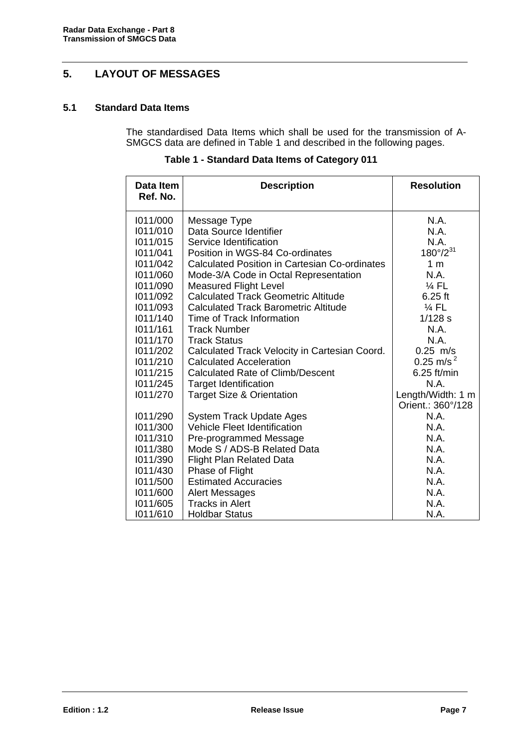# 5. LAYOUT OF MESSAGES

## 5.1 Standard Data Items

The standardised Data Items which shall be used for the transmission of A-SMGCS data are defined in Table 1 and described in the following pages.

**Table 1 - Standard Data Items of Category 011**

| Data Item Ref. No. | Description | Resolution |
|---|---|---|
| I011/000 | Message Type | N.A. |
| I011/010 | Data Source Identifier | N.A. |
| I011/015 | Service Identification | N.A. |
| I011/041 | Position in WGS-84 Co-ordinates | $180°/2^{31}$ |
| I011/042 | Calculated Position in Cartesian Co-ordinates | 1 m |
| I011/060 | Mode-3/A Code in Octal Representation | N.A. |
| I011/090 | Measured Flight Level | ¼ FL |
| I011/092 | Calculated Track Geometric Altitude | 6.25 ft |
| I011/093 | Calculated Track Barometric Altitude | ¼ FL |
| I011/140 | Time of Track Information | 1/128 s |
| I011/161 | Track Number | N.A. |
| I011/170 | Track Status | N.A. |
| I011/202 | Calculated Track Velocity in Cartesian Coord. | 0.25 m/s |
| I011/210 | Calculated Acceleration | $0.25\ m/s^2$ |
| I011/215 | Calculated Rate of Climb/Descent | 6.25 ft/min |
| I011/245 | Target Identification | N.A. |
| I011/270 | Target Size & Orientation | Length/Width: 1 m Orient.: 360°/128 |
| I011/290 | System Track Update Ages | N.A. |
| I011/300 | Vehicle Fleet Identification | N.A. |
| I011/310 | Pre-programmed Message | N.A. |
| I011/380 | Mode S / ADS-B Related Data | N.A. |
| I011/390 | Flight Plan Related Data | N.A. |
| I011/430 | Phase of Flight | N.A. |
| I011/500 | Estimated Accuracies | N.A. |
| I011/600 | Alert Messages | N.A. |
| I011/605 | Tracks in Alert | N.A. |
| I011/610 | Holdbar Status | N.A. |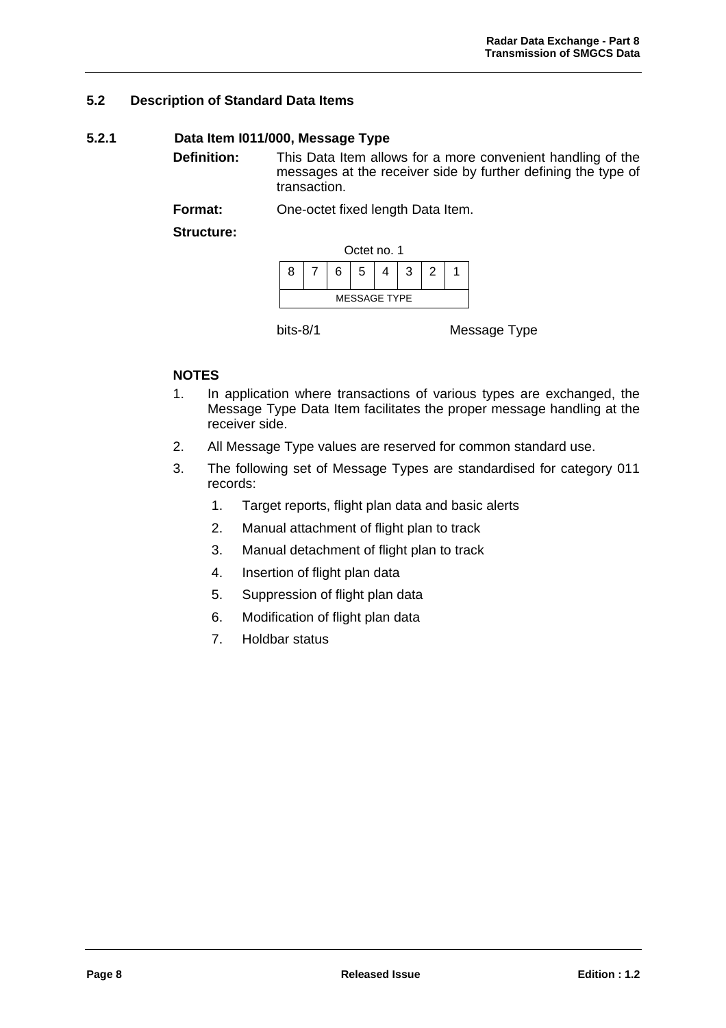## 5.2 Description of Standard Data Items

### 5.2.1 Data Item I011/000, Message Type

**Definition:** This Data Item allows for a more convenient handling of the messages at the receiver side by further defining the type of transaction.

**Format:** One-octet fixed length Data Item.

**Structure:**

Octet no. 1

| 8 | 7 | 6 | 5 | 4 | 3 | 2 | 1 |
|---|---|---|---|---|---|---|---|
| MESSAGE TYPE | | | | | | | |

bits-8/1 Message Type

**NOTES**

1. In application where transactions of various types are exchanged, the Message Type Data Item facilitates the proper message handling at the receiver side.
2. All Message Type values are reserved for common standard use.
3. The following set of Message Types are standardised for category 011 records:
    1. Target reports, flight plan data and basic alerts
    2. Manual attachment of flight plan to track
    3. Manual detachment of flight plan to track
    4. Insertion of flight plan data
    5. Suppression of flight plan data
    6. Modification of flight plan data
    7. Holdbar status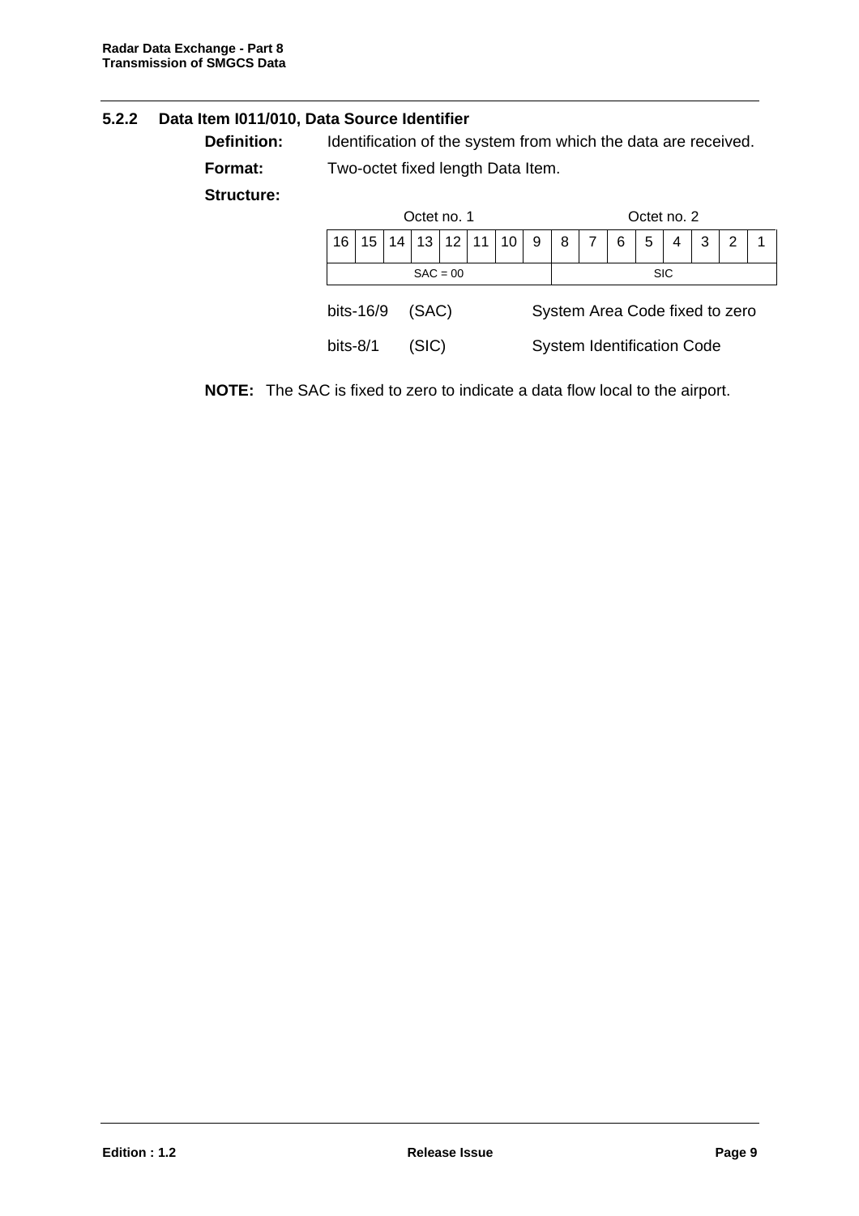### 5.2.2 Data Item I011/010, Data Source Identifier

**Definition:** Identification of the system from which the data are received.

**Format:** Two-octet fixed length Data Item.

**Structure:**

| Octet no. 1 | | | | | | | | Octet no. 2 | | | | | | | |
|---|---|---|---|---|---|---|---|---|---|---|---|---|---|---|---|
| 16 | 15 | 14 | 13 | 12 | 11 | 10 | 9 | 8 | 7 | 6 | 5 | 4 | 3 | 2 | 1 |
| SAC = 00 | | | | | | | | SIC | | | | | | | |

bits-16/9 (SAC) System Area Code fixed to zero

bits-8/1 (SIC) System Identification Code

**NOTE:** The SAC is fixed to zero to indicate a data flow local to the airport.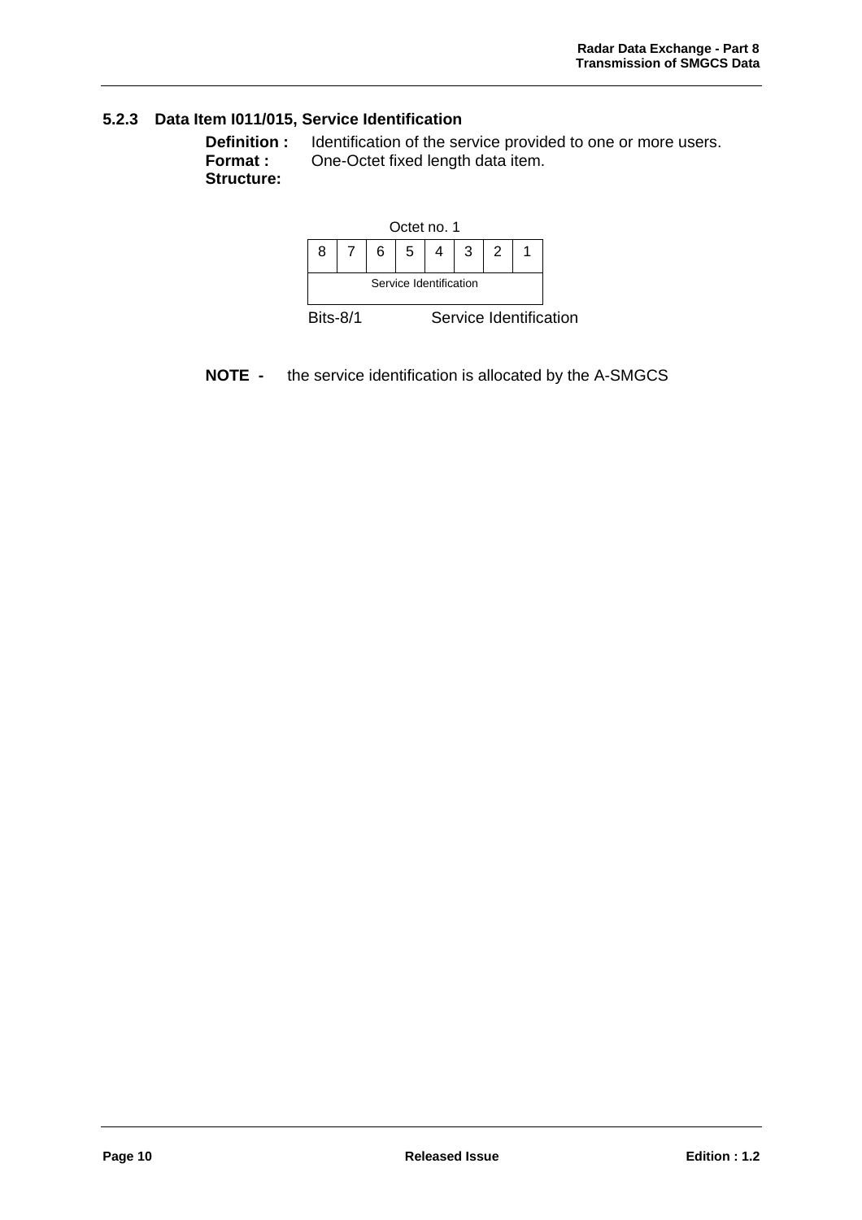### 5.2.3 Data Item I011/015, Service Identification

**Definition :** Identification of the service provided to one or more users.
**Format :** One-Octet fixed length data item.
**Structure:**

Octet no. 1

| 8 | 7 | 6 | 5 | 4 | 3 | 2 | 1 |
|---|---|---|---|---|---|---|---|
| Service Identification | | | | | | | |

Bits-8/1 Service Identification

**NOTE -** the service identification is allocated by the A-SMGCS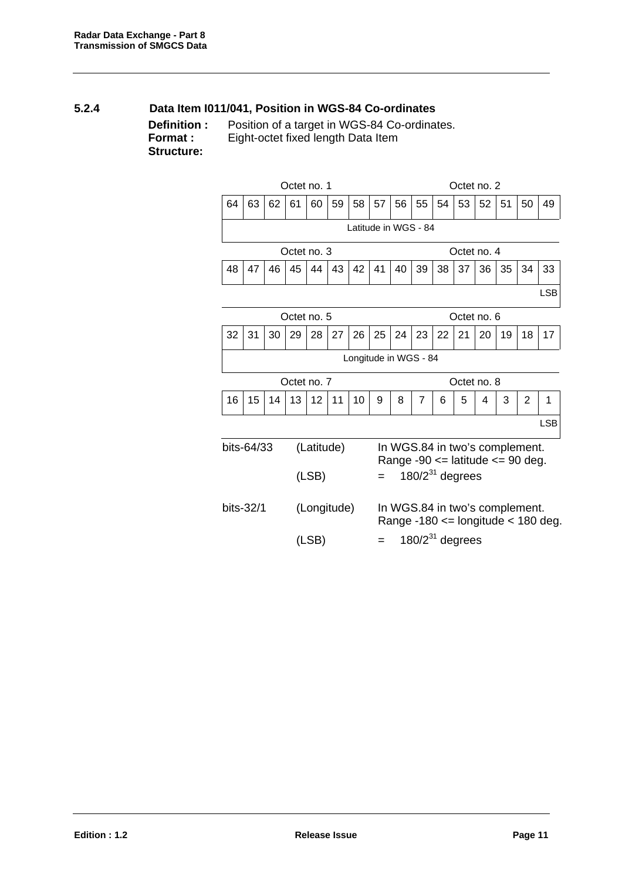### 5.2.4 Data Item I011/041, Position in WGS-84 Co-ordinates

**Definition :** Position of a target in WGS-84 Co-ordinates.
**Format :** Eight-octet fixed length Data Item
**Structure:**

| Octet no. 1 | | | | | | | | Octet no. 2 | | | | | | | |
|---|---|---|---|---|---|---|---|---|---|---|---|---|---|---|---|
| 64 | 63 | 62 | 61 | 60 | 59 | 58 | 57 | 56 | 55 | 54 | 53 | 52 | 51 | 50 | 49 |
| Latitude in WGS - 84 | | | | | | | | | | | | | | | |

| Octet no. 3 | | | | | | | | Octet no. 4 | | | | | | | |
|---|---|---|---|---|---|---|---|---|---|---|---|---|---|---|---|
| 48 | 47 | 46 | 45 | 44 | 43 | 42 | 41 | 40 | 39 | 38 | 37 | 36 | 35 | 34 | 33 |
| | | | | | | | | | | | | | | | LSB |

| Octet no. 5 | | | | | | | | Octet no. 6 | | | | | | | |
|---|---|---|---|---|---|---|---|---|---|---|---|---|---|---|---|
| 32 | 31 | 30 | 29 | 28 | 27 | 26 | 25 | 24 | 23 | 22 | 21 | 20 | 19 | 18 | 17 |
| Longitude in WGS - 84 | | | | | | | | | | | | | | | |

| Octet no. 7 | | | | | | | | Octet no. 8 | | | | | | | |
|---|---|---|---|---|---|---|---|---|---|---|---|---|---|---|---|
| 16 | 15 | 14 | 13 | 12 | 11 | 10 | 9 | 8 | 7 | 6 | 5 | 4 | 3 | 2 | 1 |
| | | | | | | | | | | | | | | | LSB |

bits-64/33 (Latitude) In WGS.84 in two's complement.
Range -90 <= latitude <= 90 deg.

(LSB) = $180/2^{31}$ degrees

bits-32/1 (Longitude) In WGS.84 in two's complement.
Range -180 <= longitude < 180 deg.

(LSB) = $180/2^{31}$ degrees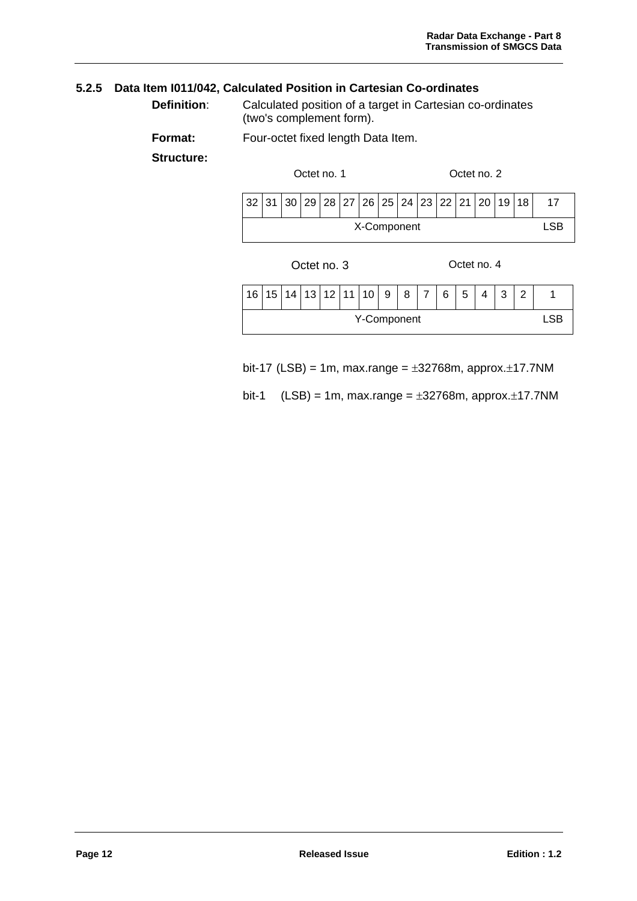### 5.2.5 Data Item I011/042, Calculated Position in Cartesian Co-ordinates

**Definition**: Calculated position of a target in Cartesian co-ordinates (two's complement form).

**Format:** Four-octet fixed length Data Item.

**Structure:**

Octet no. 1 | Octet no. 2

| 32 | 31 | 30 | 29 | 28 | 27 | 26 | 25 | 24 | 23 | 22 | 21 | 20 | 19 | 18 | 17 |
|---|---|---|---|---|---|---|---|---|---|---|---|---|---|---|---|
| X-Component | | | | | | | | | | | | | | | LSB |

Octet no. 3 | Octet no. 4

| 16 | 15 | 14 | 13 | 12 | 11 | 10 | 9 | 8 | 7 | 6 | 5 | 4 | 3 | 2 | 1 |
|---|---|---|---|---|---|---|---|---|---|---|---|---|---|---|---|
| Y-Component | | | | | | | | | | | | | | | LSB |

bit-17 (LSB) = 1m, max.range = ±32768m, approx.±17.7NM

bit-1 (LSB) = 1m, max.range = ±32768m, approx.±17.7NM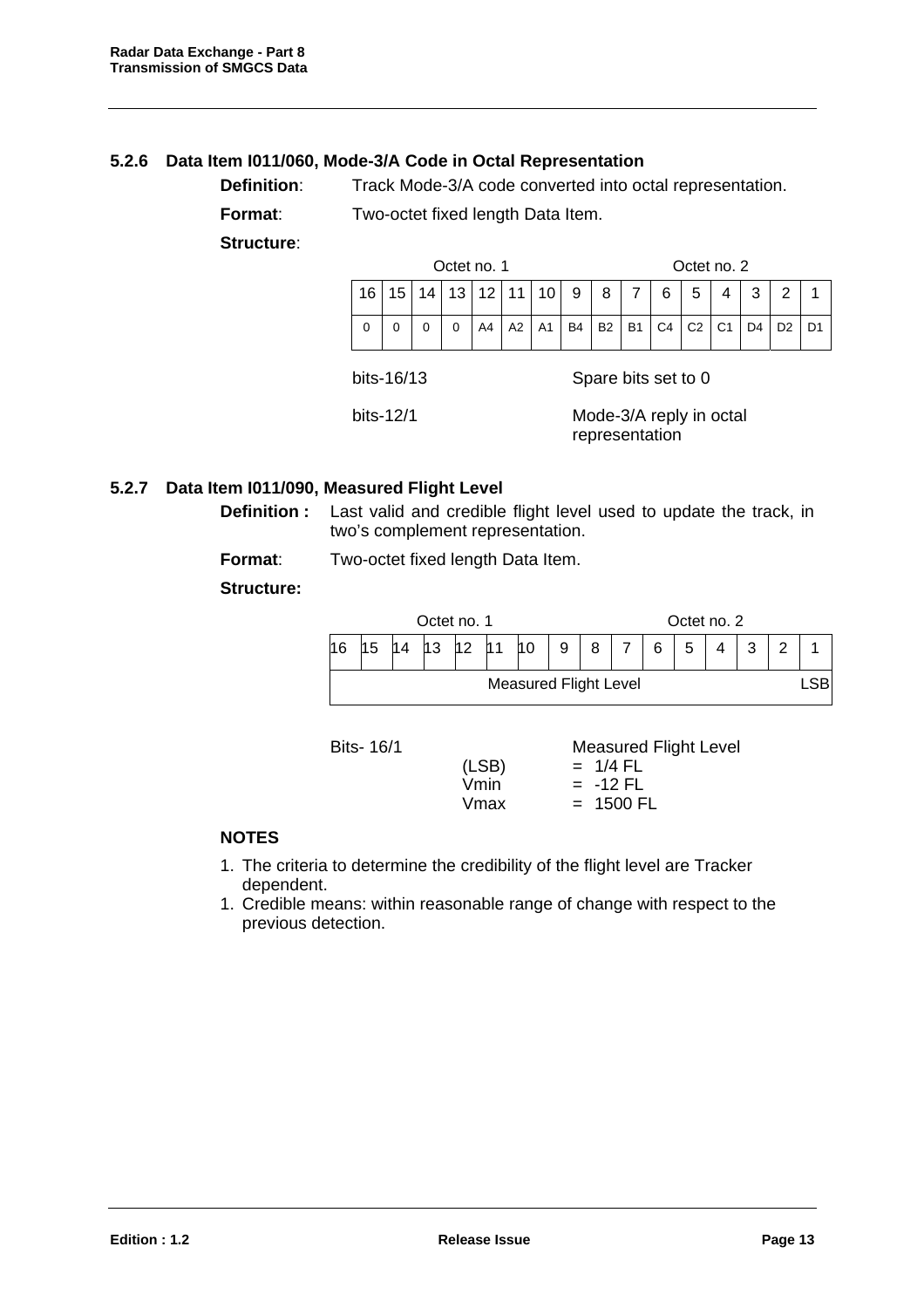### 5.2.6 Data Item I011/060, Mode-3/A Code in Octal Representation

**Definition**: Track Mode-3/A code converted into octal representation.

**Format**: Two-octet fixed length Data Item.

**Structure**:

| Octet no. 1 | | | | | | | | Octet no. 2 | | | | | | | |
|---|---|---|---|---|---|---|---|---|---|---|---|---|---|---|---|
| 16 | 15 | 14 | 13 | 12 | 11 | 10 | 9 | 8 | 7 | 6 | 5 | 4 | 3 | 2 | 1 |
| 0 | 0 | 0 | 0 | A4 | A2 | A1 | B4 | B2 | B1 | C4 | C2 | C1 | D4 | D2 | D1 |

bits-16/13 Spare bits set to 0

bits-12/1 Mode-3/A reply in octal representation

### 5.2.7 Data Item I011/090, Measured Flight Level

**Definition :** Last valid and credible flight level used to update the track, in two's complement representation.

**Format**: Two-octet fixed length Data Item.

**Structure:**

| Octet no. 1 | | | | | | | | Octet no. 2 | | | | | | | |
|---|---|---|---|---|---|---|---|---|---|---|---|---|---|---|---|
| 16 | 15 | 14 | 13 | 12 | 11 | 10 | 9 | 8 | 7 | 6 | 5 | 4 | 3 | 2 | 1 |
| Measured Flight Level | | | | | | | | | | | | | | | LSB |

Bits- 16/1 Measured Flight Level

- (LSB) = 1/4 FL
- Vmin = -12 FL
- Vmax = 1500 FL

**NOTES**

1. The criteria to determine the credibility of the flight level are Tracker dependent.
1. Credible means: within reasonable range of change with respect to the previous detection.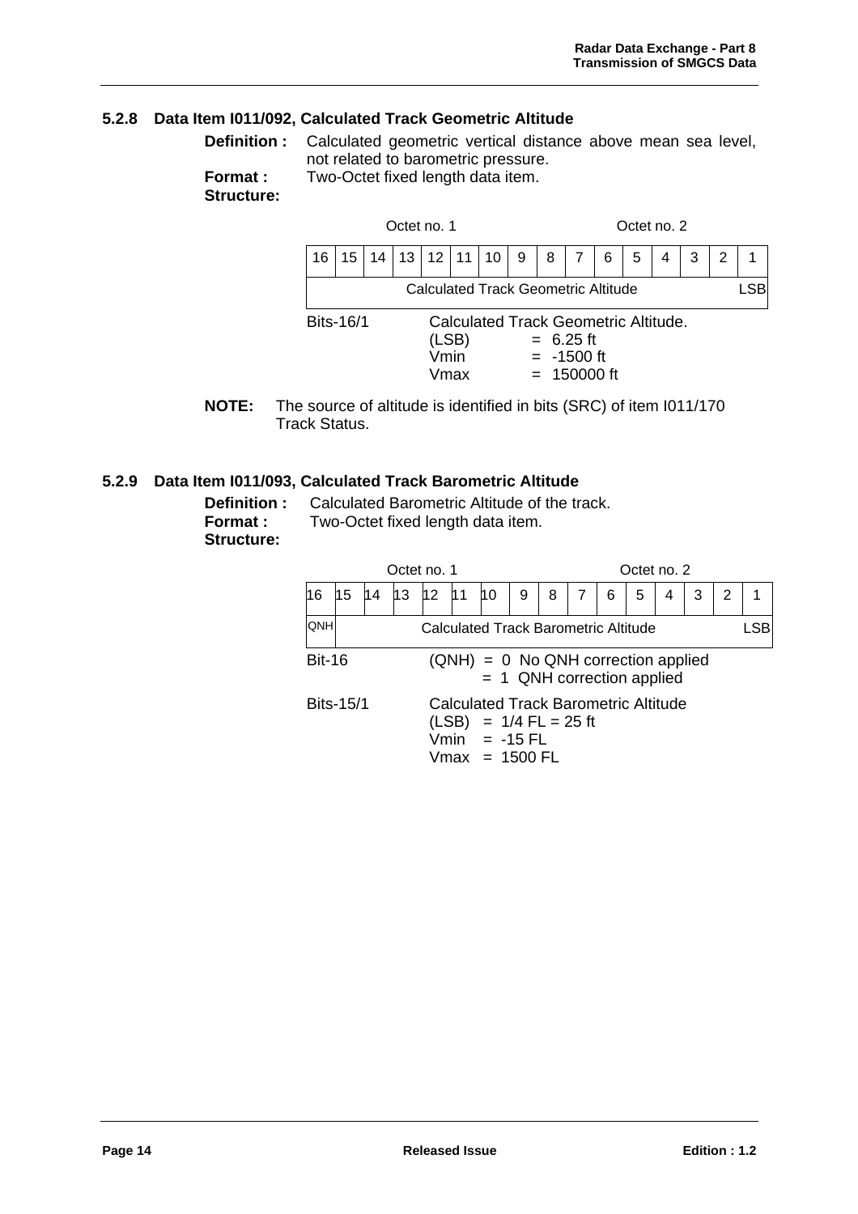### 5.2.8 Data Item I011/092, Calculated Track Geometric Altitude

**Definition :** Calculated geometric vertical distance above mean sea level, not related to barometric pressure.

**Format :** Two-Octet fixed length data item.

**Structure:**

| Octet no. 1 | | | | | | | | Octet no. 2 | | | | | | | |
|---|---|---|---|---|---|---|---|---|---|---|---|---|---|---|---|
| 16 | 15 | 14 | 13 | 12 | 11 | 10 | 9 | 8 | 7 | 6 | 5 | 4 | 3 | 2 | 1 |
| Calculated Track Geometric Altitude | | | | | | | | | | | | | | | LSB |

Bits-16/1 Calculated Track Geometric Altitude.
- (LSB) = 6.25 ft
- Vmin = -1500 ft
- Vmax = 150000 ft

**NOTE:** The source of altitude is identified in bits (SRC) of item I011/170 Track Status.

### 5.2.9 Data Item I011/093, Calculated Track Barometric Altitude

**Definition :** Calculated Barometric Altitude of the track.

**Format :** Two-Octet fixed length data item.

**Structure:**

| Octet no. 1 | | | | | | | | Octet no. 2 | | | | | | | |
|---|---|---|---|---|---|---|---|---|---|---|---|---|---|---|---|
| 16 | 15 | 14 | 13 | 12 | 11 | 10 | 9 | 8 | 7 | 6 | 5 | 4 | 3 | 2 | 1 |
| QNH | Calculated Track Barometric Altitude | | | | | | | | | | | | | | LSB |

Bit-16 (QNH) = 0 No QNH correction applied
 = 1 QNH correction applied

Bits-15/1 Calculated Track Barometric Altitude
- (LSB) = 1/4 FL = 25 ft
- Vmin = -15 FL
- Vmax = 1500 FL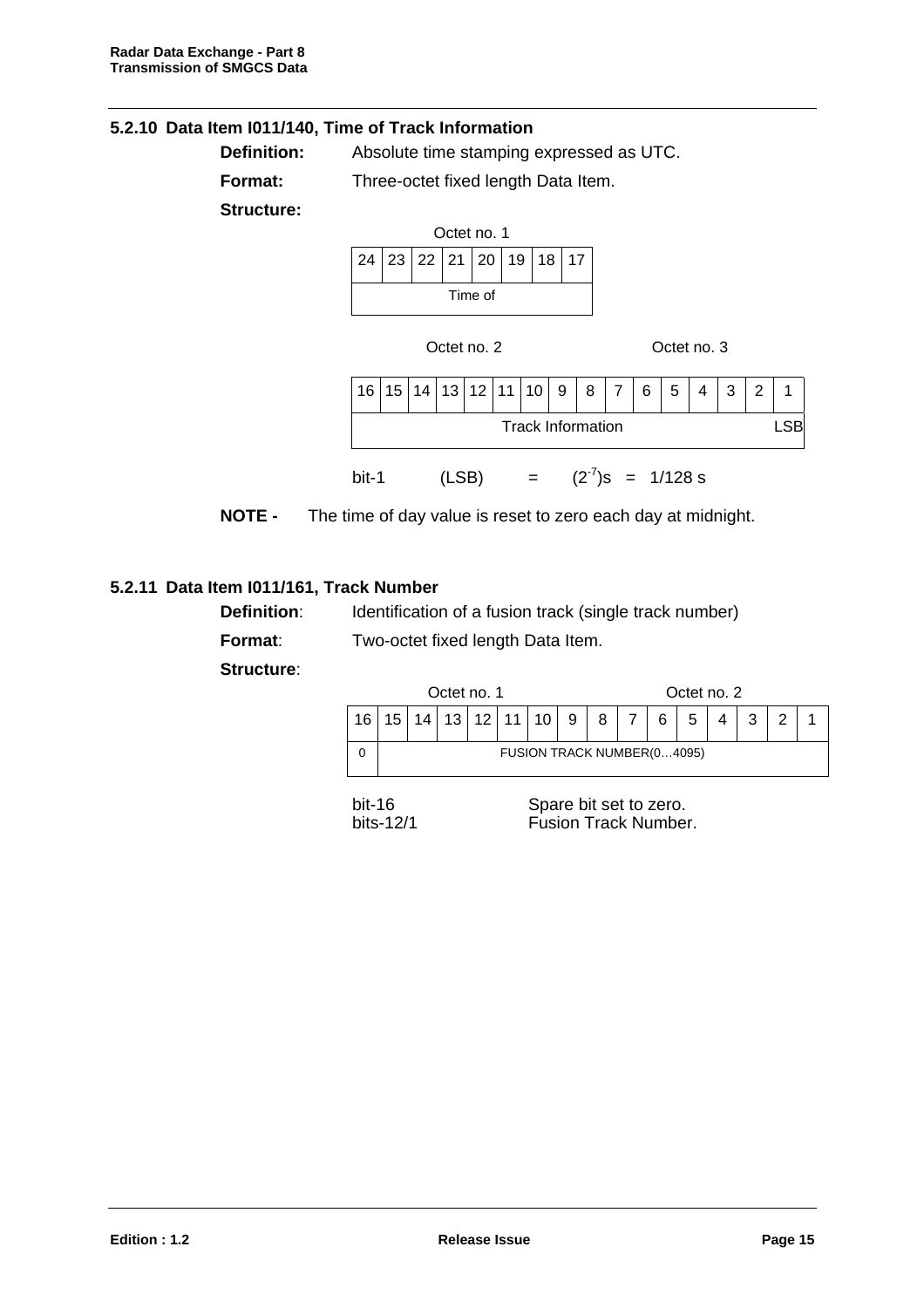### 5.2.10 Data Item I011/140, Time of Track Information

**Definition:** Absolute time stamping expressed as UTC.

**Format:** Three-octet fixed length Data Item.

**Structure:**

Octet no. 1

| 24 | 23 | 22 | 21 | 20 | 19 | 18 | 17 |
|---|---|---|---|---|---|---|---|
| Time of | | | | | | | |

Octet no. 2 / Octet no. 3

| 16 | 15 | 14 | 13 | 12 | 11 | 10 | 9 | 8 | 7 | 6 | 5 | 4 | 3 | 2 | 1 |
|---|---|---|---|---|---|---|---|---|---|---|---|---|---|---|---|
| Track Information | | | | | | | | | | | | | | | LSB |

bit-1 (LSB) = $(2^{-7})$s = 1/128 s

**NOTE -** The time of day value is reset to zero each day at midnight.

### 5.2.11 Data Item I011/161, Track Number

**Definition**: Identification of a fusion track (single track number)

**Format**: Two-octet fixed length Data Item.

**Structure**:

Octet no. 1 / Octet no. 2

| 16 | 15 | 14 | 13 | 12 | 11 | 10 | 9 | 8 | 7 | 6 | 5 | 4 | 3 | 2 | 1 |
|---|---|---|---|---|---|---|---|---|---|---|---|---|---|---|---|
| 0 | FUSION TRACK NUMBER(0…4095) | | | | | | | | | | | | | | |

bit-16 Spare bit set to zero.
bits-12/1 Fusion Track Number.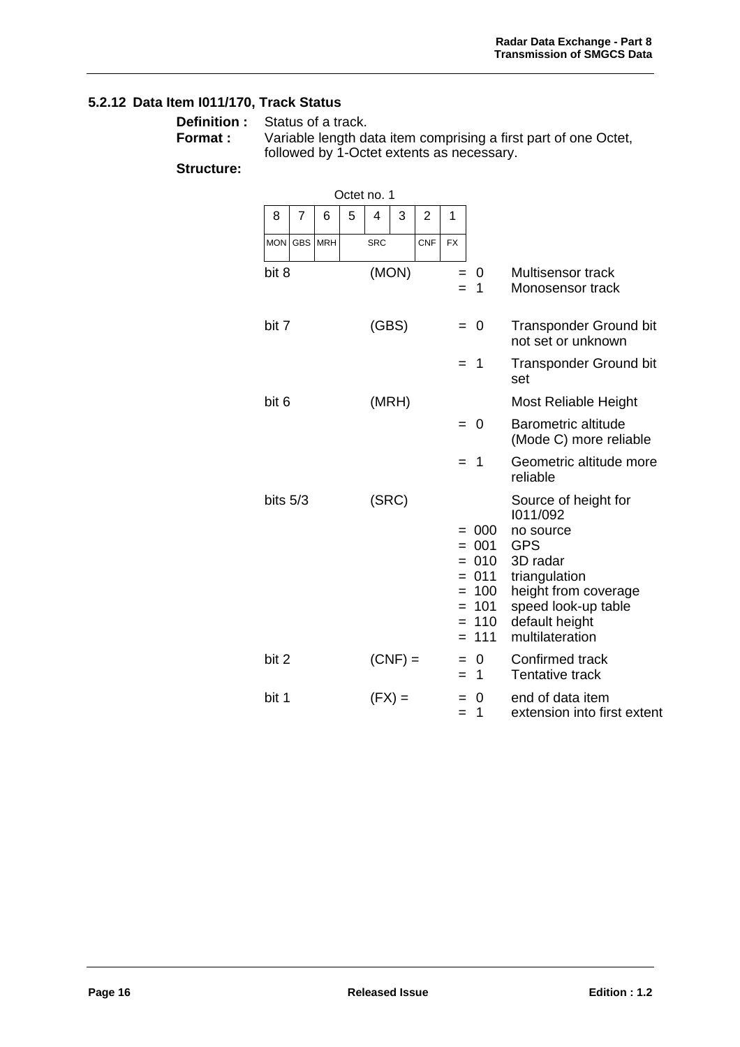### 5.2.12 Data Item I011/170, Track Status

**Definition :** Status of a track.

**Format :** Variable length data item comprising a first part of one Octet, followed by 1-Octet extents as necessary.

**Structure:**

Octet no. 1

| 8 | 7 | 6 | 5 | 4 | 3 | 2 | 1 |
|---|---|---|---|---|---|---|---|
| MON | GBS | MRH | | SRC | | CNF | FX |

| Bit | Name | Value | Meaning |
|---|---|---|---|
| bit 8 | (MON) | = 0 | Multisensor track |
| | | = 1 | Monosensor track |
| bit 7 | (GBS) | = 0 | Transponder Ground bit not set or unknown |
| | | = 1 | Transponder Ground bit set |
| bit 6 | (MRH) | | Most Reliable Height |
| | | = 0 | Barometric altitude (Mode C) more reliable |
| | | = 1 | Geometric altitude more reliable |
| bits 5/3 | (SRC) | | Source of height for I011/092 |
| | | = 000 | no source |
| | | = 001 | GPS |
| | | = 010 | 3D radar |
| | | = 011 | triangulation |
| | | = 100 | height from coverage |
| | | = 101 | speed look-up table |
| | | = 110 | default height |
| | | = 111 | multilateration |
| bit 2 | (CNF) = | = 0 | Confirmed track |
| | | = 1 | Tentative track |
| bit 1 | (FX) = | = 0 | end of data item |
| | | = 1 | extension into first extent |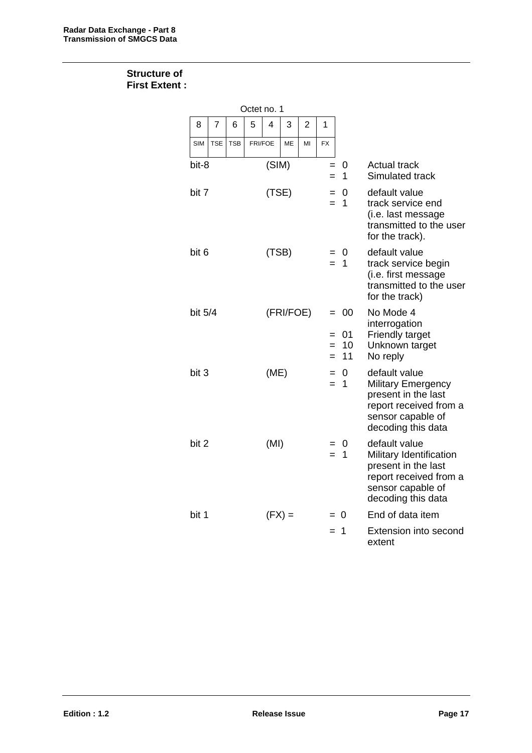**Structure of First Extent :**

Octet no. 1

| 8 | 7 | 6 | 5 | 4 | 3 | 2 | 1 |
|---|---|---|---|---|---|---|---|
| SIM | TSE | TSB | FRI/FOE | | ME | MI | FX |

| Bit | Name | Value | Meaning |
|---|---|---|---|
| bit-8 | (SIM) | = 0 | Actual track |
| | | = 1 | Simulated track |
| bit 7 | (TSE) | = 0 | default value |
| | | = 1 | track service end (i.e. last message transmitted to the user for the track). |
| bit 6 | (TSB) | = 0 | default value |
| | | = 1 | track service begin (i.e. first message transmitted to the user for the track) |
| bit 5/4 | (FRI/FOE) | = 00 | No Mode 4 interrogation |
| | | = 01 | Friendly target |
| | | = 10 | Unknown target |
| | | = 11 | No reply |
| bit 3 | (ME) | = 0 | default value |
| | | = 1 | Military Emergency present in the last report received from a sensor capable of decoding this data |
| bit 2 | (MI) | = 0 | default value |
| | | = 1 | Military Identification present in the last report received from a sensor capable of decoding this data |
| bit 1 | (FX) = | = 0 | End of data item |
| | | = 1 | Extension into second extent |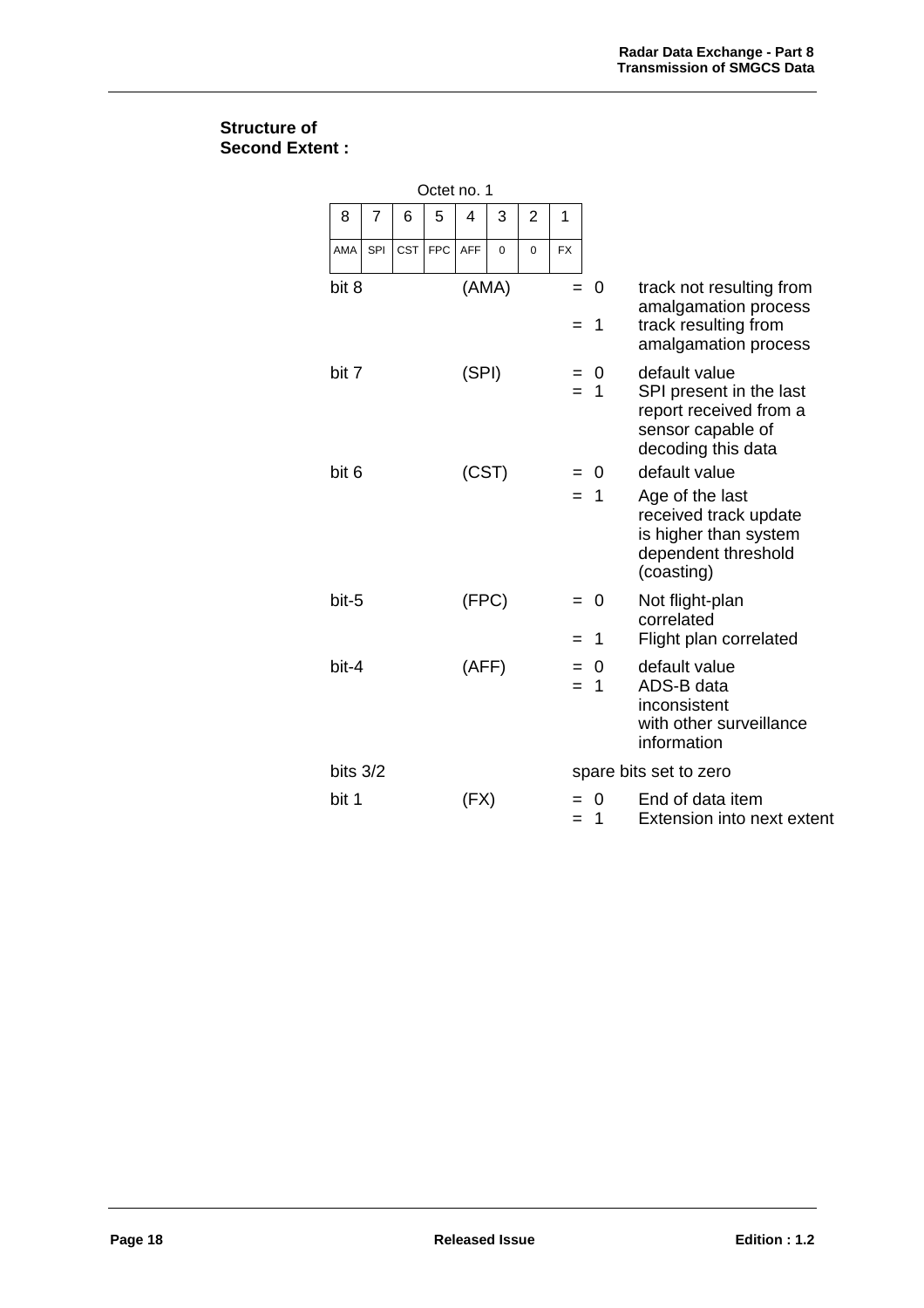**Structure of Second Extent :**

Octet no. 1

| 8 | 7 | 6 | 5 | 4 | 3 | 2 | 1 |
|---|---|---|---|---|---|---|---|
| AMA | SPI | CST | FPC | AFF | 0 | 0 | FX |

| | | | |
|---|---|---|---|
| bit 8 | (AMA) | = 0 | track not resulting from amalgamation process |
| | | = 1 | track resulting from amalgamation process |
| bit 7 | (SPI) | = 0 | default value |
| | | = 1 | SPI present in the last report received from a sensor capable of decoding this data |
| bit 6 | (CST) | = 0 | default value |
| | | = 1 | Age of the last received track update is higher than system dependent threshold (coasting) |
| bit-5 | (FPC) | = 0 | Not flight-plan correlated |
| | | = 1 | Flight plan correlated |
| bit-4 | (AFF) | = 0 | default value |
| | | = 1 | ADS-B data inconsistent with other surveillance information |
| bits 3/2 | | spare bits set to zero | |
| bit 1 | (FX) | = 0 | End of data item |
| | | = 1 | Extension into next extent |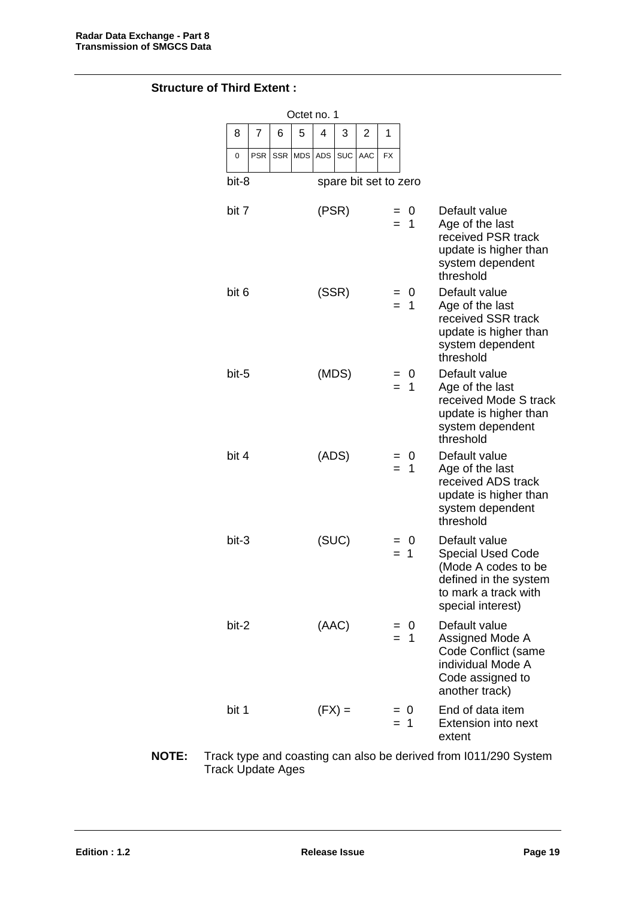**Structure of Third Extent :**

Octet no. 1

| 8 | 7 | 6 | 5 | 4 | 3 | 2 | 1 |
|---|---|---|---|---|---|---|---|
| 0 | PSR | SSR | MDS | ADS | SUC | AAC | FX |

bit-8 spare bit set to zero

| | | | |
|---|---|---|---|
| bit 7 | (PSR) | = 0 | Default value |
| | | = 1 | Age of the last received PSR track update is higher than system dependent threshold |
| bit 6 | (SSR) | = 0 | Default value |
| | | = 1 | Age of the last received SSR track update is higher than system dependent threshold |
| bit-5 | (MDS) | = 0 | Default value |
| | | = 1 | Age of the last received Mode S track update is higher than system dependent threshold |
| bit 4 | (ADS) | = 0 | Default value |
| | | = 1 | Age of the last received ADS track update is higher than system dependent threshold |
| bit-3 | (SUC) | = 0 | Default value |
| | | = 1 | Special Used Code (Mode A codes to be defined in the system to mark a track with special interest) |
| bit-2 | (AAC) | = 0 | Default value |
| | | = 1 | Assigned Mode A Code Conflict (same individual Mode A Code assigned to another track) |
| bit 1 | (FX) = | = 0 | End of data item |
| | | = 1 | Extension into next extent |

**NOTE:** Track type and coasting can also be derived from I011/290 System Track Update Ages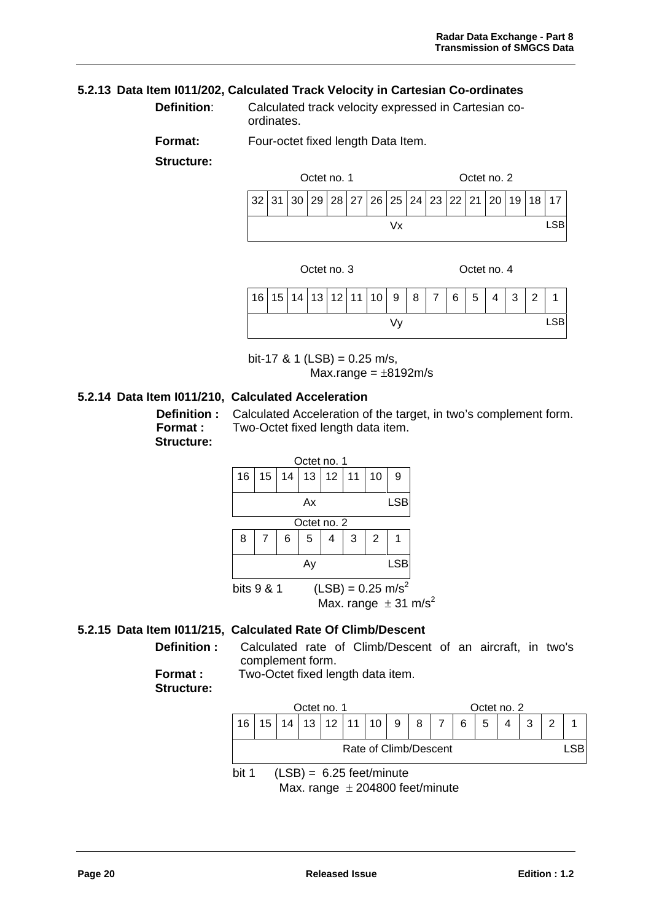### 5.2.13 Data Item I011/202, Calculated Track Velocity in Cartesian Co-ordinates

**Definition**: Calculated track velocity expressed in Cartesian co-ordinates.

**Format:** Four-octet fixed length Data Item.

**Structure:**

Octet no. 1 / Octet no. 2

| 32 | 31 | 30 | 29 | 28 | 27 | 26 | 25 | 24 | 23 | 22 | 21 | 20 | 19 | 18 | 17 |
|---|---|---|---|---|---|---|---|---|---|---|---|---|---|---|---|
| Vx | | | | | | | | | | | | | | | LSB |

Octet no. 3 / Octet no. 4

| 16 | 15 | 14 | 13 | 12 | 11 | 10 | 9 | 8 | 7 | 6 | 5 | 4 | 3 | 2 | 1 |
|---|---|---|---|---|---|---|---|---|---|---|---|---|---|---|---|
| Vy | | | | | | | | | | | | | | | LSB |

bit-17 & 1 (LSB) = 0.25 m/s,
Max.range = ±8192m/s

### 5.2.14 Data Item I011/210, Calculated Acceleration

**Definition :** Calculated Acceleration of the target, in two's complement form.
**Format :** Two-Octet fixed length data item.
**Structure:**

Octet no. 1

| 16 | 15 | 14 | 13 | 12 | 11 | 10 | 9 |
|---|---|---|---|---|---|---|---|
| Ax | | | | | | | LSB |

Octet no. 2

| 8 | 7 | 6 | 5 | 4 | 3 | 2 | 1 |
|---|---|---|---|---|---|---|---|
| Ay | | | | | | | LSB |

bits 9 & 1 (LSB) = 0.25 $m/s^2$
Max. range ± 31 $m/s^2$

### 5.2.15 Data Item I011/215, Calculated Rate Of Climb/Descent

**Definition :** Calculated rate of Climb/Descent of an aircraft, in two's complement form.
**Format :** Two-Octet fixed length data item.
**Structure:**

Octet no. 1 / Octet no. 2

| 16 | 15 | 14 | 13 | 12 | 11 | 10 | 9 | 8 | 7 | 6 | 5 | 4 | 3 | 2 | 1 |
|---|---|---|---|---|---|---|---|---|---|---|---|---|---|---|---|
| Rate of Climb/Descent | | | | | | | | | | | | | | | LSB |

bit 1 (LSB) = 6.25 feet/minute
Max. range ± 204800 feet/minute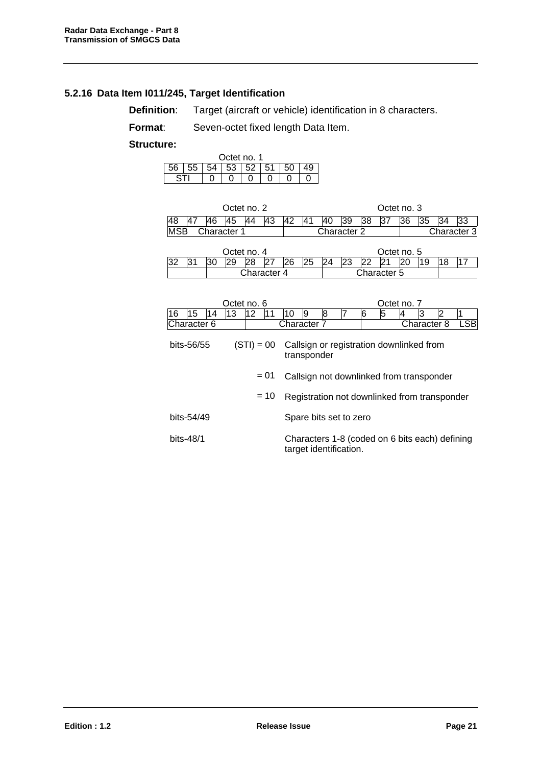### 5.2.16 Data Item I011/245, Target Identification

**Definition**: Target (aircraft or vehicle) identification in 8 characters.

**Format**: Seven-octet fixed length Data Item.

**Structure:**

Octet no. 1

| 56 | 55 | 54 | 53 | 52 | 51 | 50 | 49 |
|---|---|---|---|---|---|---|---|
| STI | | 0 | 0 | 0 | 0 | 0 | 0 |

Octet no. 2 / Octet no. 3

| 48 | 47 | 46 | 45 | 44 | 43 | 42 | 41 | 40 | 39 | 38 | 37 | 36 | 35 | 34 | 33 |
|---|---|---|---|---|---|---|---|---|---|---|---|---|---|---|---|
| MSB | Character 1 | | | | | Character 2 | | | | | | Character 3 | | | |

Octet no. 4 / Octet no. 5

| 32 | 31 | 30 | 29 | 28 | 27 | 26 | 25 | 24 | 23 | 22 | 21 | 20 | 19 | 18 | 17 |
|---|---|---|---|---|---|---|---|---|---|---|---|---|---|---|---|
| | | Character 4 | | | | | | Character 5 | | | | | | | |

Octet no. 6 / Octet no. 7

| 16 | 15 | 14 | 13 | 12 | 11 | 10 | 9 | 8 | 7 | 6 | 5 | 4 | 3 | 2 | 1 |
|---|---|---|---|---|---|---|---|---|---|---|---|---|---|---|---|
| Character 6 | | | | Character 7 | | | | | | Character 8 | | | | | LSB |

bits-56/55 (STI) = 00 Callsign or registration downlinked from transponder

= 01 Callsign not downlinked from transponder

= 10 Registration not downlinked from transponder

bits-54/49 Spare bits set to zero

bits-48/1 Characters 1-8 (coded on 6 bits each) defining target identification.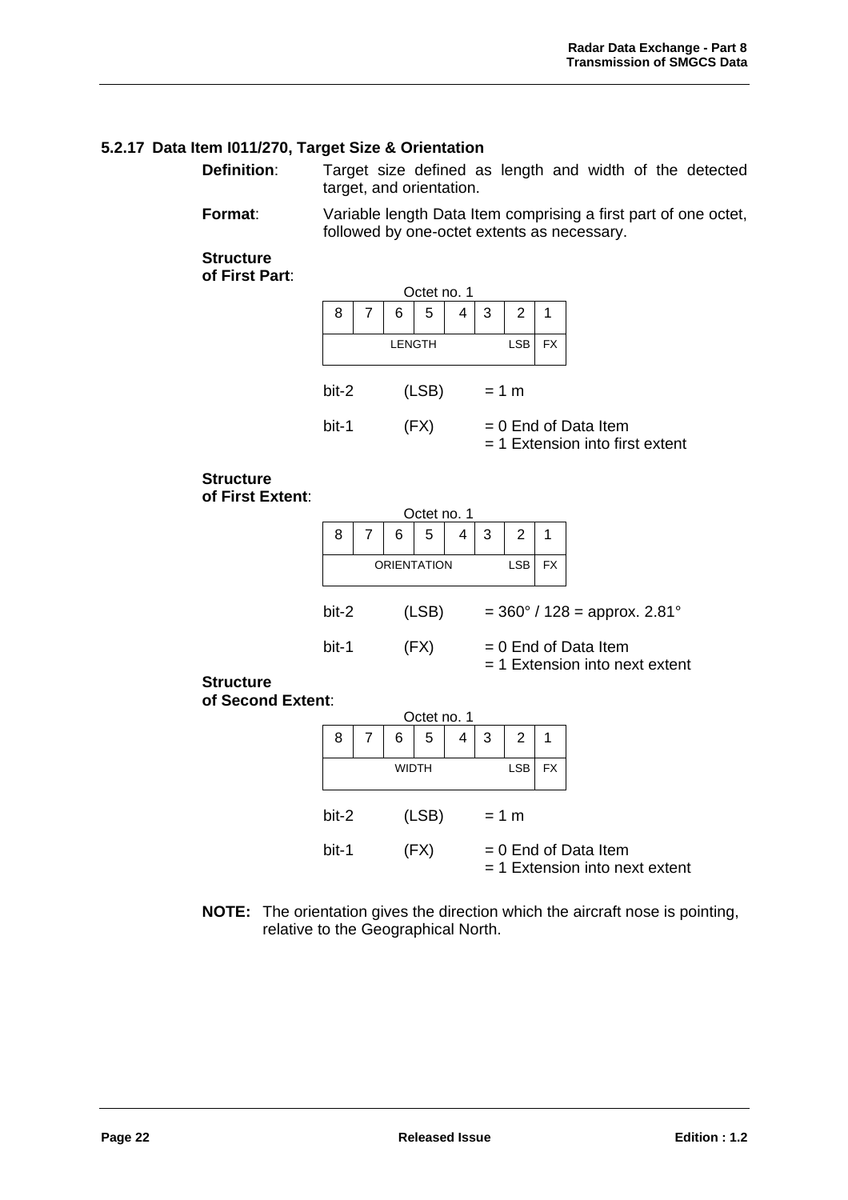### 5.2.17 Data Item I011/270, Target Size & Orientation

**Definition**: Target size defined as length and width of the detected target, and orientation.

**Format**: Variable length Data Item comprising a first part of one octet, followed by one-octet extents as necessary.

**Structure of First Part**:

Octet no. 1

| 8 | 7 | 6 | 5 | 4 | 3 | 2 | 1 |
|---|---|---|---|---|---|---|---|
| LENGTH | | | | | | LSB | FX |

bit-2 (LSB) = 1 m

bit-1 (FX) = 0 End of Data Item
= 1 Extension into first extent

**Structure of First Extent**:

Octet no. 1

| 8 | 7 | 6 | 5 | 4 | 3 | 2 | 1 |
|---|---|---|---|---|---|---|---|
| ORIENTATION | | | | | | LSB | FX |

bit-2 (LSB) = 360° / 128 = approx. 2.81°

bit-1 (FX) = 0 End of Data Item
= 1 Extension into next extent

**Structure of Second Extent**:

Octet no. 1

| 8 | 7 | 6 | 5 | 4 | 3 | 2 | 1 |
|---|---|---|---|---|---|---|---|
| WIDTH | | | | | | LSB | FX |

bit-2 (LSB) = 1 m

bit-1 (FX) = 0 End of Data Item
= 1 Extension into next extent

**NOTE:** The orientation gives the direction which the aircraft nose is pointing, relative to the Geographical North.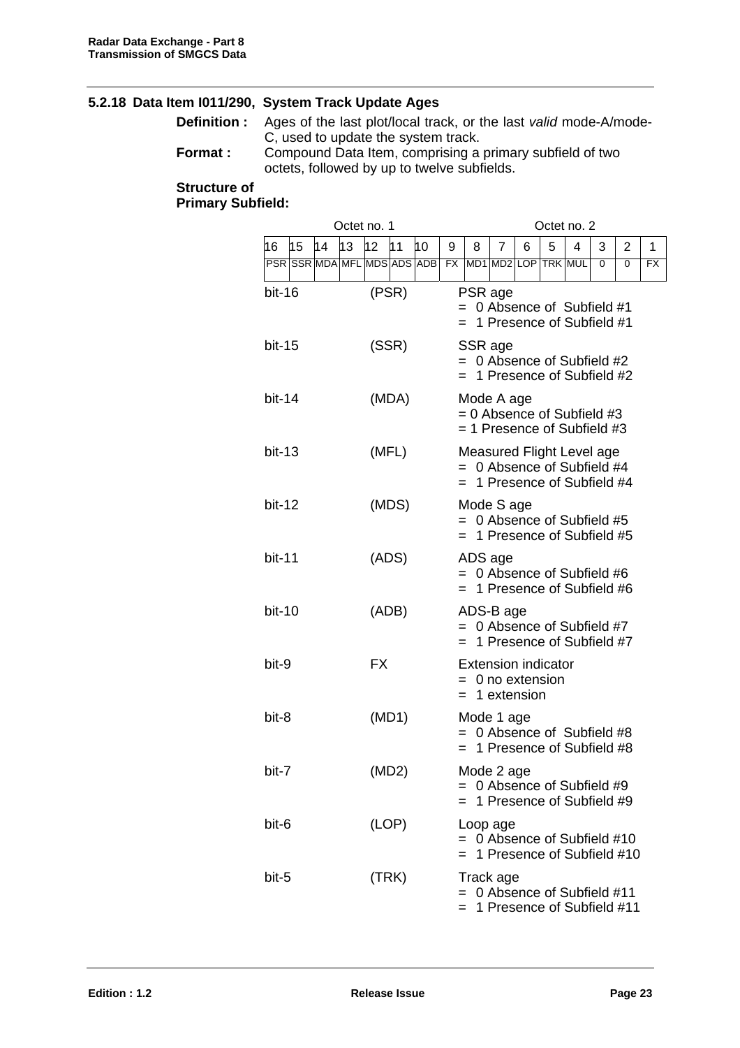## 5.2.18 Data Item I011/290, System Track Update Ages

**Definition :** Ages of the last plot/local track, or the last *valid* mode-A/mode-C, used to update the system track.

**Format :** Compound Data Item, comprising a primary subfield of two octets, followed by up to twelve subfields.

**Structure of Primary Subfield:**

| Octet no. 1 | | | | | | | | Octet no. 2 | | | | | | | |
|---|---|---|---|---|---|---|---|---|---|---|---|---|---|---|---|
| 16 | 15 | 14 | 13 | 12 | 11 | 10 | 9 | 8 | 7 | 6 | 5 | 4 | 3 | 2 | 1 |
| PSR | SSR | MDA | MFL | MDS | ADS | ADB | FX | MD1 | MD2 | LOP | TRK | MUL | 0 | 0 | FX |

bit-16 (PSR) PSR age
= 0 Absence of Subfield #1
= 1 Presence of Subfield #1

bit-15 (SSR) SSR age
= 0 Absence of Subfield #2
= 1 Presence of Subfield #2

bit-14 (MDA) Mode A age
= 0 Absence of Subfield #3
= 1 Presence of Subfield #3

bit-13 (MFL) Measured Flight Level age
= 0 Absence of Subfield #4
= 1 Presence of Subfield #4

bit-12 (MDS) Mode S age
= 0 Absence of Subfield #5
= 1 Presence of Subfield #5

bit-11 (ADS) ADS age
= 0 Absence of Subfield #6
= 1 Presence of Subfield #6

bit-10 (ADB) ADS-B age
= 0 Absence of Subfield #7
= 1 Presence of Subfield #7

bit-9 FX Extension indicator
= 0 no extension
= 1 extension

bit-8 (MD1) Mode 1 age
= 0 Absence of Subfield #8
= 1 Presence of Subfield #8

bit-7 (MD2) Mode 2 age
= 0 Absence of Subfield #9
= 1 Presence of Subfield #9

bit-6 (LOP) Loop age
= 0 Absence of Subfield #10
= 1 Presence of Subfield #10

bit-5 (TRK) Track age
= 0 Absence of Subfield #11
= 1 Presence of Subfield #11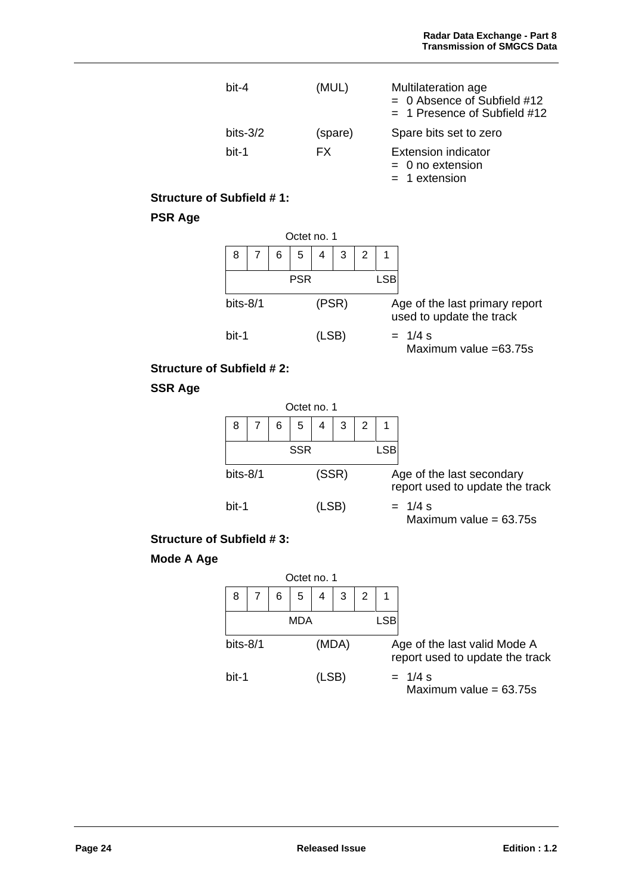| | | |
|---|---|---|
| bit-4 | (MUL) | Multilateration age<br>= 0 Absence of Subfield #12<br>= 1 Presence of Subfield #12 |
| bits-3/2 | (spare) | Spare bits set to zero |
| bit-1 | FX | Extension indicator<br>= 0 no extension<br>= 1 extension |

**Structure of Subfield # 1:**

**PSR Age**

Octet no. 1

| 8 | 7 | 6 | 5 | 4 | 3 | 2 | 1 |
|---|---|---|---|---|---|---|---|
| | | | PSR | | | | LSB |

| | | |
|---|---|---|
| bits-8/1 | (PSR) | Age of the last primary report used to update the track |
| bit-1 | (LSB) | = 1/4 s<br>Maximum value =63.75s |

**Structure of Subfield # 2:**

**SSR Age**

Octet no. 1

| 8 | 7 | 6 | 5 | 4 | 3 | 2 | 1 |
|---|---|---|---|---|---|---|---|
| | | | SSR | | | | LSB |

| | | |
|---|---|---|
| bits-8/1 | (SSR) | Age of the last secondary report used to update the track |
| bit-1 | (LSB) | = 1/4 s<br>Maximum value = 63.75s |

**Structure of Subfield # 3:**

**Mode A Age**

Octet no. 1

| 8 | 7 | 6 | 5 | 4 | 3 | 2 | 1 |
|---|---|---|---|---|---|---|---|
| | | | MDA | | | | LSB |

| | | |
|---|---|---|
| bits-8/1 | (MDA) | Age of the last valid Mode A report used to update the track |
| bit-1 | (LSB) | = 1/4 s<br>Maximum value = 63.75s |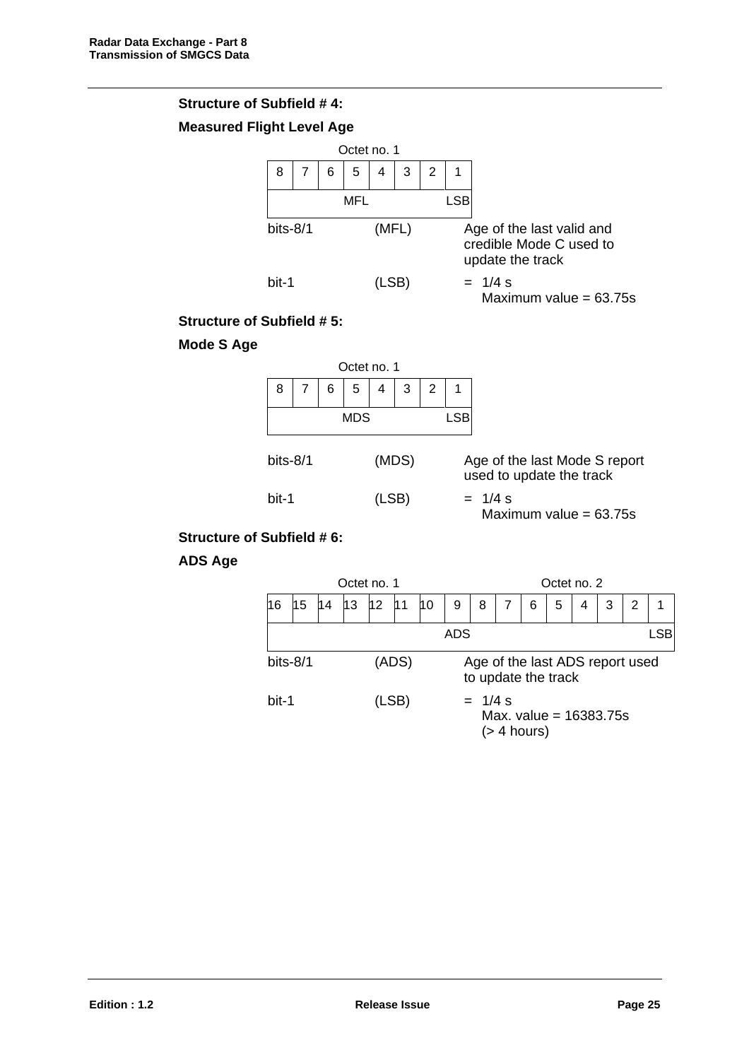**Structure of Subfield # 4:**

**Measured Flight Level Age**

Octet no. 1

| 8 | 7 | 6 | 5 | 4 | 3 | 2 | 1 |
|---|---|---|---|---|---|---|---|
| MFL | | | | | | | LSB |

bits-8/1 (MFL) Age of the last valid and credible Mode C used to update the track

bit-1 (LSB) = 1/4 s
Maximum value = 63.75s

**Structure of Subfield # 5:**

**Mode S Age**

Octet no. 1

| 8 | 7 | 6 | 5 | 4 | 3 | 2 | 1 |
|---|---|---|---|---|---|---|---|
| MDS | | | | | | | LSB |

bits-8/1 (MDS) Age of the last Mode S report used to update the track

bit-1 (LSB) = 1/4 s
Maximum value = 63.75s

**Structure of Subfield # 6:**

**ADS Age**

Octet no. 1 / Octet no. 2

| 16 | 15 | 14 | 13 | 12 | 11 | 10 | 9 | 8 | 7 | 6 | 5 | 4 | 3 | 2 | 1 |
|---|---|---|---|---|---|---|---|---|---|---|---|---|---|---|---|
| ADS | | | | | | | | | | | | | | | LSB |

bits-8/1 (ADS) Age of the last ADS report used to update the track

bit-1 (LSB) = 1/4 s
Max. value = 16383.75s
(> 4 hours)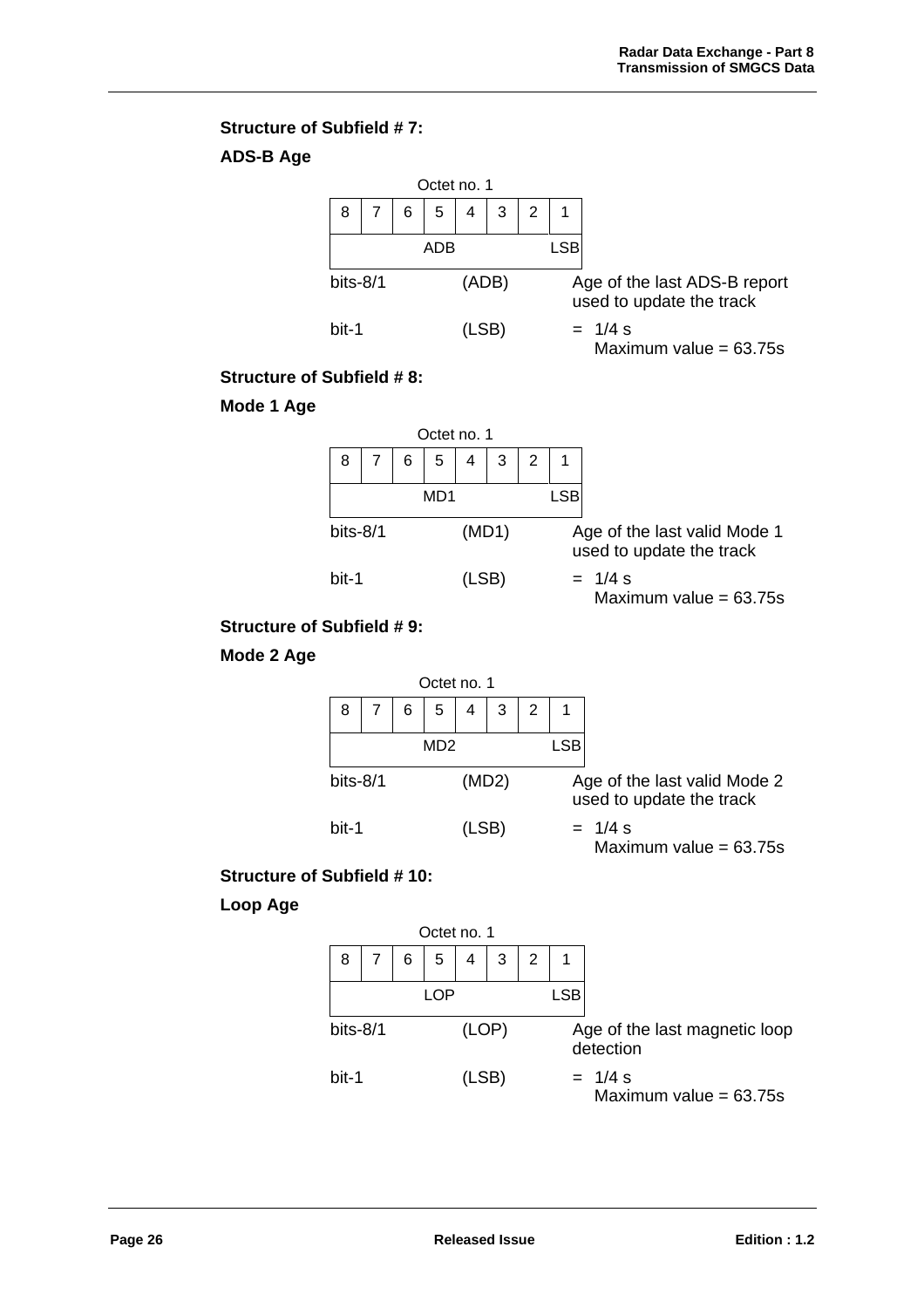**Structure of Subfield # 7:**

**ADS-B Age**

Octet no. 1

| 8 | 7 | 6 | 5 | 4 | 3 | 2 | 1 |
|---|---|---|---|---|---|---|---|
| ADB | | | | | | | LSB |

bits-8/1 (ADB) Age of the last ADS-B report used to update the track

bit-1 (LSB) = 1/4 s
Maximum value = 63.75s

**Structure of Subfield # 8:**

**Mode 1 Age**

Octet no. 1

| 8 | 7 | 6 | 5 | 4 | 3 | 2 | 1 |
|---|---|---|---|---|---|---|---|
| MD1 | | | | | | | LSB |

bits-8/1 (MD1) Age of the last valid Mode 1 used to update the track

bit-1 (LSB) = 1/4 s
Maximum value = 63.75s

**Structure of Subfield # 9:**

**Mode 2 Age**

Octet no. 1

| 8 | 7 | 6 | 5 | 4 | 3 | 2 | 1 |
|---|---|---|---|---|---|---|---|
| MD2 | | | | | | | LSB |

bits-8/1 (MD2) Age of the last valid Mode 2 used to update the track

bit-1 (LSB) = 1/4 s
Maximum value = 63.75s

**Structure of Subfield # 10:**

**Loop Age**

Octet no. 1

| 8 | 7 | 6 | 5 | 4 | 3 | 2 | 1 |
|---|---|---|---|---|---|---|---|
| LOP | | | | | | | LSB |

bits-8/1 (LOP) Age of the last magnetic loop detection

bit-1 (LSB) = 1/4 s
Maximum value = 63.75s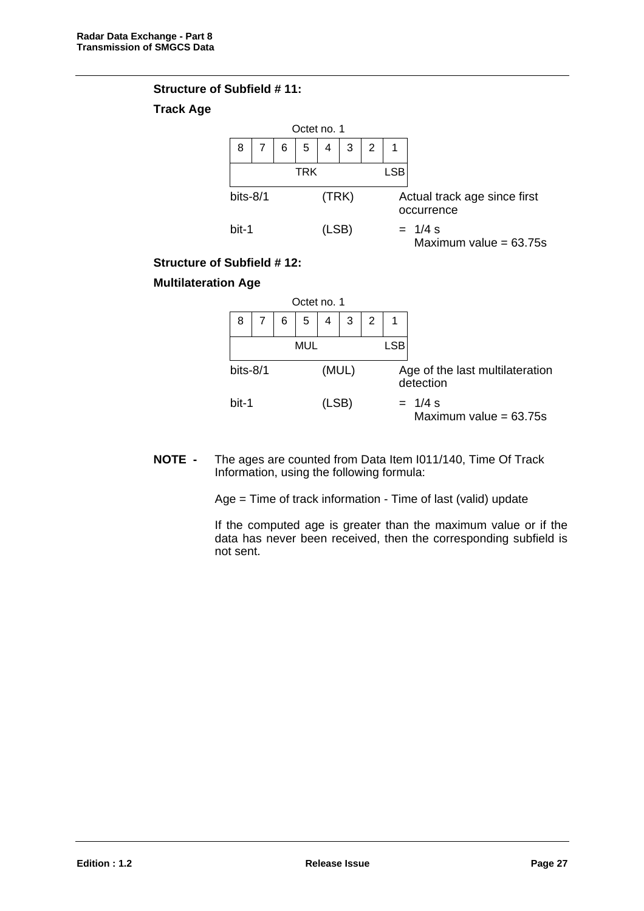**Structure of Subfield # 11:**

**Track Age**

Octet no. 1

| 8 | 7 | 6 | 5 | 4 | 3 | 2 | 1 |
|---|---|---|---|---|---|---|---|
| | | | TRK | | | | LSB |

bits-8/1 (TRK) Actual track age since first occurrence

bit-1 (LSB) = 1/4 s
Maximum value = 63.75s

**Structure of Subfield # 12:**

**Multilateration Age**

Octet no. 1

| 8 | 7 | 6 | 5 | 4 | 3 | 2 | 1 |
|---|---|---|---|---|---|---|---|
| | | | MUL | | | | LSB |

bits-8/1 (MUL) Age of the last multilateration detection

bit-1 (LSB) = 1/4 s
Maximum value = 63.75s

**NOTE -** The ages are counted from Data Item I011/140, Time Of Track Information, using the following formula:

Age = Time of track information - Time of last (valid) update

If the computed age is greater than the maximum value or if the data has never been received, then the corresponding subfield is not sent.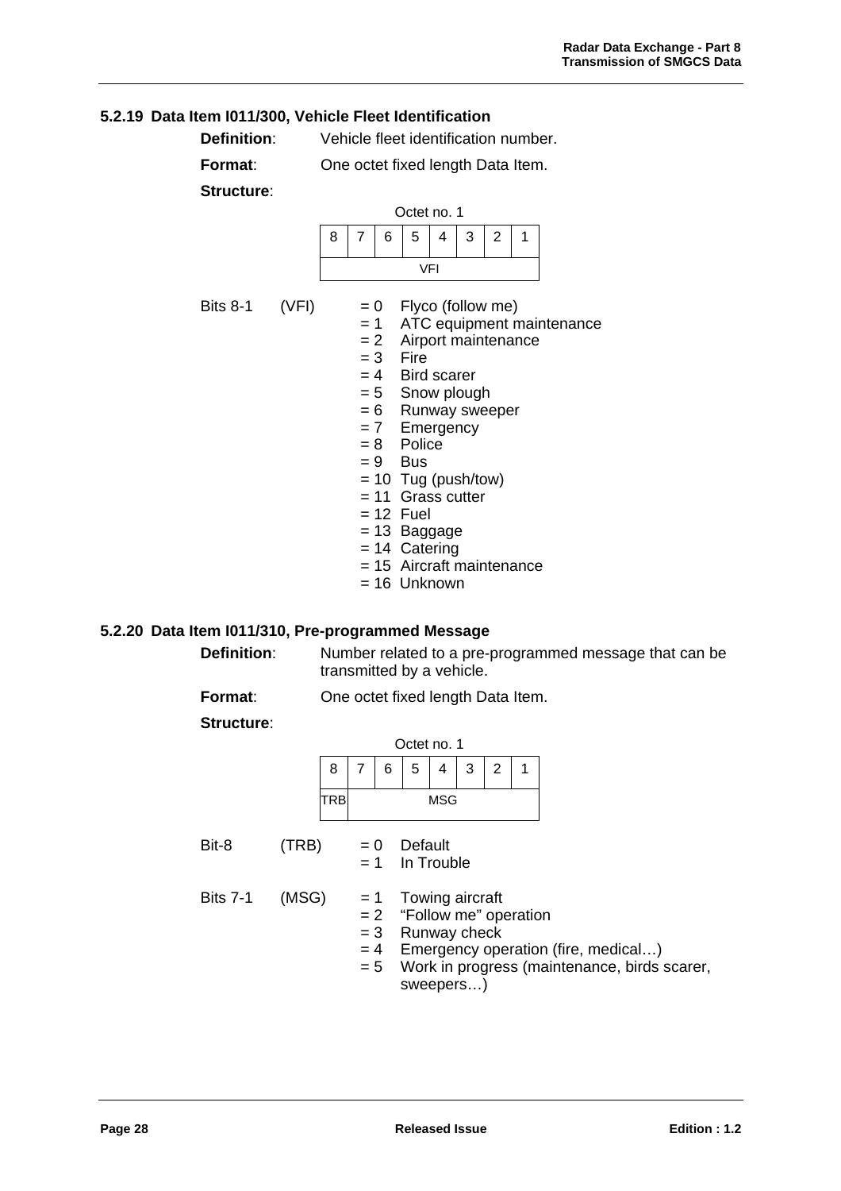### 5.2.19 Data Item I011/300, Vehicle Fleet Identification

**Definition**: Vehicle fleet identification number.

**Format**: One octet fixed length Data Item.

**Structure**:

Octet no. 1

| 8 | 7 | 6 | 5 | 4 | 3 | 2 | 1 |
|---|---|---|---|---|---|---|---|
| VFI | | | | | | | |

Bits 8-1 (VFI)
- = 0 Flyco (follow me)
- = 1 ATC equipment maintenance
- = 2 Airport maintenance
- = 3 Fire
- = 4 Bird scarer
- = 5 Snow plough
- = 6 Runway sweeper
- = 7 Emergency
- = 8 Police
- = 9 Bus
- = 10 Tug (push/tow)
- = 11 Grass cutter
- = 12 Fuel
- = 13 Baggage
- = 14 Catering
- = 15 Aircraft maintenance
- = 16 Unknown

### 5.2.20 Data Item I011/310, Pre-programmed Message

**Definition**: Number related to a pre-programmed message that can be transmitted by a vehicle.

**Format**: One octet fixed length Data Item.

**Structure**:

Octet no. 1

| 8 | 7 | 6 | 5 | 4 | 3 | 2 | 1 |
|---|---|---|---|---|---|---|---|
| TRB | MSG | | | | | | |

Bit-8 (TRB)
- = 0 Default
- = 1 In Trouble

Bits 7-1 (MSG)
- = 1 Towing aircraft
- = 2 "Follow me" operation
- = 3 Runway check
- = 4 Emergency operation (fire, medical…)
- = 5 Work in progress (maintenance, birds scarer, sweepers…)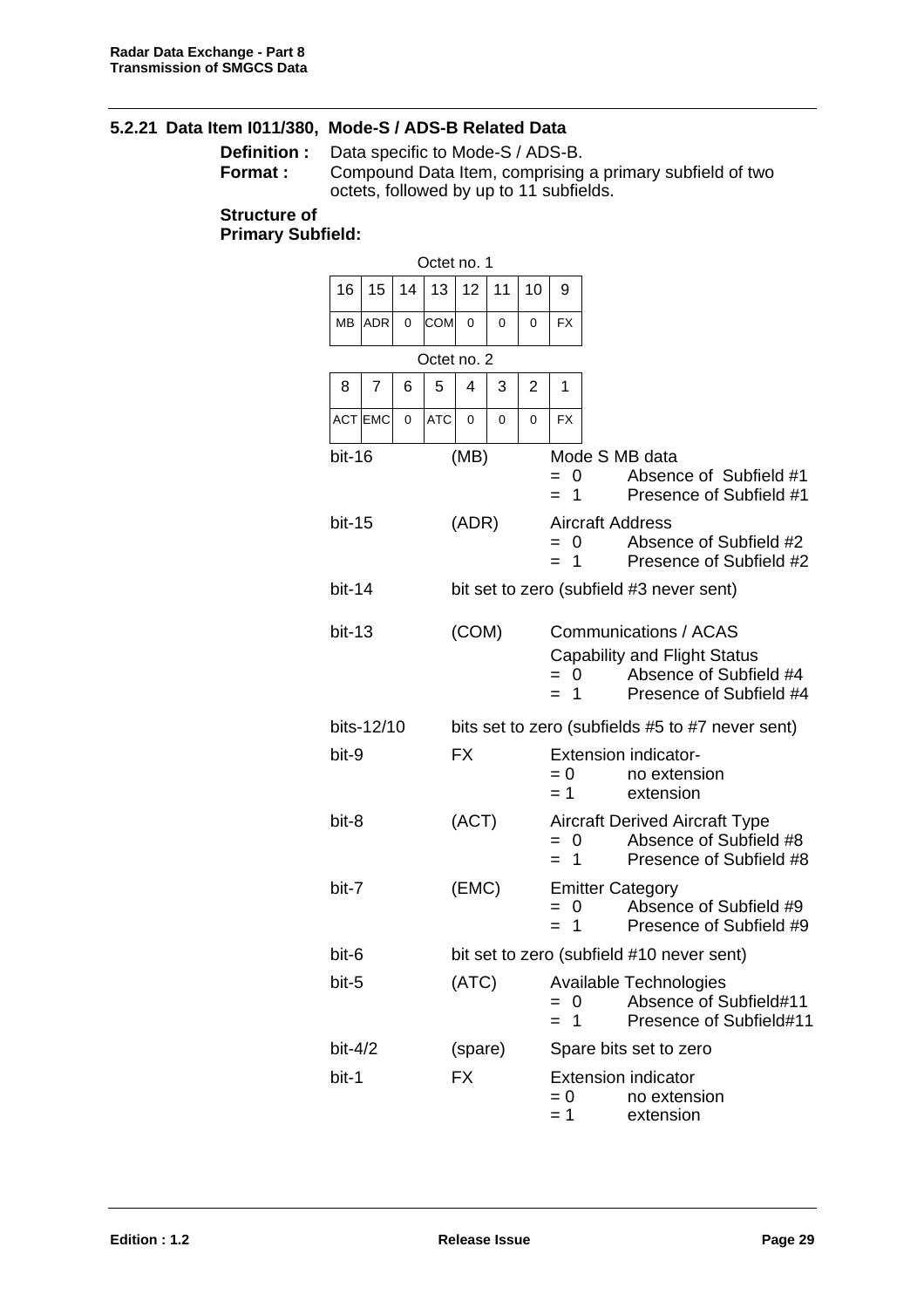### 5.2.21 Data Item I011/380, Mode-S / ADS-B Related Data

**Definition :** Data specific to Mode-S / ADS-B.

**Format :** Compound Data Item, comprising a primary subfield of two octets, followed by up to 11 subfields.

**Structure of Primary Subfield:**

Octet no. 1

| 16 | 15 | 14 | 13 | 12 | 11 | 10 | 9 |
|---|---|---|---|---|---|---|---|
| MB | ADR | 0 | COM | 0 | 0 | 0 | FX |

Octet no. 2

| 8 | 7 | 6 | 5 | 4 | 3 | 2 | 1 |
|---|---|---|---|---|---|---|---|
| ACT | EMC | 0 | ATC | 0 | 0 | 0 | FX |

bit-16 (MB) Mode S MB data
- = 0 Absence of Subfield #1
- = 1 Presence of Subfield #1

bit-15 (ADR) Aircraft Address
- = 0 Absence of Subfield #2
- = 1 Presence of Subfield #2

bit-14 bit set to zero (subfield #3 never sent)

bit-13 (COM) Communications / ACAS Capability and Flight Status
- = 0 Absence of Subfield #4
- = 1 Presence of Subfield #4

bits-12/10 bits set to zero (subfields #5 to #7 never sent)

bit-9 FX Extension indicator-
- = 0 no extension
- = 1 extension

bit-8 (ACT) Aircraft Derived Aircraft Type
- = 0 Absence of Subfield #8
- = 1 Presence of Subfield #8

bit-7 (EMC) Emitter Category
- = 0 Absence of Subfield #9
- = 1 Presence of Subfield #9

bit-6 bit set to zero (subfield #10 never sent)

bit-5 (ATC) Available Technologies
- = 0 Absence of Subfield#11
- = 1 Presence of Subfield#11

bit-4/2 (spare) Spare bits set to zero

bit-1 FX Extension indicator
- = 0 no extension
- = 1 extension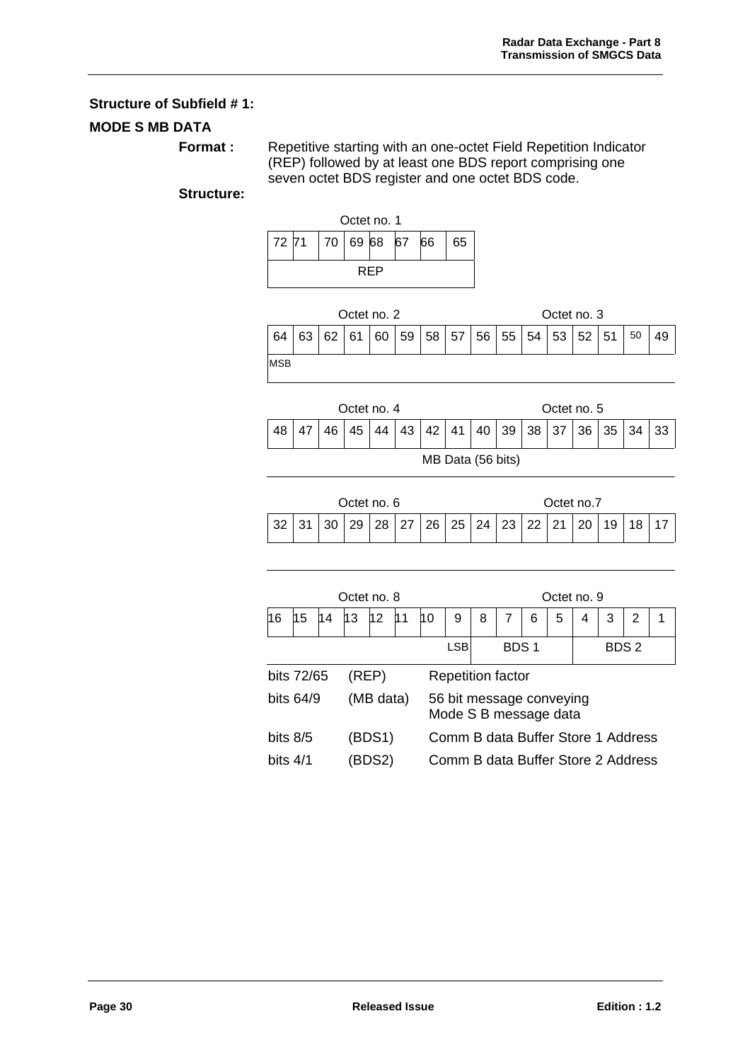**Structure of Subfield # 1:**

**MODE S MB DATA**

**Format :** Repetitive starting with an one-octet Field Repetition Indicator (REP) followed by at least one BDS report comprising one seven octet BDS register and one octet BDS code.

**Structure:**

Octet no. 1

| 72 | 71 | 70 | 69 | 68 | 67 | 66 | 65 |
|---|---|---|---|---|---|---|---|
| REP | | | | | | | |

| Octet no. 2 | | | | | | | | Octet no. 3 | | | | | | | |
|---|---|---|---|---|---|---|---|---|---|---|---|---|---|---|---|
| 64 | 63 | 62 | 61 | 60 | 59 | 58 | 57 | 56 | 55 | 54 | 53 | 52 | 51 | 50 | 49 |
| MSB | | | | | | | | | | | | | | | |

| Octet no. 4 | | | | | | | | Octet no. 5 | | | | | | | |
|---|---|---|---|---|---|---|---|---|---|---|---|---|---|---|---|
| 48 | 47 | 46 | 45 | 44 | 43 | 42 | 41 | 40 | 39 | 38 | 37 | 36 | 35 | 34 | 33 |
| MB Data (56 bits) | | | | | | | | | | | | | | | |

| Octet no. 6 | | | | | | | | Octet no.7 | | | | | | | |
|---|---|---|---|---|---|---|---|---|---|---|---|---|---|---|---|
| 32 | 31 | 30 | 29 | 28 | 27 | 26 | 25 | 24 | 23 | 22 | 21 | 20 | 19 | 18 | 17 |

| Octet no. 8 | | | | | | | | Octet no. 9 | | | | | | | |
|---|---|---|---|---|---|---|---|---|---|---|---|---|---|---|---|
| 16 | 15 | 14 | 13 | 12 | 11 | 10 | 9 | 8 | 7 | 6 | 5 | 4 | 3 | 2 | 1 |
| | | | | | | | LSB | BDS 1 | | | | BDS 2 | | | |

| | | |
|---|---|---|
| bits 72/65 | (REP) | Repetition factor |
| bits 64/9 | (MB data) | 56 bit message conveying Mode S B message data |
| bits 8/5 | (BDS1) | Comm B data Buffer Store 1 Address |
| bits 4/1 | (BDS2) | Comm B data Buffer Store 2 Address |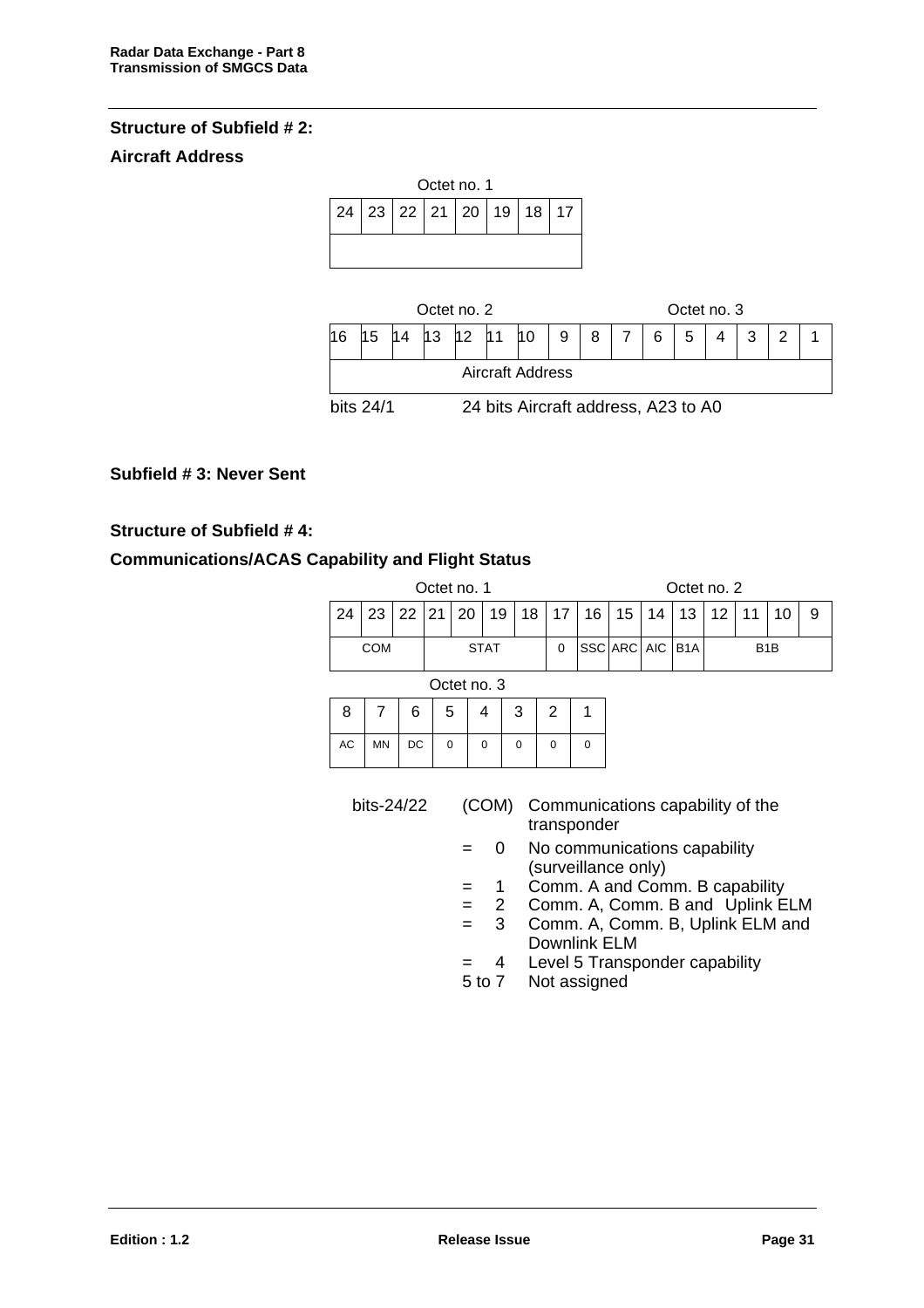**Structure of Subfield # 2:**

**Aircraft Address**

Octet no. 1

| 24 | 23 | 22 | 21 | 20 | 19 | 18 | 17 |
|---|---|---|---|---|---|---|---|
| | | | | | | | |

Octet no. 2 / Octet no. 3

| 16 | 15 | 14 | 13 | 12 | 11 | 10 | 9 | 8 | 7 | 6 | 5 | 4 | 3 | 2 | 1 |
|---|---|---|---|---|---|---|---|---|---|---|---|---|---|---|---|
| Aircraft Address | | | | | | | | | | | | | | | |

bits 24/1 24 bits Aircraft address, A23 to A0

**Subfield # 3: Never Sent**

**Structure of Subfield # 4:**

**Communications/ACAS Capability and Flight Status**

Octet no. 1 / Octet no. 2

| 24 | 23 | 22 | 21 | 20 | 19 | 18 | 17 | 16 | 15 | 14 | 13 | 12 | 11 | 10 | 9 |
|---|---|---|---|---|---|---|---|---|---|---|---|---|---|---|---|
| COM | | | STAT | | | | 0 | SSC | ARC | AIC | B1A | B1B | | | |

Octet no. 3

| 8 | 7 | 6 | 5 | 4 | 3 | 2 | 1 |
|---|---|---|---|---|---|---|---|
| AC | MN | DC | 0 | 0 | 0 | 0 | 0 |

bits-24/22 (COM) Communications capability of the transponder

- = 0 No communications capability (surveillance only)
- = 1 Comm. A and Comm. B capability
- = 2 Comm. A, Comm. B and Uplink ELM
- = 3 Comm. A, Comm. B, Uplink ELM and Downlink ELM
- = 4 Level 5 Transponder capability
- 5 to 7 Not assigned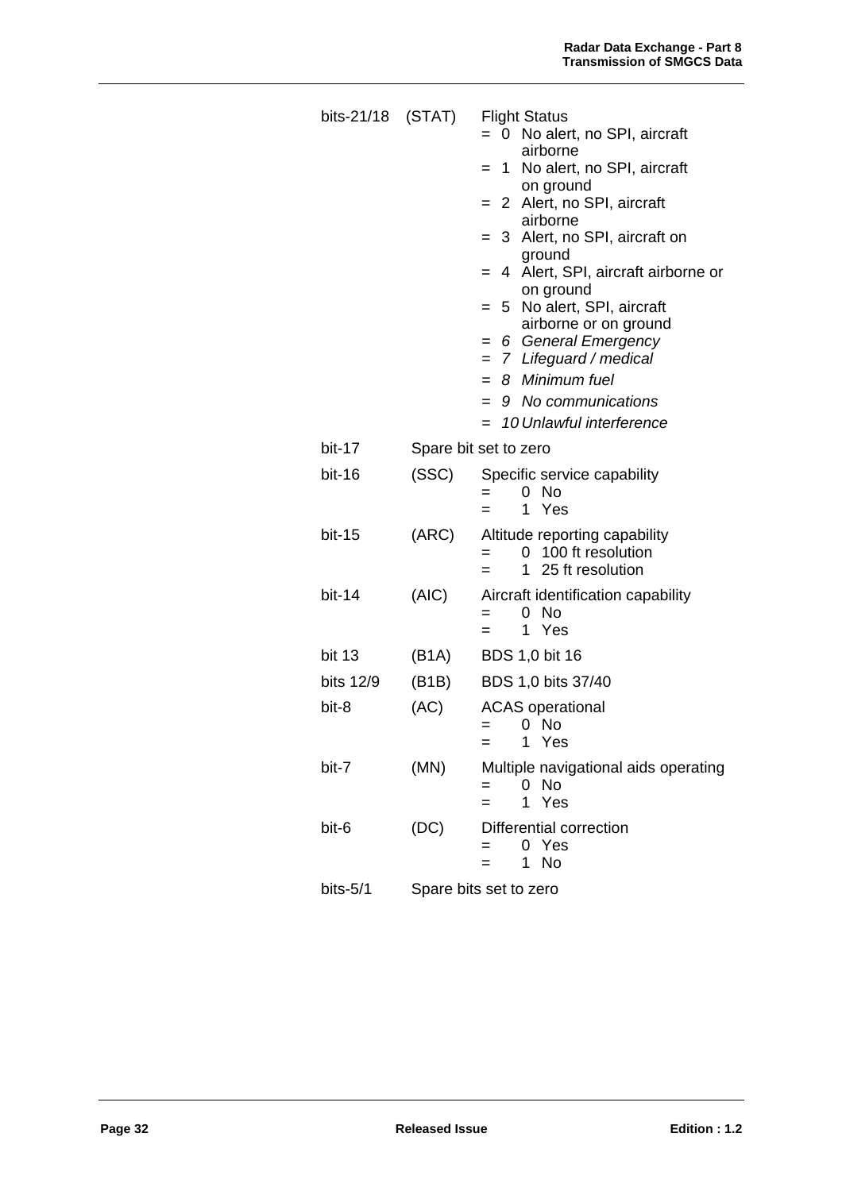bits-21/18 (STAT) Flight Status
- = 0 No alert, no SPI, aircraft airborne
- = 1 No alert, no SPI, aircraft on ground
- = 2 Alert, no SPI, aircraft airborne
- = 3 Alert, no SPI, aircraft on ground
- = 4 Alert, SPI, aircraft airborne or on ground
- = 5 No alert, SPI, aircraft airborne or on ground
- = *6 General Emergency*
- = *7 Lifeguard / medical*
- = *8 Minimum fuel*
- = *9 No communications*
- = *10 Unlawful interference*

bit-17 Spare bit set to zero

bit-16 (SSC) Specific service capability
- = 0 No
- = 1 Yes

bit-15 (ARC) Altitude reporting capability
- = 0 100 ft resolution
- = 1 25 ft resolution

bit-14 (AIC) Aircraft identification capability
- = 0 No
- = 1 Yes

bit 13 (B1A) BDS 1,0 bit 16

bits 12/9 (B1B) BDS 1,0 bits 37/40

bit-8 (AC) ACAS operational
- = 0 No
- = 1 Yes

bit-7 (MN) Multiple navigational aids operating
- = 0 No
- = 1 Yes

bit-6 (DC) Differential correction
- = 0 Yes
- = 1 No

bits-5/1 Spare bits set to zero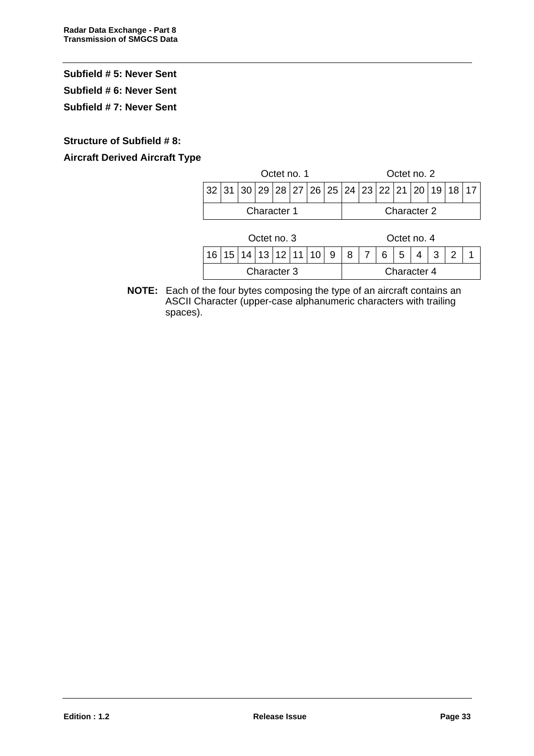**Subfield # 5: Never Sent**

**Subfield # 6: Never Sent**

**Subfield # 7: Never Sent**

**Structure of Subfield # 8:**

**Aircraft Derived Aircraft Type**

| Octet no. 1 | | | | | | | | Octet no. 2 | | | | | | | |
|---|---|---|---|---|---|---|---|---|---|---|---|---|---|---|---|
| 32 | 31 | 30 | 29 | 28 | 27 | 26 | 25 | 24 | 23 | 22 | 21 | 20 | 19 | 18 | 17 |
| Character 1 | | | | | | | | Character 2 | | | | | | | |

| Octet no. 3 | | | | | | | | Octet no. 4 | | | | | | | |
|---|---|---|---|---|---|---|---|---|---|---|---|---|---|---|---|
| 16 | 15 | 14 | 13 | 12 | 11 | 10 | 9 | 8 | 7 | 6 | 5 | 4 | 3 | 2 | 1 |
| Character 3 | | | | | | | | Character 4 | | | | | | | |

**NOTE:** Each of the four bytes composing the type of an aircraft contains an ASCII Character (upper-case alphanumeric characters with trailing spaces).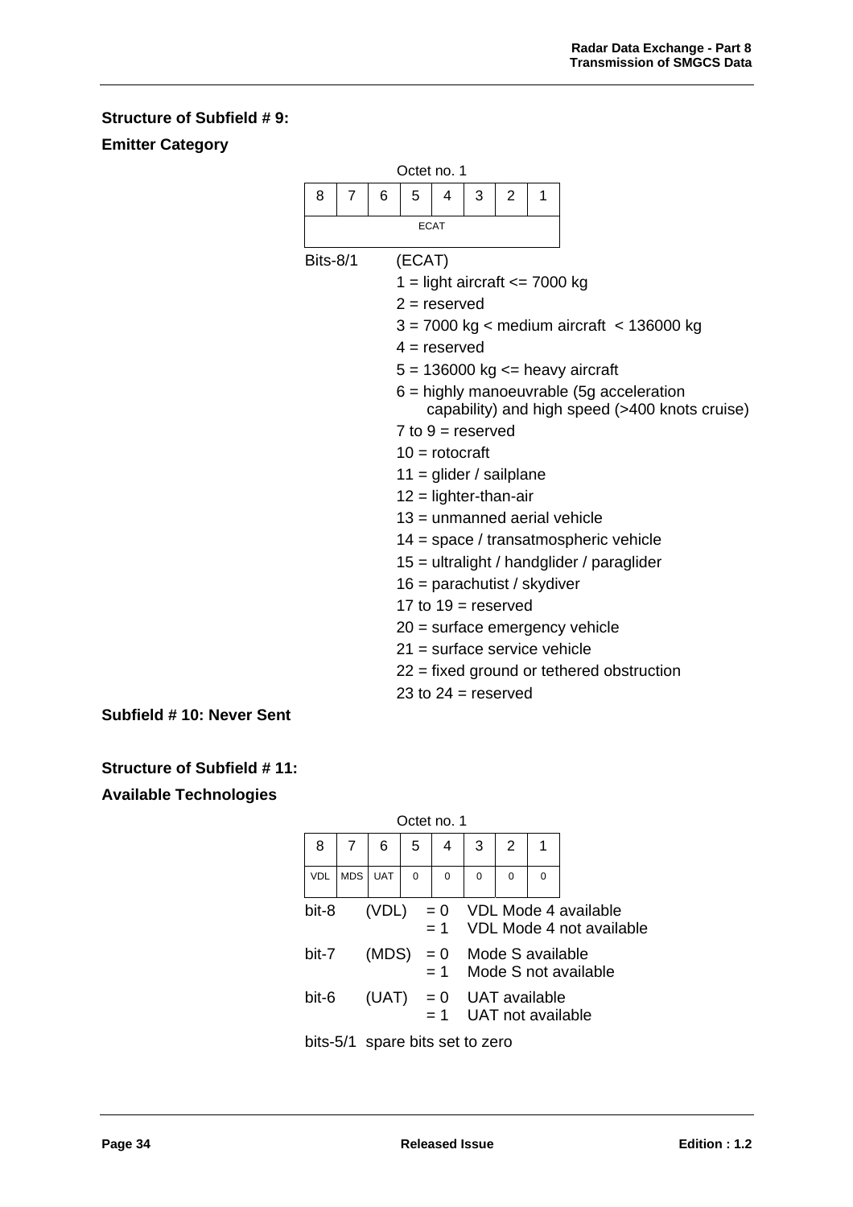**Structure of Subfield # 9:**

**Emitter Category**

Octet no. 1

| 8 | 7 | 6 | 5 | 4 | 3 | 2 | 1 |
|---|---|---|---|---|---|---|---|
| ECAT | | | | | | | |

Bits-8/1 (ECAT)

- 1 = light aircraft <= 7000 kg
- 2 = reserved
- 3 = 7000 kg < medium aircraft < 136000 kg
- 4 = reserved
- 5 = 136000 kg <= heavy aircraft
- 6 = highly manoeuvrable (5g acceleration capability) and high speed (>400 knots cruise)
- 7 to 9 = reserved
- 10 = rotocraft
- 11 = glider / sailplane
- 12 = lighter-than-air
- 13 = unmanned aerial vehicle
- 14 = space / transatmospheric vehicle
- 15 = ultralight / handglider / paraglider
- 16 = parachutist / skydiver
- 17 to 19 = reserved
- 20 = surface emergency vehicle
- 21 = surface service vehicle
- 22 = fixed ground or tethered obstruction
- 23 to 24 = reserved

**Subfield # 10: Never Sent**

**Structure of Subfield # 11:**

**Available Technologies**

Octet no. 1

| 8 | 7 | 6 | 5 | 4 | 3 | 2 | 1 |
|---|---|---|---|---|---|---|---|
| VDL | MDS | UAT | 0 | 0 | 0 | 0 | 0 |

bit-8 (VDL) = 0 VDL Mode 4 available
= 1 VDL Mode 4 not available

bit-7 (MDS) = 0 Mode S available
= 1 Mode S not available

bit-6 (UAT) = 0 UAT available
= 1 UAT not available

bits-5/1 spare bits set to zero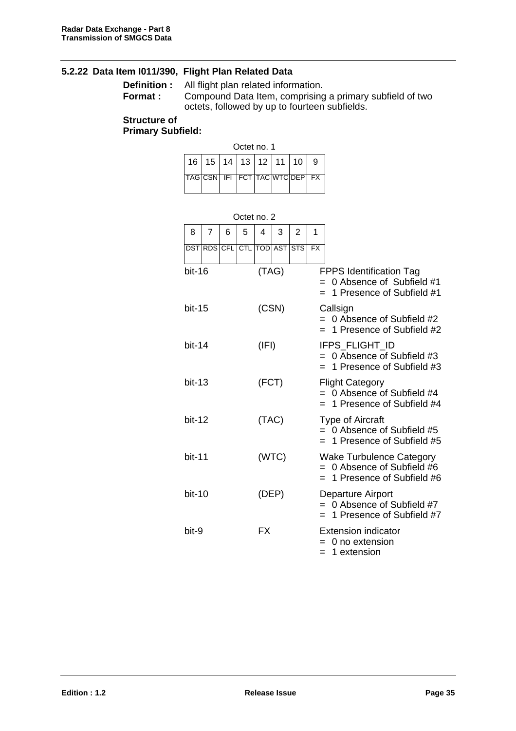### 5.2.22 Data Item I011/390, Flight Plan Related Data

**Definition :** All flight plan related information.

**Format :** Compound Data Item, comprising a primary subfield of two octets, followed by up to fourteen subfields.

**Structure of Primary Subfield:**

Octet no. 1

| 16 | 15 | 14 | 13 | 12 | 11 | 10 | 9 |
|---|---|---|---|---|---|---|---|
| TAG | CSN | IFI | FCT | TAC | WTC | DEP | FX |

Octet no. 2

| 8 | 7 | 6 | 5 | 4 | 3 | 2 | 1 |
|---|---|---|---|---|---|---|---|
| DST | RDS | CFL | CTL | TOD | AST | STS | FX |

| Bit | Name | Description |
|---|---|---|
| bit-16 | (TAG) | FPPS Identification Tag<br>= 0 Absence of Subfield #1<br>= 1 Presence of Subfield #1 |
| bit-15 | (CSN) | Callsign<br>= 0 Absence of Subfield #2<br>= 1 Presence of Subfield #2 |
| bit-14 | (IFI) | IFPS_FLIGHT_ID<br>= 0 Absence of Subfield #3<br>= 1 Presence of Subfield #3 |
| bit-13 | (FCT) | Flight Category<br>= 0 Absence of Subfield #4<br>= 1 Presence of Subfield #4 |
| bit-12 | (TAC) | Type of Aircraft<br>= 0 Absence of Subfield #5<br>= 1 Presence of Subfield #5 |
| bit-11 | (WTC) | Wake Turbulence Category<br>= 0 Absence of Subfield #6<br>= 1 Presence of Subfield #6 |
| bit-10 | (DEP) | Departure Airport<br>= 0 Absence of Subfield #7<br>= 1 Presence of Subfield #7 |
| bit-9 | FX | Extension indicator<br>= 0 no extension<br>= 1 extension |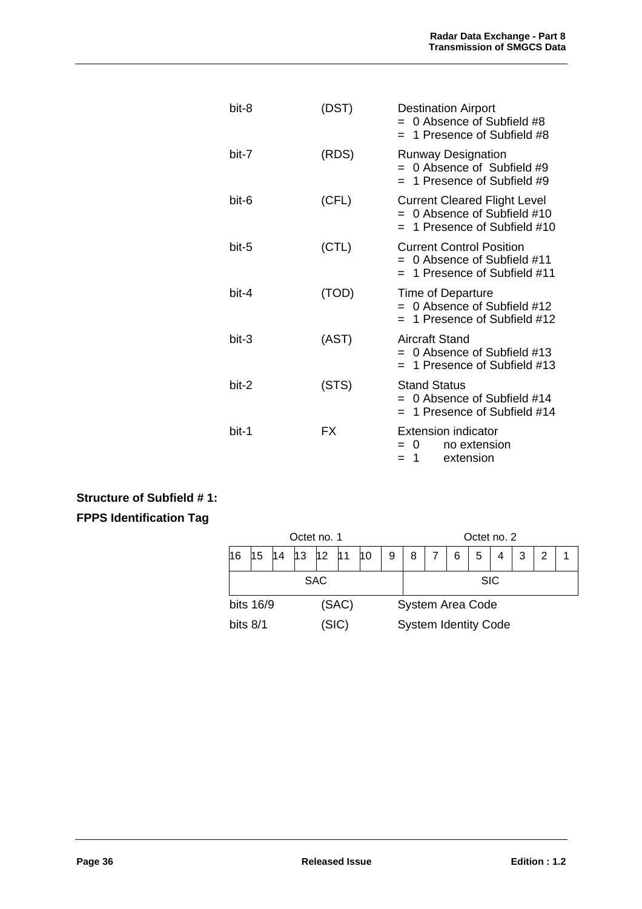| | | |
|---|---|---|
| bit-8 | (DST) | Destination Airport<br>= 0 Absence of Subfield #8<br>= 1 Presence of Subfield #8 |
| bit-7 | (RDS) | Runway Designation<br>= 0 Absence of Subfield #9<br>= 1 Presence of Subfield #9 |
| bit-6 | (CFL) | Current Cleared Flight Level<br>= 0 Absence of Subfield #10<br>= 1 Presence of Subfield #10 |
| bit-5 | (CTL) | Current Control Position<br>= 0 Absence of Subfield #11<br>= 1 Presence of Subfield #11 |
| bit-4 | (TOD) | Time of Departure<br>= 0 Absence of Subfield #12<br>= 1 Presence of Subfield #12 |
| bit-3 | (AST) | Aircraft Stand<br>= 0 Absence of Subfield #13<br>= 1 Presence of Subfield #13 |
| bit-2 | (STS) | Stand Status<br>= 0 Absence of Subfield #14<br>= 1 Presence of Subfield #14 |
| bit-1 | FX | Extension indicator<br>= 0 no extension<br>= 1 extension |

**Structure of Subfield # 1:**

**FPPS Identification Tag**

| Octet no. 1 | | | | | | | | Octet no. 2 | | | | | | | |
|---|---|---|---|---|---|---|---|---|---|---|---|---|---|---|---|
| 16 | 15 | 14 | 13 | 12 | 11 | 10 | 9 | 8 | 7 | 6 | 5 | 4 | 3 | 2 | 1 |
| SAC | | | | | | | | SIC | | | | | | | |

| | | |
|---|---|---|
| bits 16/9 | (SAC) | System Area Code |
| bits 8/1 | (SIC) | System Identity Code |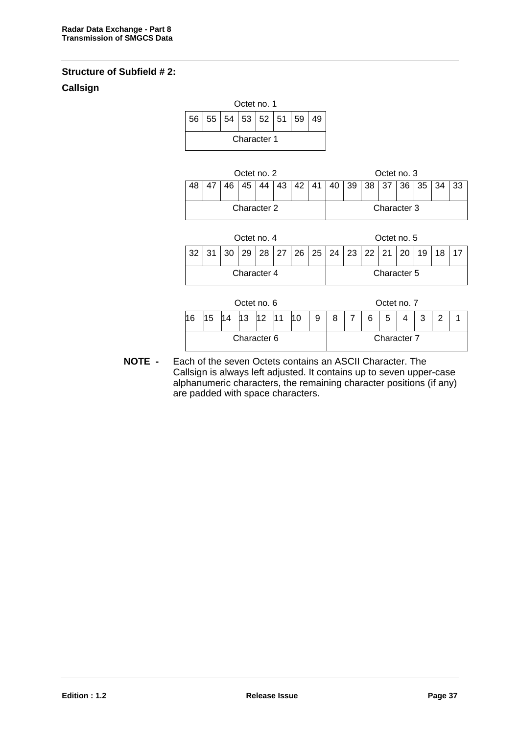**Structure of Subfield # 2:**

**Callsign**

| Octet no. 1 | | | | | | | |
|---|---|---|---|---|---|---|---|
| 56 | 55 | 54 | 53 | 52 | 51 | 59 | 49 |
| Character 1 | | | | | | | |

| Octet no. 2 | | | | | | | | Octet no. 3 | | | | | | | |
|---|---|---|---|---|---|---|---|---|---|---|---|---|---|---|---|
| 48 | 47 | 46 | 45 | 44 | 43 | 42 | 41 | 40 | 39 | 38 | 37 | 36 | 35 | 34 | 33 |
| Character 2 | | | | | | | | Character 3 | | | | | | | |

| Octet no. 4 | | | | | | | | Octet no. 5 | | | | | | | |
|---|---|---|---|---|---|---|---|---|---|---|---|---|---|---|---|
| 32 | 31 | 30 | 29 | 28 | 27 | 26 | 25 | 24 | 23 | 22 | 21 | 20 | 19 | 18 | 17 |
| Character 4 | | | | | | | | Character 5 | | | | | | | |

| Octet no. 6 | | | | | | | | Octet no. 7 | | | | | | | |
|---|---|---|---|---|---|---|---|---|---|---|---|---|---|---|---|
| 16 | 15 | 14 | 13 | 12 | 11 | 10 | 9 | 8 | 7 | 6 | 5 | 4 | 3 | 2 | 1 |
| Character 6 | | | | | | | | Character 7 | | | | | | | |

**NOTE -** Each of the seven Octets contains an ASCII Character. The Callsign is always left adjusted. It contains up to seven upper-case alphanumeric characters, the remaining character positions (if any) are padded with space characters.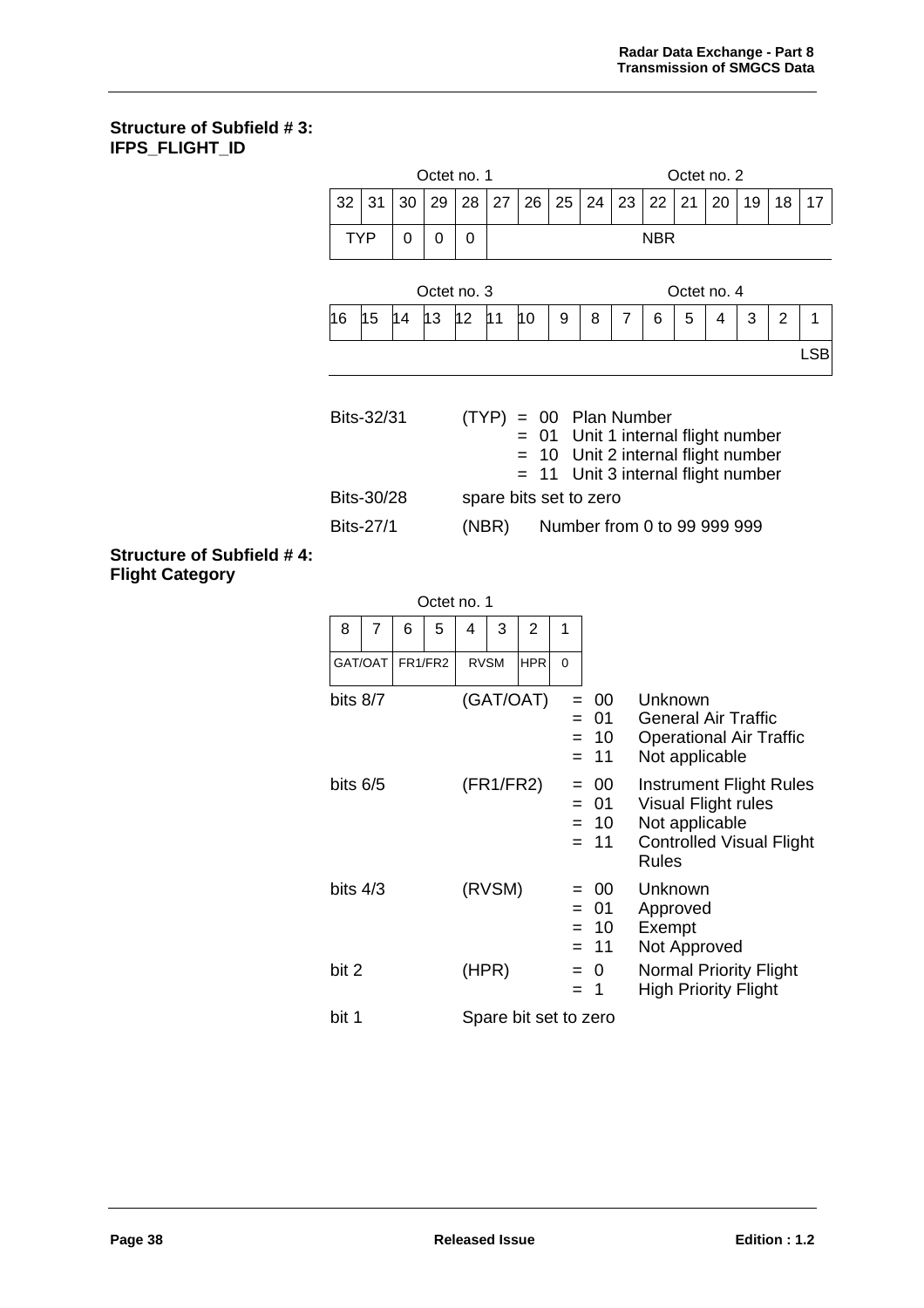**Structure of Subfield # 3: IFPS_FLIGHT_ID**

| Octet no. 1 | | | | | | | | Octet no. 2 | | | | | | | |
|---|---|---|---|---|---|---|---|---|---|---|---|---|---|---|---|
| 32 | 31 | 30 | 29 | 28 | 27 | 26 | 25 | 24 | 23 | 22 | 21 | 20 | 19 | 18 | 17 |
| TYP | | 0 | 0 | 0 | NBR | | | | | | | | | | |

| Octet no. 3 | | | | | | | | Octet no. 4 | | | | | | | |
|---|---|---|---|---|---|---|---|---|---|---|---|---|---|---|---|
| 16 | 15 | 14 | 13 | 12 | 11 | 10 | 9 | 8 | 7 | 6 | 5 | 4 | 3 | 2 | 1 |
| | | | | | | | | | | | | | | | LSB |

| | | |
|---|---|---|
| Bits-32/31 | (TYP) | = 00 Plan Number |
| | | = 01 Unit 1 internal flight number |
| | | = 10 Unit 2 internal flight number |
| | | = 11 Unit 3 internal flight number |
| Bits-30/28 | spare bits set to zero | |
| Bits-27/1 | (NBR) | Number from 0 to 99 999 999 |

**Structure of Subfield # 4: Flight Category**

| Octet no. 1 | | | | | | | |
|---|---|---|---|---|---|---|---|
| 8 | 7 | 6 | 5 | 4 | 3 | 2 | 1 |
| GAT/OAT | | FR1/FR2 | | RVSM | | HPR | 0 |

| | | | |
|---|---|---|---|
| bits 8/7 | (GAT/OAT) | = 00 | Unknown |
| | | = 01 | General Air Traffic |
| | | = 10 | Operational Air Traffic |
| | | = 11 | Not applicable |
| bits 6/5 | (FR1/FR2) | = 00 | Instrument Flight Rules |
| | | = 01 | Visual Flight rules |
| | | = 10 | Not applicable |
| | | = 11 | Controlled Visual Flight Rules |
| bits 4/3 | (RVSM) | = 00 | Unknown |
| | | = 01 | Approved |
| | | = 10 | Exempt |
| | | = 11 | Not Approved |
| bit 2 | (HPR) | = 0 | Normal Priority Flight |
| | | = 1 | High Priority Flight |
| bit 1 | Spare bit set to zero | | |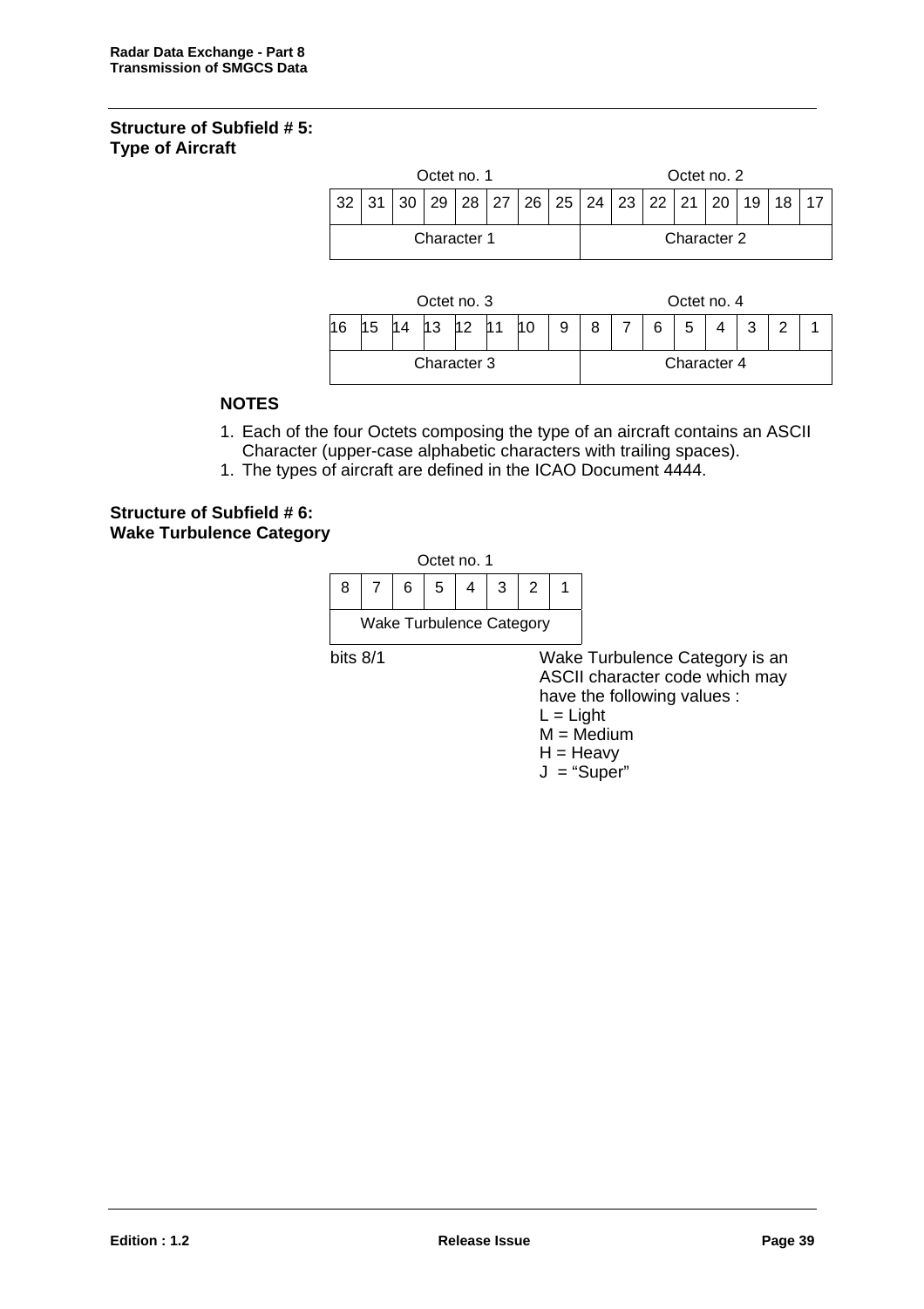**Structure of Subfield # 5:**
**Type of Aircraft**

| Octet no. 1 | | | | | | | | Octet no. 2 | | | | | | | |
|---|---|---|---|---|---|---|---|---|---|---|---|---|---|---|---|
| 32 | 31 | 30 | 29 | 28 | 27 | 26 | 25 | 24 | 23 | 22 | 21 | 20 | 19 | 18 | 17 |
| Character 1 | | | | | | | | Character 2 | | | | | | | |

| Octet no. 3 | | | | | | | | Octet no. 4 | | | | | | | |
|---|---|---|---|---|---|---|---|---|---|---|---|---|---|---|---|
| 16 | 15 | 14 | 13 | 12 | 11 | 10 | 9 | 8 | 7 | 6 | 5 | 4 | 3 | 2 | 1 |
| Character 3 | | | | | | | | Character 4 | | | | | | | |

**NOTES**

1. Each of the four Octets composing the type of an aircraft contains an ASCII Character (upper-case alphabetic characters with trailing spaces).
1. The types of aircraft are defined in the ICAO Document 4444.

**Structure of Subfield # 6:**
**Wake Turbulence Category**

| Octet no. 1 | | | | | | | |
|---|---|---|---|---|---|---|---|
| 8 | 7 | 6 | 5 | 4 | 3 | 2 | 1 |
| Wake Turbulence Category | | | | | | | |

bits 8/1 — Wake Turbulence Category is an ASCII character code which may have the following values :

L = Light
M = Medium
H = Heavy
J = “Super”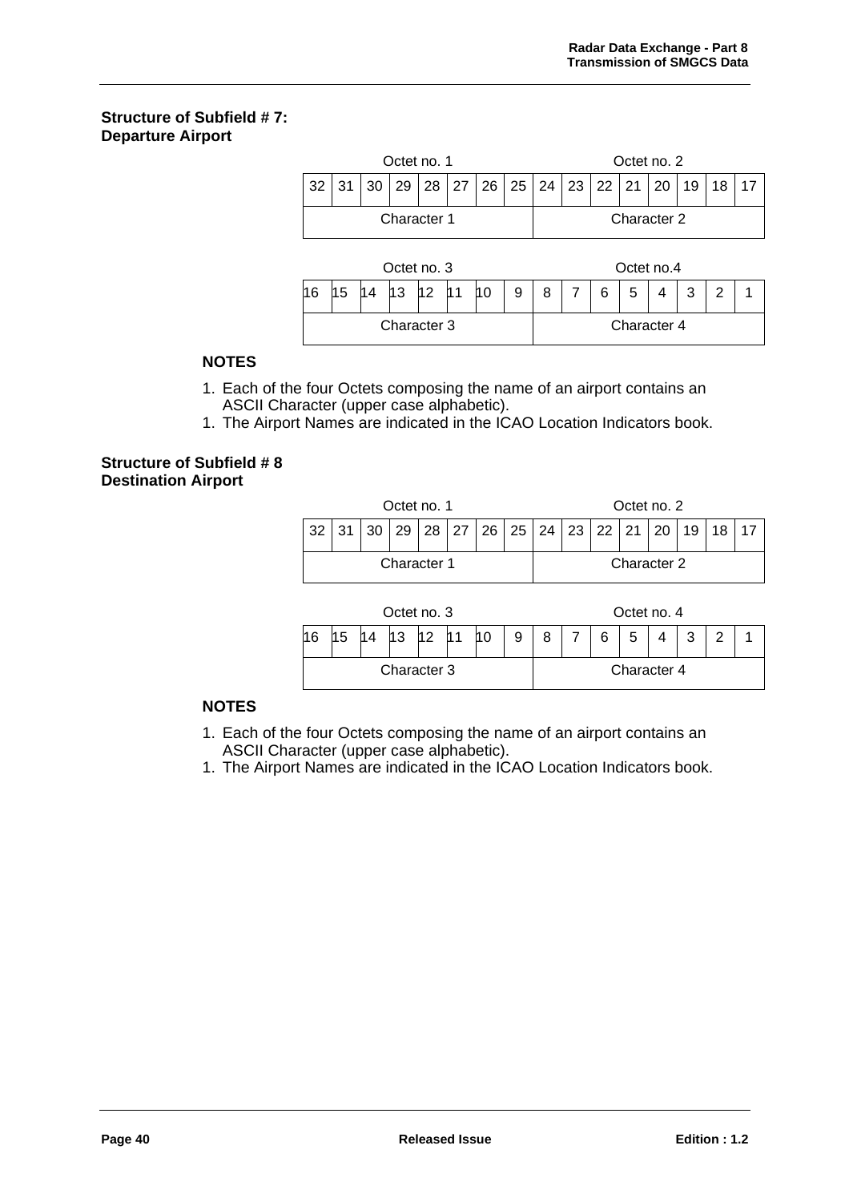**Structure of Subfield # 7:**
**Departure Airport**

| Octet no. 1 | | | | | | | | Octet no. 2 | | | | | | | |
|---|---|---|---|---|---|---|---|---|---|---|---|---|---|---|---|
| 32 | 31 | 30 | 29 | 28 | 27 | 26 | 25 | 24 | 23 | 22 | 21 | 20 | 19 | 18 | 17 |
| Character 1 | | | | | | | | Character 2 | | | | | | | |

| Octet no. 3 | | | | | | | | Octet no.4 | | | | | | | |
|---|---|---|---|---|---|---|---|---|---|---|---|---|---|---|---|
| 16 | 15 | 14 | 13 | 12 | 11 | 10 | 9 | 8 | 7 | 6 | 5 | 4 | 3 | 2 | 1 |
| Character 3 | | | | | | | | Character 4 | | | | | | | |

**NOTES**

1. Each of the four Octets composing the name of an airport contains an ASCII Character (upper case alphabetic).
1. The Airport Names are indicated in the ICAO Location Indicators book.

**Structure of Subfield # 8**
**Destination Airport**

| Octet no. 1 | | | | | | | | Octet no. 2 | | | | | | | |
|---|---|---|---|---|---|---|---|---|---|---|---|---|---|---|---|
| 32 | 31 | 30 | 29 | 28 | 27 | 26 | 25 | 24 | 23 | 22 | 21 | 20 | 19 | 18 | 17 |
| Character 1 | | | | | | | | Character 2 | | | | | | | |

| Octet no. 3 | | | | | | | | Octet no. 4 | | | | | | | |
|---|---|---|---|---|---|---|---|---|---|---|---|---|---|---|---|
| 16 | 15 | 14 | 13 | 12 | 11 | 10 | 9 | 8 | 7 | 6 | 5 | 4 | 3 | 2 | 1 |
| Character 3 | | | | | | | | Character 4 | | | | | | | |

**NOTES**

1. Each of the four Octets composing the name of an airport contains an ASCII Character (upper case alphabetic).
1. The Airport Names are indicated in the ICAO Location Indicators book.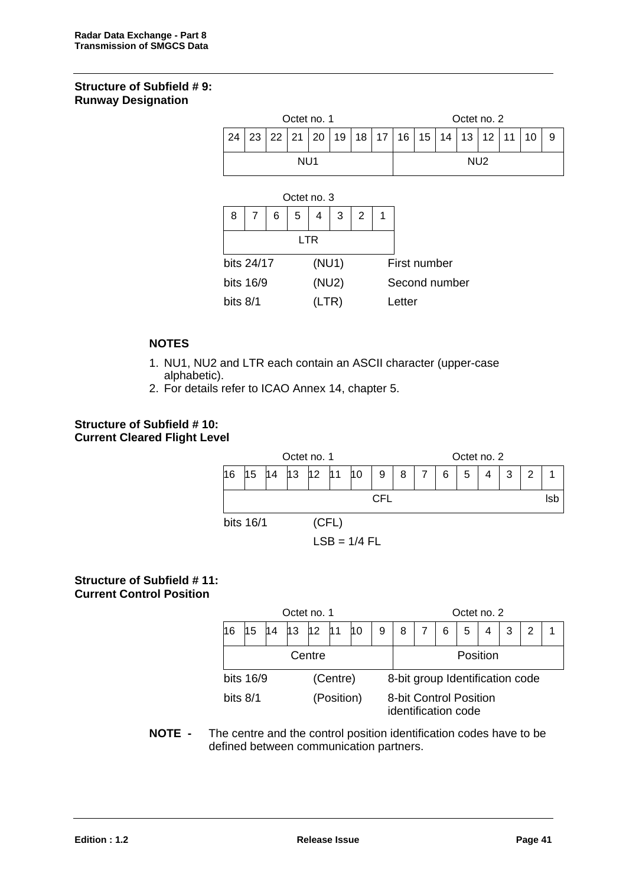**Structure of Subfield # 9:**
**Runway Designation**

| Octet no. 1 | | | | | | | | Octet no. 2 | | | | | | | |
|---|---|---|---|---|---|---|---|---|---|---|---|---|---|---|---|
| 24 | 23 | 22 | 21 | 20 | 19 | 18 | 17 | 16 | 15 | 14 | 13 | 12 | 11 | 10 | 9 |
| NU1 | | | | | | | | NU2 | | | | | | | |

| Octet no. 3 | | | | | | | |
|---|---|---|---|---|---|---|---|
| 8 | 7 | 6 | 5 | 4 | 3 | 2 | 1 |
| LTR | | | | | | | |

| | | |
|---|---|---|
| bits 24/17 | (NU1) | First number |
| bits 16/9 | (NU2) | Second number |
| bits 8/1 | (LTR) | Letter |

**NOTES**

1. NU1, NU2 and LTR each contain an ASCII character (upper-case alphabetic).
2. For details refer to ICAO Annex 14, chapter 5.

**Structure of Subfield # 10:**
**Current Cleared Flight Level**

| Octet no. 1 | | | | | | | | Octet no. 2 | | | | | | | |
|---|---|---|---|---|---|---|---|---|---|---|---|---|---|---|---|
| 16 | 15 | 14 | 13 | 12 | 11 | 10 | 9 | 8 | 7 | 6 | 5 | 4 | 3 | 2 | 1 |
| CFL | | | | | | | | | | | | | | | lsb |

bits 16/1 (CFL)

LSB = 1/4 FL

**Structure of Subfield # 11:**
**Current Control Position**

| Octet no. 1 | | | | | | | | Octet no. 2 | | | | | | | |
|---|---|---|---|---|---|---|---|---|---|---|---|---|---|---|---|
| 16 | 15 | 14 | 13 | 12 | 11 | 10 | 9 | 8 | 7 | 6 | 5 | 4 | 3 | 2 | 1 |
| Centre | | | | | | | | Position | | | | | | | |

| | | |
|---|---|---|
| bits 16/9 | (Centre) | 8-bit group Identification code |
| bits 8/1 | (Position) | 8-bit Control Position identification code |

**NOTE -** The centre and the control position identification codes have to be defined between communication partners.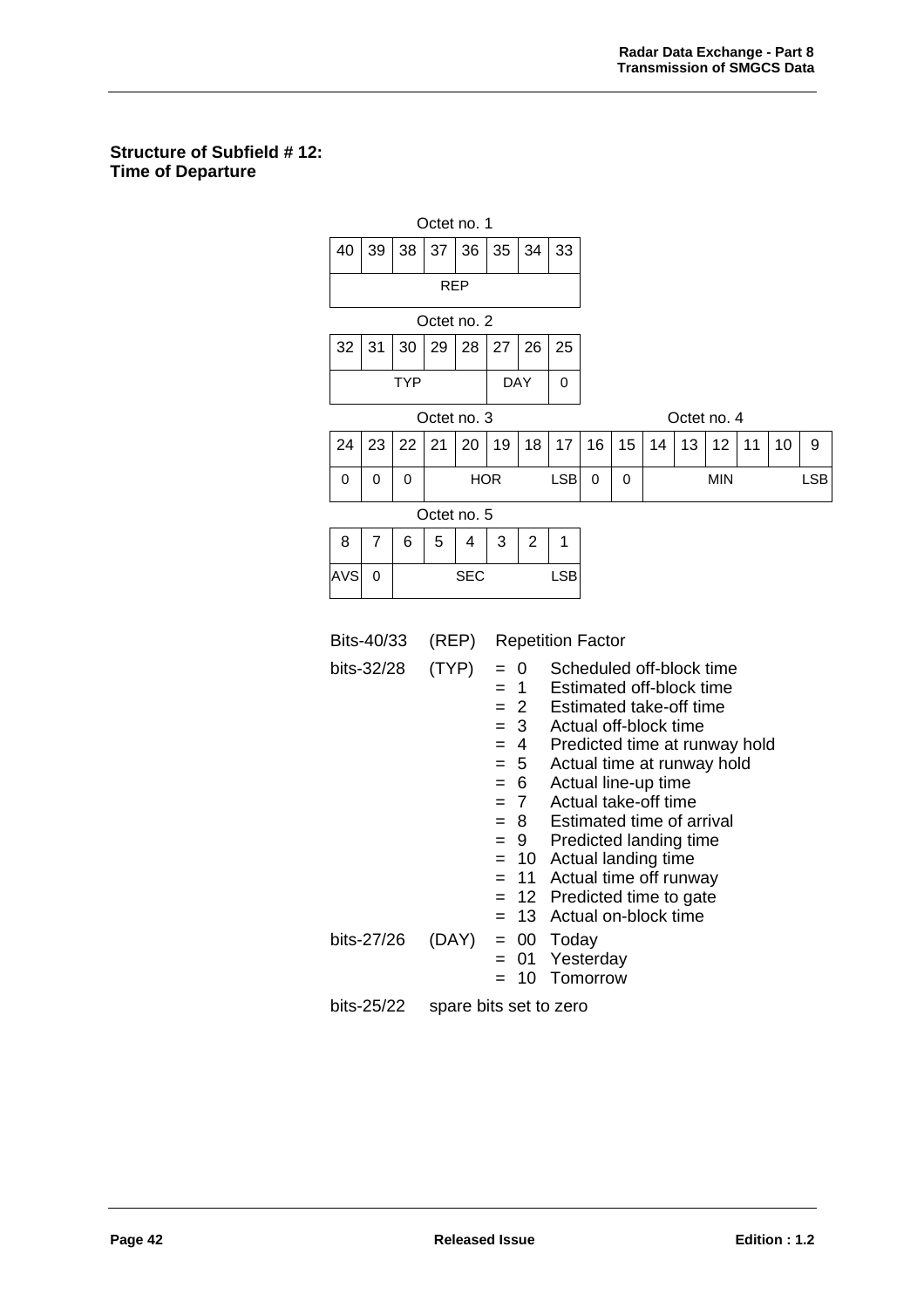**Structure of Subfield # 12:**
**Time of Departure**

Octet no. 1

| 40 | 39 | 38 | 37 | 36 | 35 | 34 | 33 |
|---|---|---|---|---|---|---|---|
| REP | | | | | | | |

Octet no. 2

| 32 | 31 | 30 | 29 | 28 | 27 | 26 | 25 |
|---|---|---|---|---|---|---|---|
| TYP | | | | | DAY | | 0 |

Octet no. 3 / Octet no. 4

| 24 | 23 | 22 | 21 | 20 | 19 | 18 | 17 | 16 | 15 | 14 | 13 | 12 | 11 | 10 | 9 |
|---|---|---|---|---|---|---|---|---|---|---|---|---|---|---|---|
| 0 | 0 | 0 | HOR | | | | LSB | 0 | 0 | MIN | | | | | LSB |

Octet no. 5

| 8 | 7 | 6 | 5 | 4 | 3 | 2 | 1 |
|---|---|---|---|---|---|---|---|
| AVS | 0 | SEC | | | | | LSB |

Bits-40/33 (REP) Repetition Factor

bits-32/28 (TYP)
- = 0 Scheduled off-block time
- = 1 Estimated off-block time
- = 2 Estimated take-off time
- = 3 Actual off-block time
- = 4 Predicted time at runway hold
- = 5 Actual time at runway hold
- = 6 Actual line-up time
- = 7 Actual take-off time
- = 8 Estimated time of arrival
- = 9 Predicted landing time
- = 10 Actual landing time
- = 11 Actual time off runway
- = 12 Predicted time to gate
- = 13 Actual on-block time

bits-27/26 (DAY)
- = 00 Today
- = 01 Yesterday
- = 10 Tomorrow

bits-25/22 spare bits set to zero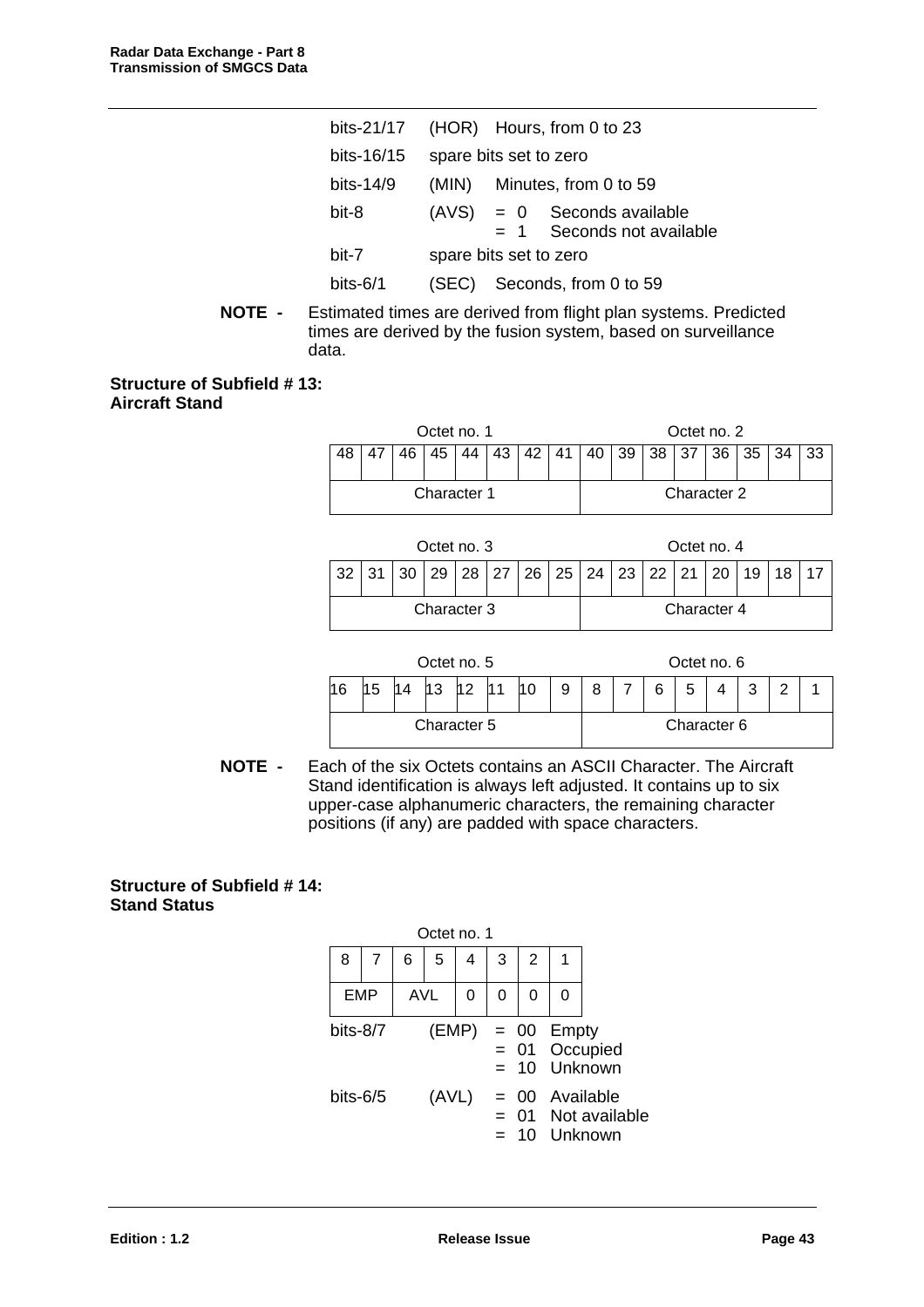| | | |
|---|---|---|
| bits-21/17 | (HOR) | Hours, from 0 to 23 |
| bits-16/15 | spare bits set to zero | |
| bits-14/9 | (MIN) | Minutes, from 0 to 59 |
| bit-8 | (AVS) | = 0 Seconds available<br>= 1 Seconds not available |
| bit-7 | spare bits set to zero | |
| bits-6/1 | (SEC) | Seconds, from 0 to 59 |

**NOTE -** Estimated times are derived from flight plan systems. Predicted times are derived by the fusion system, based on surveillance data.

**Structure of Subfield # 13: Aircraft Stand**

| Octet no. 1 | | | | | | | | Octet no. 2 | | | | | | | |
|---|---|---|---|---|---|---|---|---|---|---|---|---|---|---|---|
| 48 | 47 | 46 | 45 | 44 | 43 | 42 | 41 | 40 | 39 | 38 | 37 | 36 | 35 | 34 | 33 |
| Character 1 | | | | | | | | Character 2 | | | | | | | |

| Octet no. 3 | | | | | | | | Octet no. 4 | | | | | | | |
|---|---|---|---|---|---|---|---|---|---|---|---|---|---|---|---|
| 32 | 31 | 30 | 29 | 28 | 27 | 26 | 25 | 24 | 23 | 22 | 21 | 20 | 19 | 18 | 17 |
| Character 3 | | | | | | | | Character 4 | | | | | | | |

| Octet no. 5 | | | | | | | | Octet no. 6 | | | | | | | |
|---|---|---|---|---|---|---|---|---|---|---|---|---|---|---|---|
| 16 | 15 | 14 | 13 | 12 | 11 | 10 | 9 | 8 | 7 | 6 | 5 | 4 | 3 | 2 | 1 |
| Character 5 | | | | | | | | Character 6 | | | | | | | |

**NOTE -** Each of the six Octets contains an ASCII Character. The Aircraft Stand identification is always left adjusted. It contains up to six upper-case alphanumeric characters, the remaining character positions (if any) are padded with space characters.

**Structure of Subfield # 14: Stand Status**

| Octet no. 1 | | | | | | | |
|---|---|---|---|---|---|---|---|
| 8 | 7 | 6 | 5 | 4 | 3 | 2 | 1 |
| EMP | | AVL | | 0 | 0 | 0 | 0 |

| | | |
|---|---|---|
| bits-8/7 | (EMP) | = 00 Empty<br>= 01 Occupied<br>= 10 Unknown |
| bits-6/5 | (AVL) | = 00 Available<br>= 01 Not available<br>= 10 Unknown |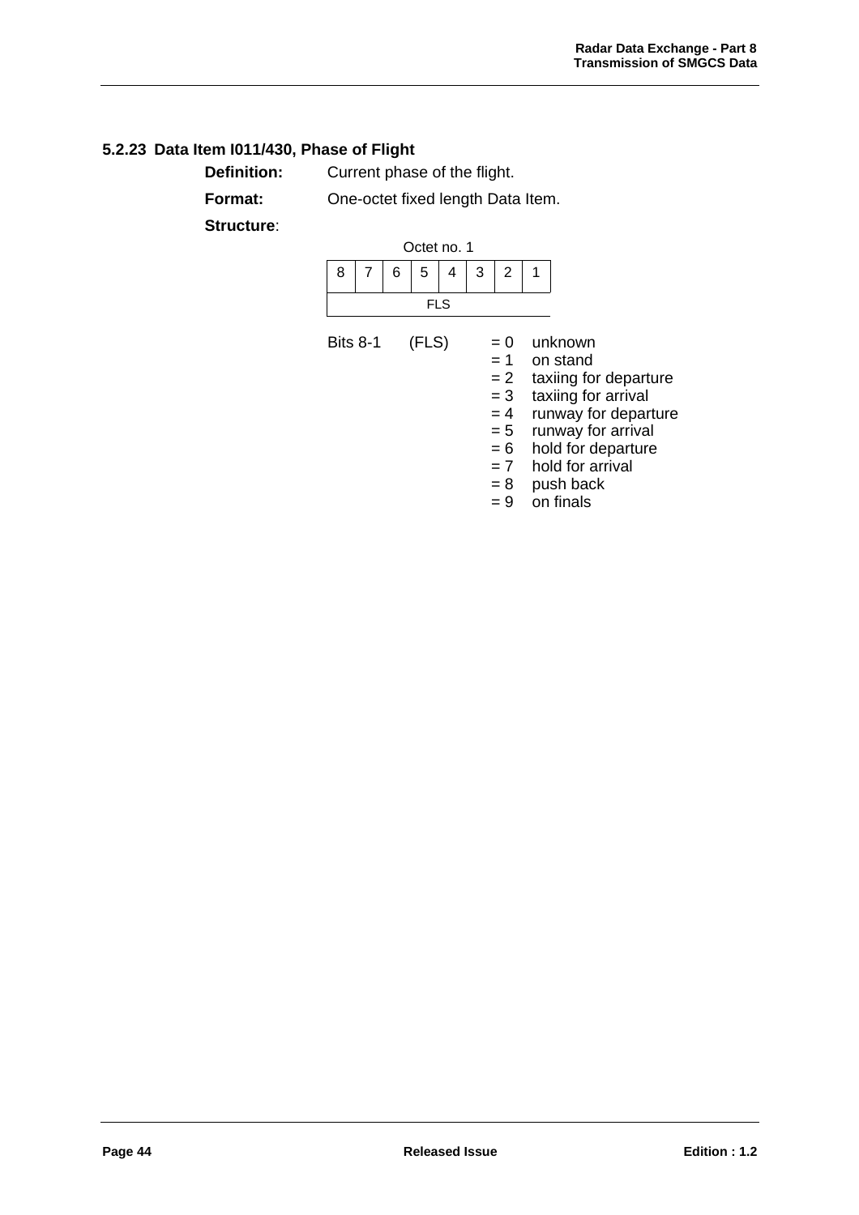### 5.2.23 Data Item I011/430, Phase of Flight

**Definition:** Current phase of the flight.

**Format:** One-octet fixed length Data Item.

**Structure**:

Octet no. 1

| 8 | 7 | 6 | 5 | 4 | 3 | 2 | 1 |
|---|---|---|---|---|---|---|---|
| FLS | | | | | | | |

Bits 8-1 (FLS)
- = 0 unknown
- = 1 on stand
- = 2 taxiing for departure
- = 3 taxiing for arrival
- = 4 runway for departure
- = 5 runway for arrival
- = 6 hold for departure
- = 7 hold for arrival
- = 8 push back
- = 9 on finals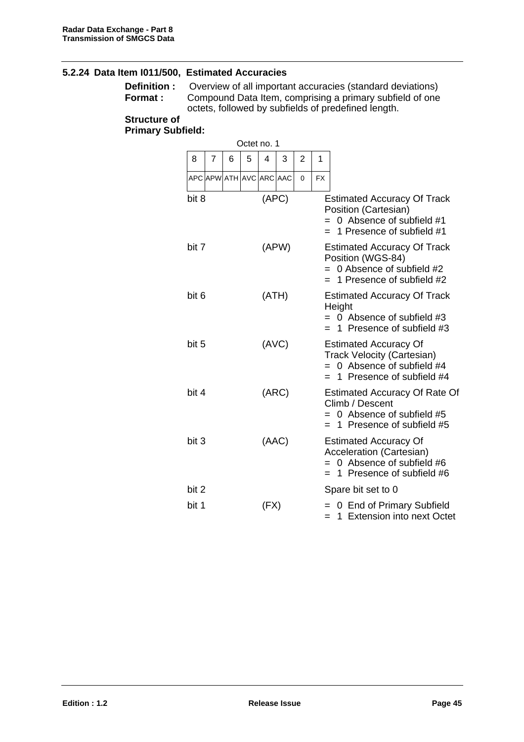### 5.2.24 Data Item I011/500, Estimated Accuracies

**Definition :** Overview of all important accuracies (standard deviations)

**Format :** Compound Data Item, comprising a primary subfield of one octets, followed by subfields of predefined length.

**Structure of Primary Subfield:**

Octet no. 1

| 8 | 7 | 6 | 5 | 4 | 3 | 2 | 1 |
|---|---|---|---|---|---|---|---|
| APC | APW | ATH | AVC | ARC | AAC | 0 | FX |

bit 8 (APC) Estimated Accuracy Of Track Position (Cartesian)
= 0 Absence of subfield #1
= 1 Presence of subfield #1

bit 7 (APW) Estimated Accuracy Of Track Position (WGS-84)
= 0 Absence of subfield #2
= 1 Presence of subfield #2

bit 6 (ATH) Estimated Accuracy Of Track Height
= 0 Absence of subfield #3
= 1 Presence of subfield #3

bit 5 (AVC) Estimated Accuracy Of Track Velocity (Cartesian)
= 0 Absence of subfield #4
= 1 Presence of subfield #4

bit 4 (ARC) Estimated Accuracy Of Rate Of Climb / Descent
= 0 Absence of subfield #5
= 1 Presence of subfield #5

bit 3 (AAC) Estimated Accuracy Of Acceleration (Cartesian)
= 0 Absence of subfield #6
= 1 Presence of subfield #6

bit 2 Spare bit set to 0

bit 1 (FX)
= 0 End of Primary Subfield
= 1 Extension into next Octet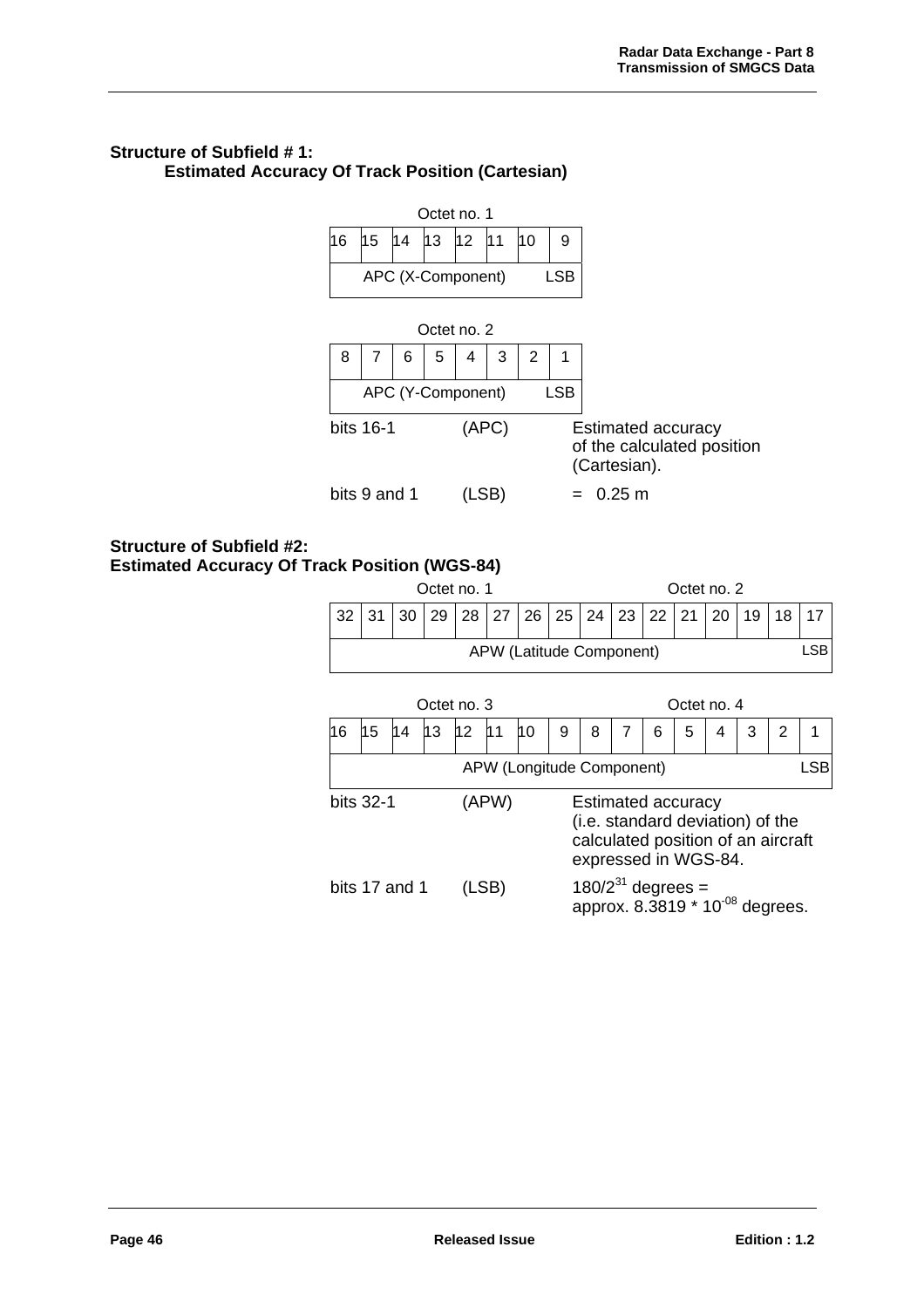**Structure of Subfield # 1:**
**Estimated Accuracy Of Track Position (Cartesian)**

Octet no. 1

| 16 | 15 | 14 | 13 | 12 | 11 | 10 | 9 |
|---|---|---|---|---|---|---|---|
| APC (X-Component) | | | | | | | LSB |

Octet no. 2

| 8 | 7 | 6 | 5 | 4 | 3 | 2 | 1 |
|---|---|---|---|---|---|---|---|
| APC (Y-Component) | | | | | | | LSB |

bits 16-1 (APC) Estimated accuracy of the calculated position (Cartesian).

bits 9 and 1 (LSB) = 0.25 m

**Structure of Subfield #2:**
**Estimated Accuracy Of Track Position (WGS-84)**

Octet no. 1 / Octet no. 2

| 32 | 31 | 30 | 29 | 28 | 27 | 26 | 25 | 24 | 23 | 22 | 21 | 20 | 19 | 18 | 17 |
|---|---|---|---|---|---|---|---|---|---|---|---|---|---|---|---|
| APW (Latitude Component) | | | | | | | | | | | | | | | LSB |

Octet no. 3 / Octet no. 4

| 16 | 15 | 14 | 13 | 12 | 11 | 10 | 9 | 8 | 7 | 6 | 5 | 4 | 3 | 2 | 1 |
|---|---|---|---|---|---|---|---|---|---|---|---|---|---|---|---|
| APW (Longitude Component) | | | | | | | | | | | | | | | LSB |

bits 32-1 (APW) Estimated accuracy (i.e. standard deviation) of the calculated position of an aircraft expressed in WGS-84.

bits 17 and 1 (LSB) $180/2^{31}$ degrees = approx. $8.3819 * 10^{-08}$ degrees.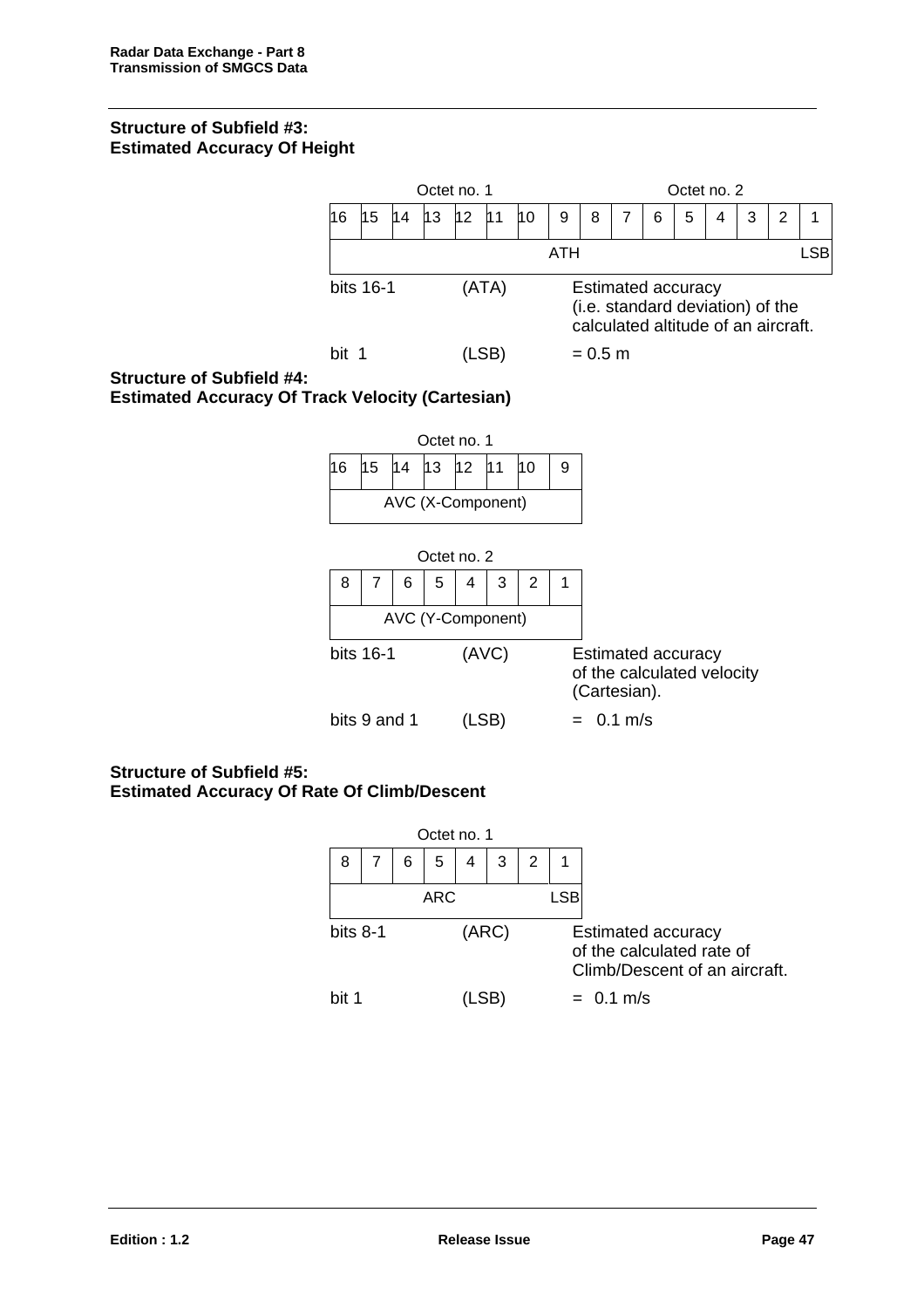**Structure of Subfield #3:**
**Estimated Accuracy Of Height**

| Octet no. 1 | | | | | | | | Octet no. 2 | | | | | | | |
|---|---|---|---|---|---|---|---|---|---|---|---|---|---|---|---|
| 16 | 15 | 14 | 13 | 12 | 11 | 10 | 9 | 8 | 7 | 6 | 5 | 4 | 3 | 2 | 1 |
| ATH | | | | | | | | | | | | | | | LSB |

bits 16-1 (ATA) Estimated accuracy (i.e. standard deviation) of the calculated altitude of an aircraft.

bit 1 (LSB) = 0.5 m

**Structure of Subfield #4:**
**Estimated Accuracy Of Track Velocity (Cartesian)**

| Octet no. 1 | | | | | | | |
|---|---|---|---|---|---|---|---|
| 16 | 15 | 14 | 13 | 12 | 11 | 10 | 9 |
| AVC (X-Component) | | | | | | | |

| Octet no. 2 | | | | | | | |
|---|---|---|---|---|---|---|---|
| 8 | 7 | 6 | 5 | 4 | 3 | 2 | 1 |
| AVC (Y-Component) | | | | | | | |

bits 16-1 (AVC) Estimated accuracy of the calculated velocity (Cartesian).

bits 9 and 1 (LSB) = 0.1 m/s

**Structure of Subfield #5:**
**Estimated Accuracy Of Rate Of Climb/Descent**

| Octet no. 1 | | | | | | | |
|---|---|---|---|---|---|---|---|
| 8 | 7 | 6 | 5 | 4 | 3 | 2 | 1 |
| ARC | | | | | | | LSB |

bits 8-1 (ARC) Estimated accuracy of the calculated rate of Climb/Descent of an aircraft.

bit 1 (LSB) = 0.1 m/s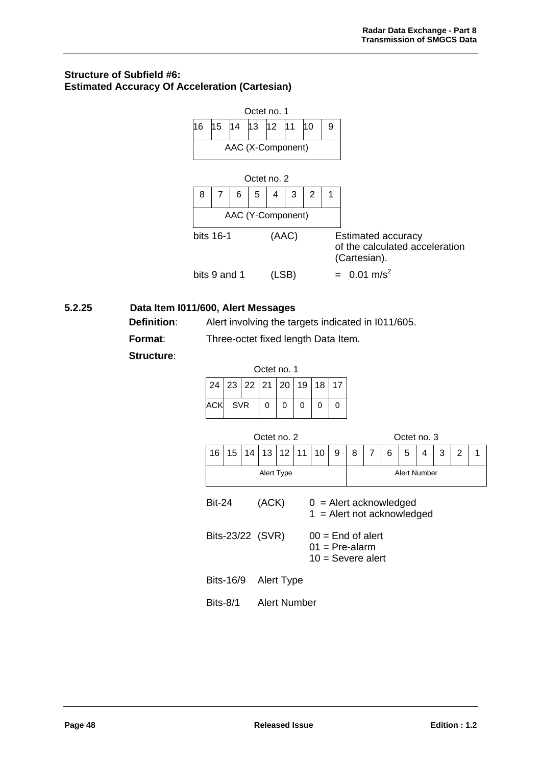**Structure of Subfield #6:**
**Estimated Accuracy Of Acceleration (Cartesian)**

Octet no. 1

| 16 | 15 | 14 | 13 | 12 | 11 | 10 | 9 |
|---|---|---|---|---|---|---|---|
| AAC (X-Component) | | | | | | | |

Octet no. 2

| 8 | 7 | 6 | 5 | 4 | 3 | 2 | 1 |
|---|---|---|---|---|---|---|---|
| AAC (Y-Component) | | | | | | | |

| | | |
|---|---|---|
| bits 16-1 | (AAC) | Estimated accuracy of the calculated acceleration (Cartesian). |
| bits 9 and 1 | (LSB) | = 0.01 $m/s^2$ |

### 5.2.25 Data Item I011/600, Alert Messages

**Definition**: Alert involving the targets indicated in I011/605.

**Format**: Three-octet fixed length Data Item.

**Structure**:

Octet no. 1

| 24 | 23 | 22 | 21 | 20 | 19 | 18 | 17 |
|---|---|---|---|---|---|---|---|
| ACK | SVR | | 0 | 0 | 0 | 0 | 0 |

Octet no. 2 / Octet no. 3

| 16 | 15 | 14 | 13 | 12 | 11 | 10 | 9 | 8 | 7 | 6 | 5 | 4 | 3 | 2 | 1 |
|---|---|---|---|---|---|---|---|---|---|---|---|---|---|---|---|
| Alert Type | | | | | | | | Alert Number | | | | | | | |

| | | |
|---|---|---|
| Bit-24 | (ACK) | 0 = Alert acknowledged<br>1 = Alert not acknowledged |
| Bits-23/22 | (SVR) | 00 = End of alert<br>01 = Pre-alarm<br>10 = Severe alert |
| Bits-16/9 | Alert Type | |
| Bits-8/1 | Alert Number | |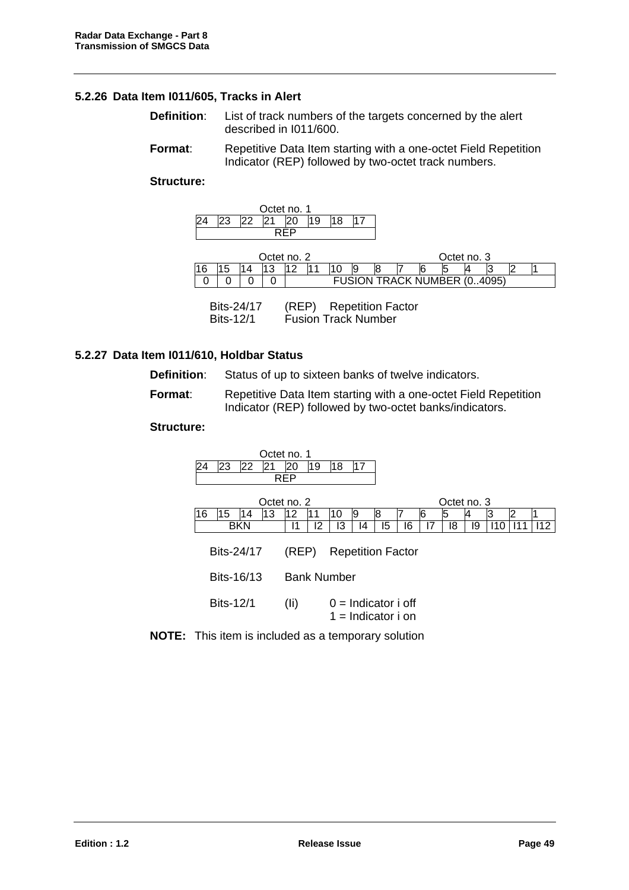### 5.2.26 Data Item I011/605, Tracks in Alert

**Definition**: List of track numbers of the targets concerned by the alert described in I011/600.

**Format**: Repetitive Data Item starting with a one-octet Field Repetition Indicator (REP) followed by two-octet track numbers.

**Structure:**

Octet no. 1

| 24 | 23 | 22 | 21 | 20 | 19 | 18 | 17 |
|---|---|---|---|---|---|---|---|
| REP | | | | | | | |

Octet no. 2 / Octet no. 3

| 16 | 15 | 14 | 13 | 12 | 11 | 10 | 9 | 8 | 7 | 6 | 5 | 4 | 3 | 2 | 1 |
|---|---|---|---|---|---|---|---|---|---|---|---|---|---|---|---|
| 0 | 0 | 0 | 0 | FUSION TRACK NUMBER (0..4095) | | | | | | | | | | | |

Bits-24/17 (REP) Repetition Factor
Bits-12/1 Fusion Track Number

### 5.2.27 Data Item I011/610, Holdbar Status

**Definition**: Status of up to sixteen banks of twelve indicators.

**Format**: Repetitive Data Item starting with a one-octet Field Repetition Indicator (REP) followed by two-octet banks/indicators.

**Structure:**

Octet no. 1

| 24 | 23 | 22 | 21 | 20 | 19 | 18 | 17 |
|---|---|---|---|---|---|---|---|
| REP | | | | | | | |

Octet no. 2 / Octet no. 3

| 16 | 15 | 14 | 13 | 12 | 11 | 10 | 9 | 8 | 7 | 6 | 5 | 4 | 3 | 2 | 1 |
|---|---|---|---|---|---|---|---|---|---|---|---|---|---|---|---|
| BKN | | | | I1 | I2 | I3 | I4 | I5 | I6 | I7 | I8 | I9 | I10 | I11 | I12 |

Bits-24/17 (REP) Repetition Factor

Bits-16/13 Bank Number

Bits-12/1 (Ii) 0 = Indicator i off
1 = Indicator i on

**NOTE:** This item is included as a temporary solution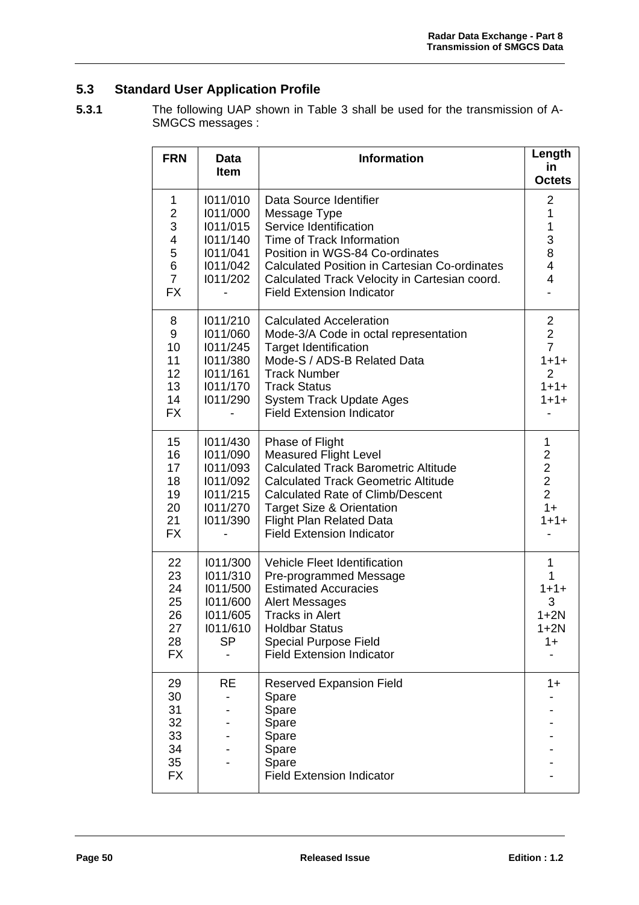## 5.3 Standard User Application Profile

**5.3.1** The following UAP shown in Table 3 shall be used for the transmission of A-SMGCS messages :

| FRN | Data Item | Information | Length in Octets |
|---|---|---|---|
| 1 | I011/010 | Data Source Identifier | 2 |
| 2 | I011/000 | Message Type | 1 |
| 3 | I011/015 | Service Identification | 1 |
| 4 | I011/140 | Time of Track Information | 3 |
| 5 | I011/041 | Position in WGS-84 Co-ordinates | 8 |
| 6 | I011/042 | Calculated Position in Cartesian Co-ordinates | 4 |
| 7 | I011/202 | Calculated Track Velocity in Cartesian coord. | 4 |
| FX | - | Field Extension Indicator | - |
| 8 | I011/210 | Calculated Acceleration | 2 |
| 9 | I011/060 | Mode-3/A Code in octal representation | 2 |
| 10 | I011/245 | Target Identification | 7 |
| 11 | I011/380 | Mode-S / ADS-B Related Data | 1+1+ |
| 12 | I011/161 | Track Number | 2 |
| 13 | I011/170 | Track Status | 1+1+ |
| 14 | I011/290 | System Track Update Ages | 1+1+ |
| FX | - | Field Extension Indicator | - |
| 15 | I011/430 | Phase of Flight | 1 |
| 16 | I011/090 | Measured Flight Level | 2 |
| 17 | I011/093 | Calculated Track Barometric Altitude | 2 |
| 18 | I011/092 | Calculated Track Geometric Altitude | 2 |
| 19 | I011/215 | Calculated Rate of Climb/Descent | 2 |
| 20 | I011/270 | Target Size & Orientation | 1+ |
| 21 | I011/390 | Flight Plan Related Data | 1+1+ |
| FX | - | Field Extension Indicator | - |
| 22 | I011/300 | Vehicle Fleet Identification | 1 |
| 23 | I011/310 | Pre-programmed Message | 1 |
| 24 | I011/500 | Estimated Accuracies | 1+1+ |
| 25 | I011/600 | Alert Messages | 3 |
| 26 | I011/605 | Tracks in Alert | 1+2N |
| 27 | I011/610 | Holdbar Status | 1+2N |
| 28 | SP | Special Purpose Field | 1+ |
| FX | - | Field Extension Indicator | - |
| 29 | RE | Reserved Expansion Field | 1+ |
| 30 | - | Spare | - |
| 31 | - | Spare | - |
| 32 | - | Spare | - |
| 33 | - | Spare | - |
| 34 | - | Spare | - |
| 35 | - | Spare | - |
| FX | | Field Extension Indicator | - |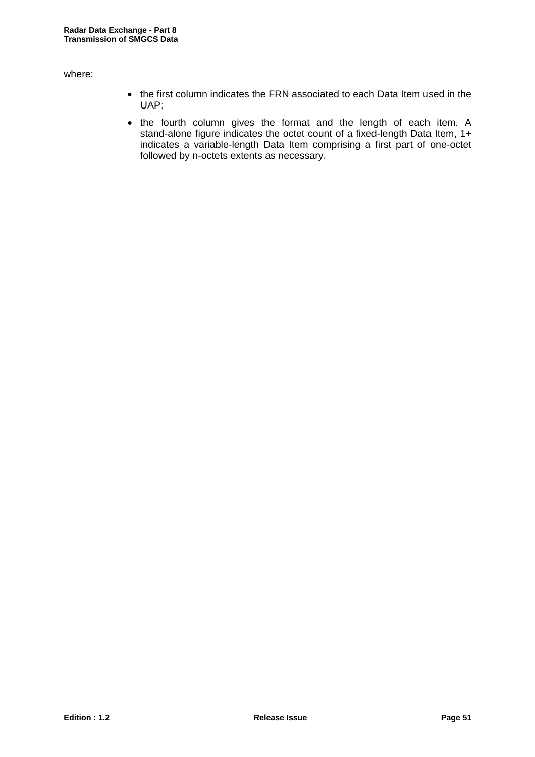where:

- the first column indicates the FRN associated to each Data Item used in the UAP;
- the fourth column gives the format and the length of each item. A stand-alone figure indicates the octet count of a fixed-length Data Item, 1+ indicates a variable-length Data Item comprising a first part of one-octet followed by n-octets extents as necessary.